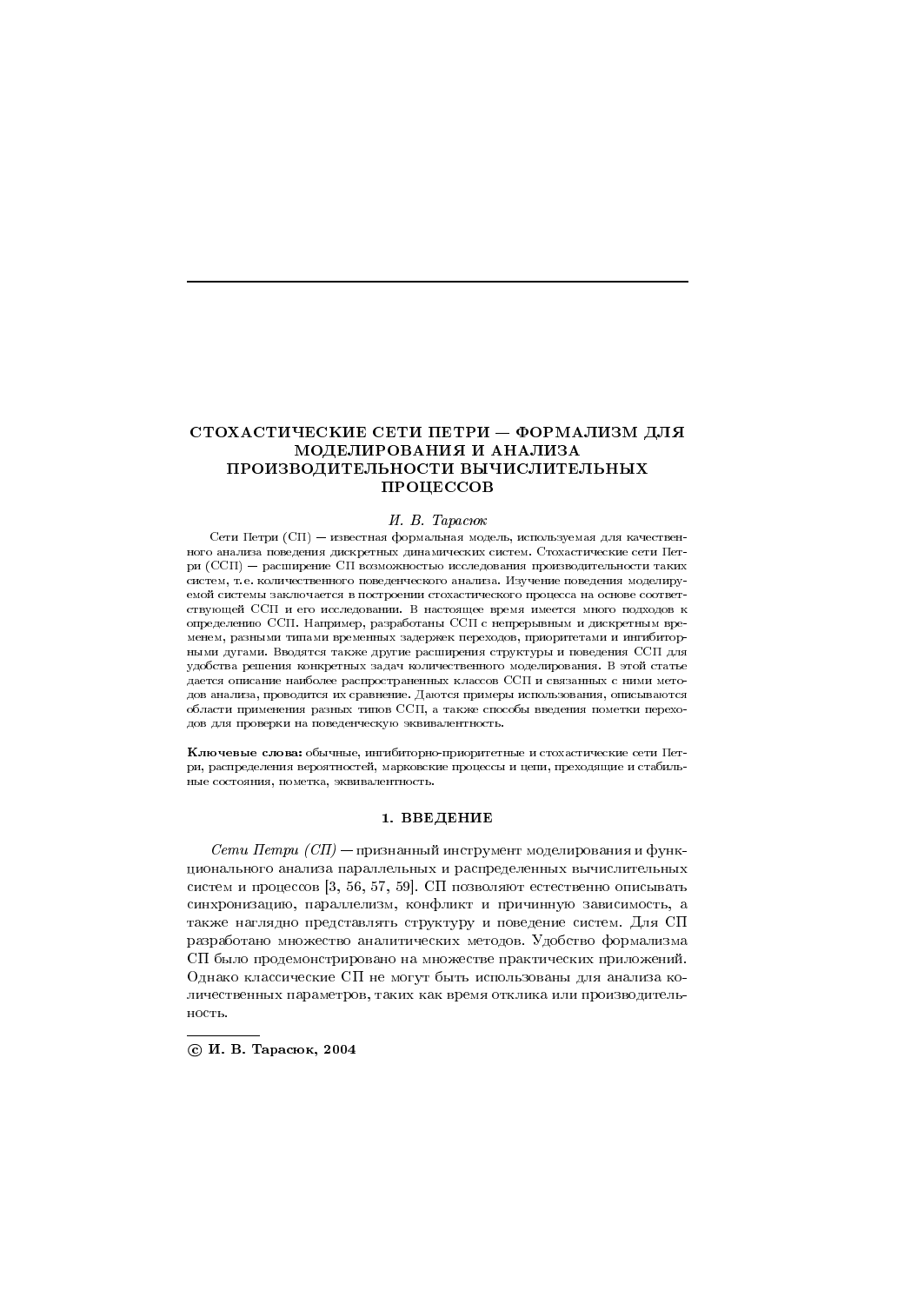# СТОХАСТИЧЕСКИЕ СЕТИ ПЕТРИ — ФОРМАЛИЗМ ДЛЯ МОДЕЛИРОВАНИЯ И АНАЛИЗА ПРОИЗВОДИТЕЛЬНОСТИ ВЫЧИСЛИТЕЛЬНЫХ ПРОЦЕССОВ

*И. В. Тарасюк*

Сети Петри (СП) — известная формальная модель, используемая для качественного анализа поведения дискретных динамических систем. Стохастические сети Петри (ССП) — расширение СП возможностью исследования производительности таких систем, т. е. количественного поведенческого анализа. Изучение поведения моделируемой системы заключается в построении стохастического процесса на основе соответствующей ССП и его исследовании. В настоящее время имеется много подходов к определению ССП. Например, разработаны ССП с непрерывным и дискретным временем, разными типами временных задержек переходов, приоритетами и ингибиторными дугами. Вводятся также другие расширения структуры и поведения ССП для удобства решения конкретных задач количественного моделирования. В этой статье дается описание наиболее распространенных классов ССП и связанных с ними методов анализа, проводится их сравнение. Даются примеры использования, описываются области применения разных типов ССП, а также способы введения пометки переходов для проверки на поведенческую эквивалентность.

**Ключевые слова:** обычные, ингибиторно-приоритетные и стохастические сети Петри, распределения вероятностей, марковские процессы и цепи, преходящие и стабильные состояния, пометка, эквивалентность.

## 1. ВВЕДЕНИЕ

*Сети Петри (СП)* — признанный инструмент моделирования и функционального анализа параллельных и распределенных вычислительных систем и процессов [3, 56, 57, 59]. СП позволяют естественно описывать синхронизацию, параллелизм, конфликт и причинную зависимость, а также наглядно представлять структуру и поведение систем. Для СП разработано множество аналитических методов. Удобство формализма СП было продемонстрировано на множестве практических приложений. Однако классические СП не могут быть использованы для анализа количественных параметров, таких как время отклика или производительность.

---

**© И. В. Тарасюк, 2004**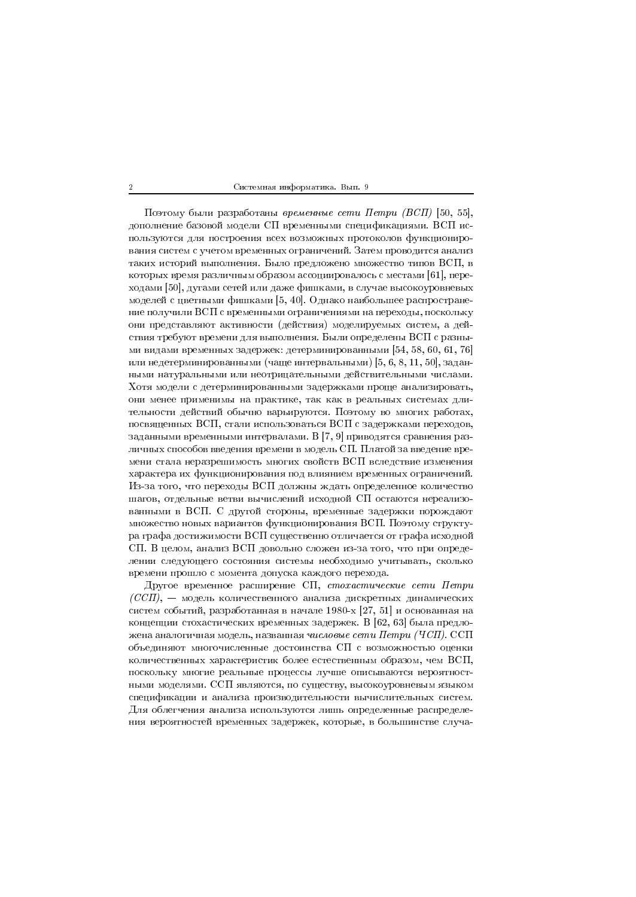Поэтому были разработаны *временные сети Петри (ВСП)* [50, 55], дополнение базовой модели СП временными спецификациями. ВСП используются для построения всех возможных протоколов функционирования систем с учетом временных ограничений. Затем проводится анализ таких историй выполнения. Было предложено множество типов ВСП, в которых время различным образом ассоциировалось с местами [61], переходами [50], дугами сетей или даже фишками, в случае высокоуровневых моделей с цветными фишками [5, 40]. Однако наибольшее распространение получили ВСП с временными ограничениями на переходы, поскольку они представляют активности (действия) моделируемых систем, а действия требуют времени для выполнения. Были определены ВСП с разными видами временных задержек: детерминированными [54, 58, 60, 61, 76] или недетерминированными (чаще интервальными) [5, 6, 8, 11, 50], заданными натуральными или неотрицательными действительными числами. Хотя модели с детерминированными задержками проще анализировать, они менее применимы на практике, так как в реальных системах длительности действий обычно варьируются. Поэтому во многих работах, посвященных ВСП, стали использоваться ВСП с задержками переходов, заданными временными интервалами. В [7, 9] приводятся сравнения различных способов введения времени в модель СП. Платой за введение времени стала неразрешимость многих свойств ВСП вследствие изменения характера их функционирования под влиянием временных ограничений. Из-за того, что переходы ВСП должны ждать определенное количество шагов, отдельные ветви вычислений исходной СП остаются нереализованными в ВСП. С другой стороны, временные задержки порождают множество новых вариантов функционирования ВСП. Поэтому структура графа достижимости ВСП существенно отличается от графа исходной СП. В целом, анализ ВСП довольно сложен из-за того, что при определении следующего состояния системы необходимо учитывать, сколько времени прошло с момента допуска каждого перехода.

Другое временное расширение СП, *стохастические сети Петри (ССП)*, — модель количественного анализа дискретных динамических систем событий, разработанная в начале 1980-х [27, 51] и основанная на концепции стохастических временных задержек. В [62, 63] была предложена аналогичная модель, названная *числовые сети Петри (ЧСП)*. ССП объединяют многочисленные достоинства СП с возможностью оценки количественных характеристик более естественным образом, чем ВСП, поскольку многие реальные процессы лучше описываются вероятностными моделями. ССП являются, по существу, высокоуровневым языком спецификации и анализа производительности вычислительных систем. Для облегчения анализа используются лишь определенные распределения вероятностей временных задержек, которые, в большинстве случа-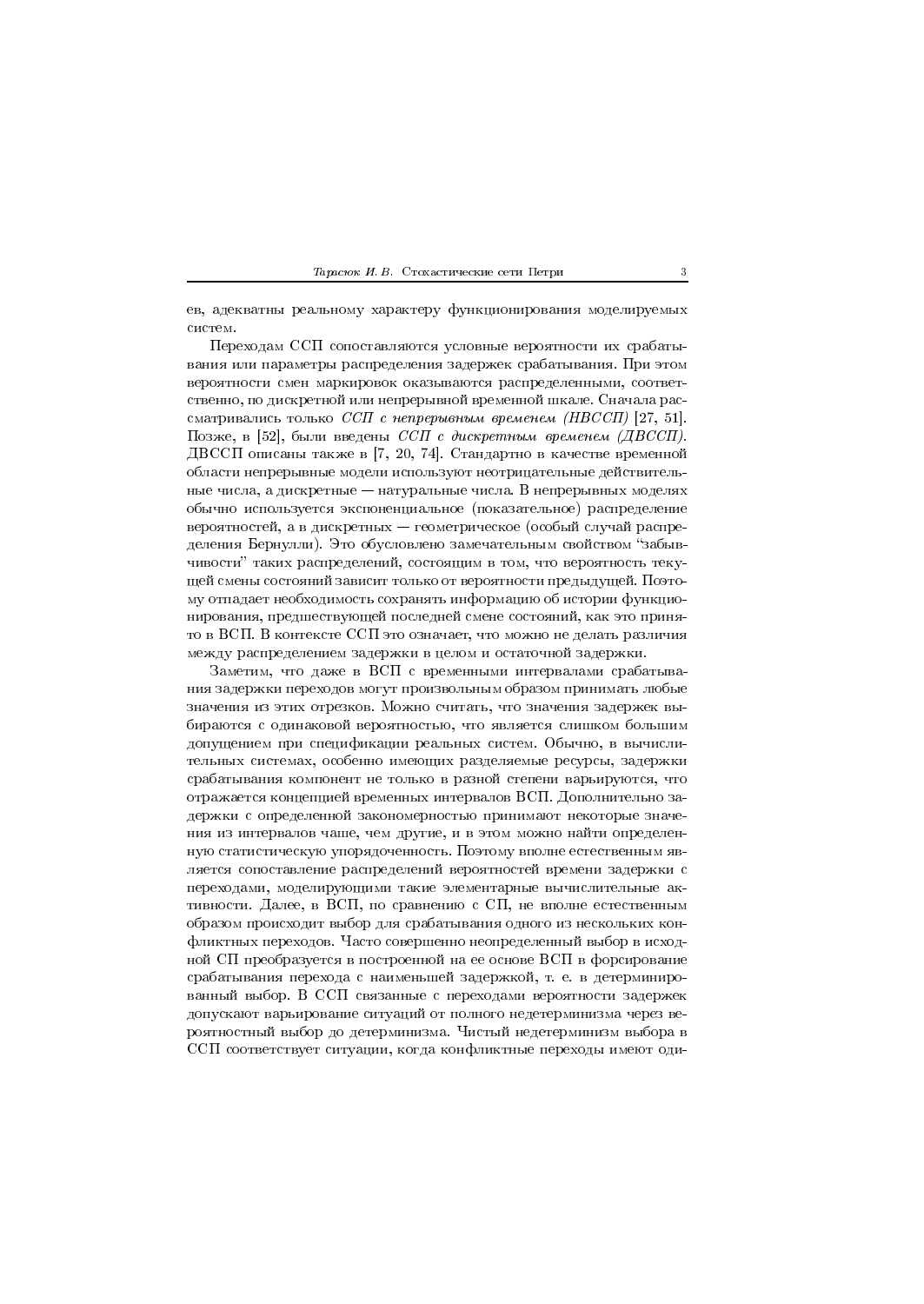ев, адекватны реальному характеру функционирования моделируемых систем.

Переходам ССП сопоставляются условные вероятности их срабатывания или параметры распределения задержек срабатывания. При этом вероятности смен маркировок оказываются распределенными, соответственно, по дискретной или непрерывной временной шкале. Сначала рассматривались только *ССП с непрерывным временем (НВССП)* [27, 51]. Позже, в [52], были введены *ССП с дискретным временем (ДВССП)*. ДВССП описаны также в [7, 20, 74]. Стандартно в качестве временной области непрерывные модели используют неотрицательные действительные числа, а дискретные — натуральные числа. В непрерывных моделях обычно используется экспоненциальное (показательное) распределение вероятностей, а в дискретных — геометрическое (особый случай распределения Бернулли). Это обусловлено замечательным свойством "забывчивости" таких распределений, состоящим в том, что вероятность текущей смены состояний зависит только от вероятности предыдущей. Поэтому отпадает необходимость сохранять информацию об истории функционирования, предшествующей последней смене состояний, как это принято в ВСП. В контексте ССП это означает, что можно не делать различия между распределением задержки в целом и остаточной задержки.

Заметим, что даже в ВСП с временными интервалами срабатывания задержки переходов могут произвольным образом принимать любые значения из этих отрезков. Можно считать, что значения задержек выбираются с одинаковой вероятностью, что является слишком большим допущением при спецификации реальных систем. Обычно, в вычислительных системах, особенно имеющих разделяемые ресурсы, задержки срабатывания компонент не только в разной степени варьируются, что отражается концепцией временных интервалов ВСП. Дополнительно задержки с определенной закономерностью принимают некоторые значения из интервалов чаще, чем другие, и в этом можно найти определенную статистическую упорядоченность. Поэтому вполне естественным является сопоставление распределений вероятностей времени задержки с переходами, моделирующими такие элементарные вычислительные активности. Далее, в ВСП, по сравнению с СП, не вполне естественным образом происходит выбор для срабатывания одного из нескольких конфликтных переходов. Часто совершенно неопределенный выбор в исходной СП преобразуется в построенной на ее основе ВСП в форсирование срабатывания перехода с наименьшей задержкой, т. е. в детерминированный выбор. В ССП связанные с переходами вероятности задержек допускают варьирование ситуаций от полного недетерминизма через вероятностный выбор до детерминизма. Чистый недетерминизм выбора в ССП соответствует ситуации, когда конфликтные переходы имеют оди-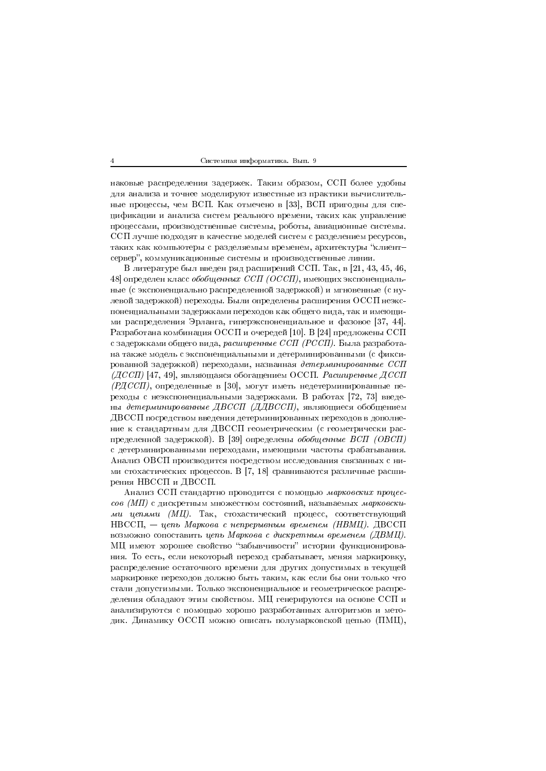наковые распределения задержек. Таким образом, ССП более удобны для анализа и точнее моделируют известные из практики вычислительные процессы, чем ВСП. Как отмечено в [33], ВСП пригодны для спецификации и анализа систем реального времени, таких как управление процессами, производственные системы, роботы, авиационные системы. ССП лучше подходят в качестве моделей систем с разделением ресурсов, таких как компьютеры с разделяемым временем, архитектуры "клиент–сервер", коммуникационные системы и производственные линии.

В литературе был введен ряд расширений ССП. Так, в [21, 43, 45, 46, 48] определен класс *обобщенных ССП (ОССП)*, имеющих экспоненциальные (с экспоненциально распределенной задержкой) и мгновенные (с нулевой задержкой) переходы. Были определены расширения ОССП неэкспоненциальными задержками переходов как общего вида, так и имеющими распределения Эрланга, гиперэкспоненциальное и фазовое [37, 44]. Разработана комбинация ОССП и очередей [10]. В [24] предложены ССП с задержками общего вида, *расширенные ССП (РССП)*. Была разработана также модель с экспоненциальными и детерминированными (с фиксированной задержкой) переходами, названная *детерминированные ССП (ДССП)* [47, 49], являющаяся обогащением ОССП. *Расширенные ДССП (РДССП)*, определенные в [30], могут иметь недетерминированные переходы с неэкспоненциальными задержками. В работах [72, 73] введены *детерминированные ДВССП (ДДВССП)*, являющиеся обобщением ДВССП посредством введения детерминированных переходов в дополнение к стандартным для ДВССП геометрическим (с геометрически распределенной задержкой). В [39] определены *обобщенные ВСП (ОВСП)* с детерминированными переходами, имеющими частоты срабатывания. Анализ ОВСП производится посредством исследования связанных с ними стохастических процессов. В [7, 18] сравниваются различные расширения НВССП и ДВССП.

Анализ ССП стандартно проводится с помощью *марковских процессов (МП)* с дискретным множеством состояний, называемых *марковскими цепями (МЦ)*. Так, стохастический процесс, соответствующий НВССП, — *цепь Маркова с непрерывным временем (НВМЦ)*. ДВССП возможно сопоставить *цепь Маркова с дискретным временем (ДВМЦ)*. МЦ имеют хорошее свойство "забывчивости" истории функционирования. То есть, если некоторый переход срабатывает, меняя маркировку, распределение остаточного времени для других допустимых в текущей маркировке переходов должно быть таким, как если бы они только что стали допустимыми. Только экспоненциальное и геометрическое распределения обладают этим свойством. МЦ генерируются на основе ССП и анализируются с помощью хорошо разработанных алгоритмов и методик. Динамику ОССП можно описать полумарковской цепью (ПМЦ),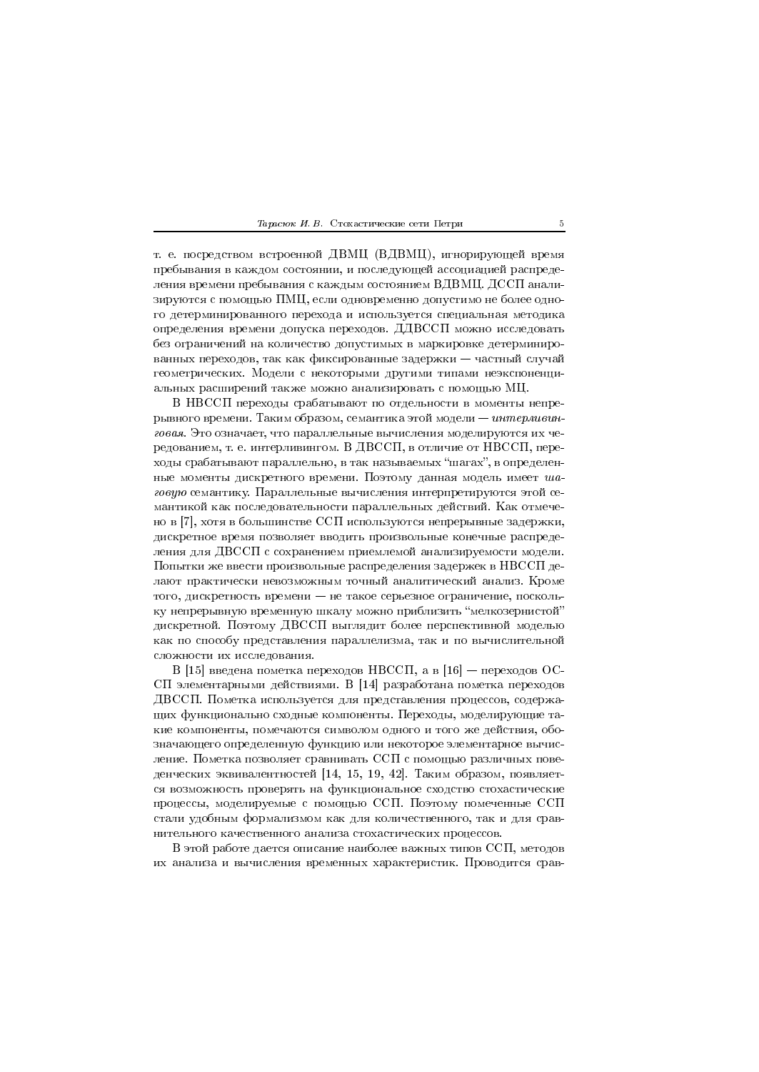т. е. посредством встроенной ДВМЦ (ВДВМЦ), игнорирующей время пребывания в каждом состоянии, и последующей ассоциацией распределения времени пребывания с каждым состоянием ВДВМЦ. ДССП анализируются с помощью ПМЦ, если одновременно допустимо не более одного детерминированного перехода и используется специальная методика определения времени допуска переходов. ДДВССП можно исследовать без ограничений на количество допустимых в маркировке детерминированных переходов, так как фиксированные задержки — частный случай геометрических. Модели с некоторыми другими типами неэкспоненциальных расширений также можно анализировать с помощью МЦ.

В НВССП переходы срабатывают по отдельности в моменты непрерывного времени. Таким образом, семантика этой модели — *интерливинговая*. Это означает, что параллельные вычисления моделируются их чередованием, т. е. интерливингом. В ДВССП, в отличие от НВССП, переходы срабатывают параллельно, в так называемых "шагах", в определенные моменты дискретного времени. Поэтому данная модель имеет *шаговую* семантику. Параллельные вычисления интерпретируются этой семантикой как последовательности параллельных действий. Как отмечено в [7], хотя в большинстве ССП используются непрерывные задержки, дискретное время позволяет вводить произвольные конечные распределения для ДВССП с сохранением приемлемой анализируемости модели. Попытки же ввести произвольные распределения задержек в НВССП делают практически невозможным точный аналитический анализ. Кроме того, дискретность времени — не такое серьезное ограничение, поскольку непрерывную временную шкалу можно приблизить "мелкозернистой" дискретной. Поэтому ДВССП выглядит более перспективной моделью как по способу представления параллелизма, так и по вычислительной сложности их исследования.

В [15] введена пометка переходов НВССП, а в [16] — переходов ОССП элементарными действиями. В [14] разработана пометка переходов ДВССП. Пометка используется для представления процессов, содержащих функционально сходные компоненты. Переходы, моделирующие такие компоненты, помечаются символом одного и того же действия, обозначающего определенную функцию или некоторое элементарное вычисление. Пометка позволяет сравнивать ССП с помощью различных поведенческих эквивалентностей [14, 15, 19, 42]. Таким образом, появляется возможность проверять на функциональное сходство стохастические процессы, моделируемые с помощью ССП. Поэтому помеченные ССП стали удобным формализмом как для количественного, так и для сравнительного качественного анализа стохастических процессов.

В этой работе дается описание наиболее важных типов ССП, методов их анализа и вычисления временных характеристик. Проводится срав-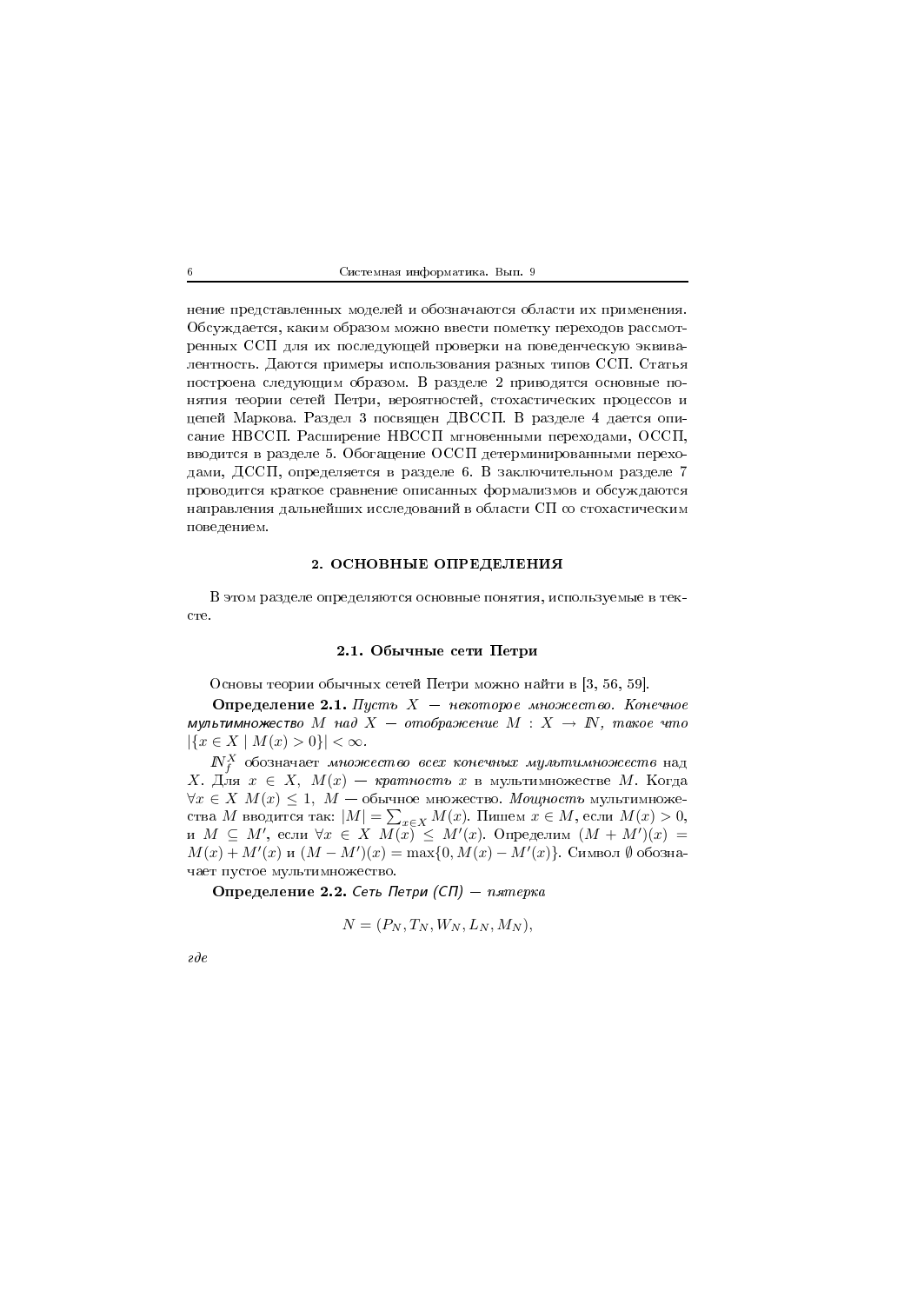нение представленных моделей и обозначаются области их применения. Обсуждается, каким образом можно ввести пометку переходов рассмотренных ССП для их последующей проверки на поведенческую эквивалентность. Даются примеры использования разных типов ССП. Статья построена следующим образом. В разделе 2 приводятся основные понятия теории сетей Петри, вероятностей, стохастических процессов и цепей Маркова. Раздел 3 посвящен ДВССП. В разделе 4 дается описание НВССП. Расширение НВССП мгновенными переходами, ОССП, вводится в разделе 5. Обогащение ОССП детерминированными переходами, ДССП, определяется в разделе 6. В заключительном разделе 7 проводится краткое сравнение описанных формализмов и обсуждаются направления дальнейших исследований в области СП со стохастическим поведением.

## 2. ОСНОВНЫЕ ОПРЕДЕЛЕНИЯ

В этом разделе определяются основные понятия, используемые в тексте.

### 2.1. Обычные сети Петри

Основы теории обычных сетей Петри можно найти в [3, 56, 59].

**Определение 2.1.** *Пусть $X$ — некоторое множество. Конечное мультимножество $M$ над $X$ — отображение $M : X \to \mathbb{N}$, такое что $|\{x \in X \mid M(x) > 0\}| < \infty$.*

$\mathbb{N}_f^X$ обозначает *множество всех конечных мультимножеств* над $X$. Для $x \in X$, $M(x)$ — *кратность* $x$ в мультимножестве $M$. Когда $\forall x \in X \; M(x) \leq 1$, $M$ — обычное множество. *Мощность* мультимножества $M$ вводится так: $|M| = \sum_{x \in X} M(x)$. Пишем $x \in M$, если $M(x) > 0$, и $M \subseteq M'$, если $\forall x \in X \; M(x) \leq M'(x)$. Определим $(M + M')(x) = M(x) + M'(x)$ и $(M - M')(x) = \max\{0, M(x) - M'(x)\}$. Символ $\emptyset$ обозначает пустое мультимножество.

**Определение 2.2.** *Сеть Петри (СП) — пятерка*

$$N = (P_N, T_N, W_N, L_N, M_N),$$

*где*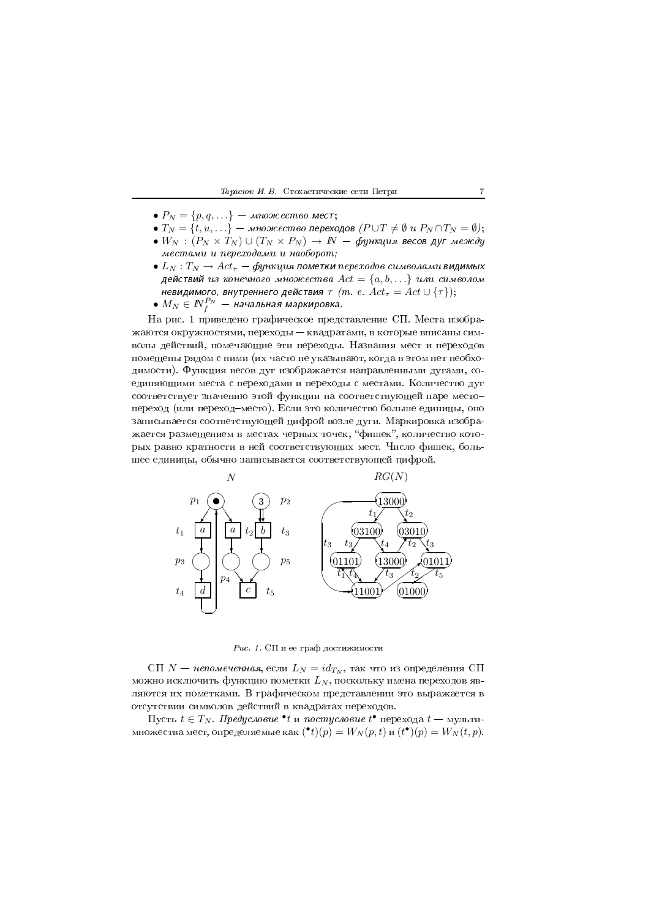- $P_N = \{p, q, \ldots\}$ — *множество* **мест**;
- $T_N = \{t, u, \ldots\}$ — *множество* **переходов** *($P \cup T \neq \emptyset$ и $P_N \cap T_N = \emptyset$)*;
- $W_N : (P_N \times T_N) \cup (T_N \times P_N) \to \mathbb{N}$ — *функция* **весов дуг** *между местами и переходами и наоборот;*
- $L_N : T_N \to Act_\tau$ — *функция* **пометки** *переходов символами* **видимых действий** *из конечного множества $Act = \{a, b, \ldots\}$ или символом* **невидимого, внутреннего действия** *$\tau$ (т. е. $Act_\tau = Act \cup \{\tau\}$)*;
- $M_N \in \mathbb{N}_f^{P_N}$ — **начальная маркировка.**

На рис. 1 приведено графическое представление СП. Места изображаются окружностями, переходы — квадратами, в которые вписаны символы действий, помечающие эти переходы. Названия мест и переходов помещены рядом с ними (их часто не указывают, когда в этом нет необходимости). Функция весов дуг изображается направленными дугами, соединяющими места с переходами и переходы с местами. Количество дуг соответствует значению этой функции на соответствующей паре место–переход (или переход–место). Если это количество больше единицы, оно записывается соответствующей цифрой возле дуги. Маркировка изображается размещением в местах черных точек, "фишек", количество которых равно кратности в ней соответствующих мест. Число фишек, большее единицы, обычно записывается соответствующей цифрой.

*Рис. 1.* СП и ее граф достижимости

СП $N$ — *непомеченная*, если $L_N = id_{T_N}$, так что из определения СП можно исключить функцию пометки $L_N$, поскольку имена переходов являются их пометками. В графическом представлении это выражается в отсутствии символов действий в квадратах переходов.

Пусть $t \in T_N$. *Предусловие* ${}^\bullet t$ и *постусловие* $t^\bullet$ перехода $t$ — мультимножества мест, определяемые как $({}^\bullet t)(p) = W_N(p, t)$ и $(t^\bullet)(p) = W_N(t, p)$.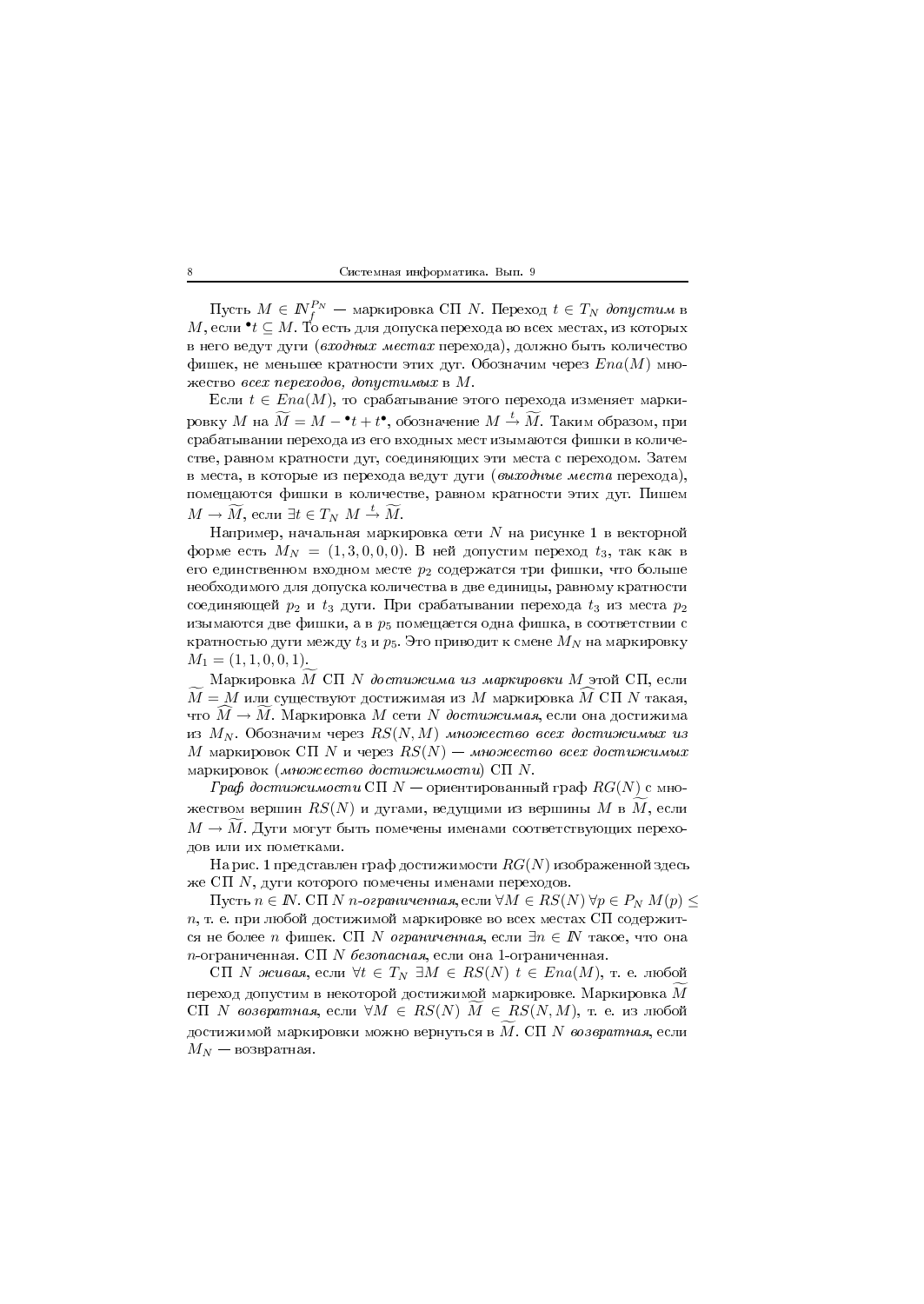Пусть $M \in \mathbb{N}_f^{P_N}$ — маркировка СП $N$. Переход $t \in T_N$ *допустим* в $M$, если ${}^\bullet t \subseteq M$. То есть для допуска перехода во всех местах, из которых в него ведут дуги (*входных местах* перехода), должно быть количество фишек, не меньшее кратности этих дуг. Обозначим через $Ena(M)$ множество *всех переходов, допустимых* в $M$.

Если $t \in Ena(M)$, то срабатывание этого перехода изменяет маркировку $M$ на $\widetilde{M} = M - {}^\bullet t + t^\bullet$, обозначение $M \xrightarrow{t} \widetilde{M}$. Таким образом, при срабатывании перехода из его входных мест изымаются фишки в количестве, равном кратности дуг, соединяющих эти места с переходом. Затем в места, в которые из перехода ведут дуги (*выходные места* перехода), помещаются фишки в количестве, равном кратности этих дуг. Пишем $M \to \widetilde{M}$, если $\exists t \in T_N \; M \xrightarrow{t} \widetilde{M}$.

Например, начальная маркировка сети $N$ на рисунке 1 в векторной форме есть $M_N = (1, 3, 0, 0, 0)$. В ней допустим переход $t_3$, так как в его единственном входном месте $p_2$ содержатся три фишки, что больше необходимого для допуска количества в две единицы, равному кратности соединяющей $p_2$ и $t_3$ дуги. При срабатывании перехода $t_3$ из места $p_2$ изымаются две фишки, а в $p_5$ помещается одна фишка, в соответствии с кратностью дуги между $t_3$ и $p_5$. Это приводит к смене $M_N$ на маркировку $M_1 = (1, 1, 0, 0, 1)$.

Маркировка $\widetilde{M}$ СП $N$ *достижима из маркировки* $M$ этой СП, если $\widetilde{M} = M$ или существуют достижимая из $M$ маркировка $\widehat{M}$ СП $N$ такая, что $\widehat{M} \to \widetilde{M}$. Маркировка $M$ сети $N$ *достижимая*, если она достижима из $M_N$. Обозначим через $RS(N, M)$ *множество всех достижимых из* $M$ маркировок СП $N$ и через $RS(N)$ — *множество всех достижимых* маркировок (*множество достижимости*) СП $N$.

*Граф достижимости* СП $N$ — ориентированный граф $RG(N)$ с множеством вершин $RS(N)$ и дугами, ведущими из вершины $M$ в $\widetilde{M}$, если $M \to \widetilde{M}$. Дуги могут быть помечены именами соответствующих переходов или их пометками.

На рис. 1 представлен граф достижимости $RG(N)$ изображенной здесь же СП $N$, дуги которого помечены именами переходов.

Пусть $n \in \mathbb{N}$. СП $N$ *$n$-ограниченная*, если $\forall M \in RS(N) \; \forall p \in P_N \; M(p) \leq n$, т. е. при любой достижимой маркировке во всех местах СП содержится не более $n$ фишек. СП $N$ *ограниченная*, если $\exists n \in \mathbb{N}$ такое, что она $n$-ограниченная. СП $N$ *безопасная*, если она 1-ограниченная.

СП $N$ *живая*, если $\forall t \in T_N \; \exists M \in RS(N) \; t \in Ena(M)$, т. е. любой переход допустим в некоторой достижимой маркировке. Маркировка $\widetilde{M}$ СП $N$ *возвратная*, если $\forall M \in RS(N) \; \widetilde{M} \in RS(N, M)$, т. е. из любой достижимой маркировки можно вернуться в $\widetilde{M}$. СП $N$ *возвратная*, если $M_N$ — возвратная.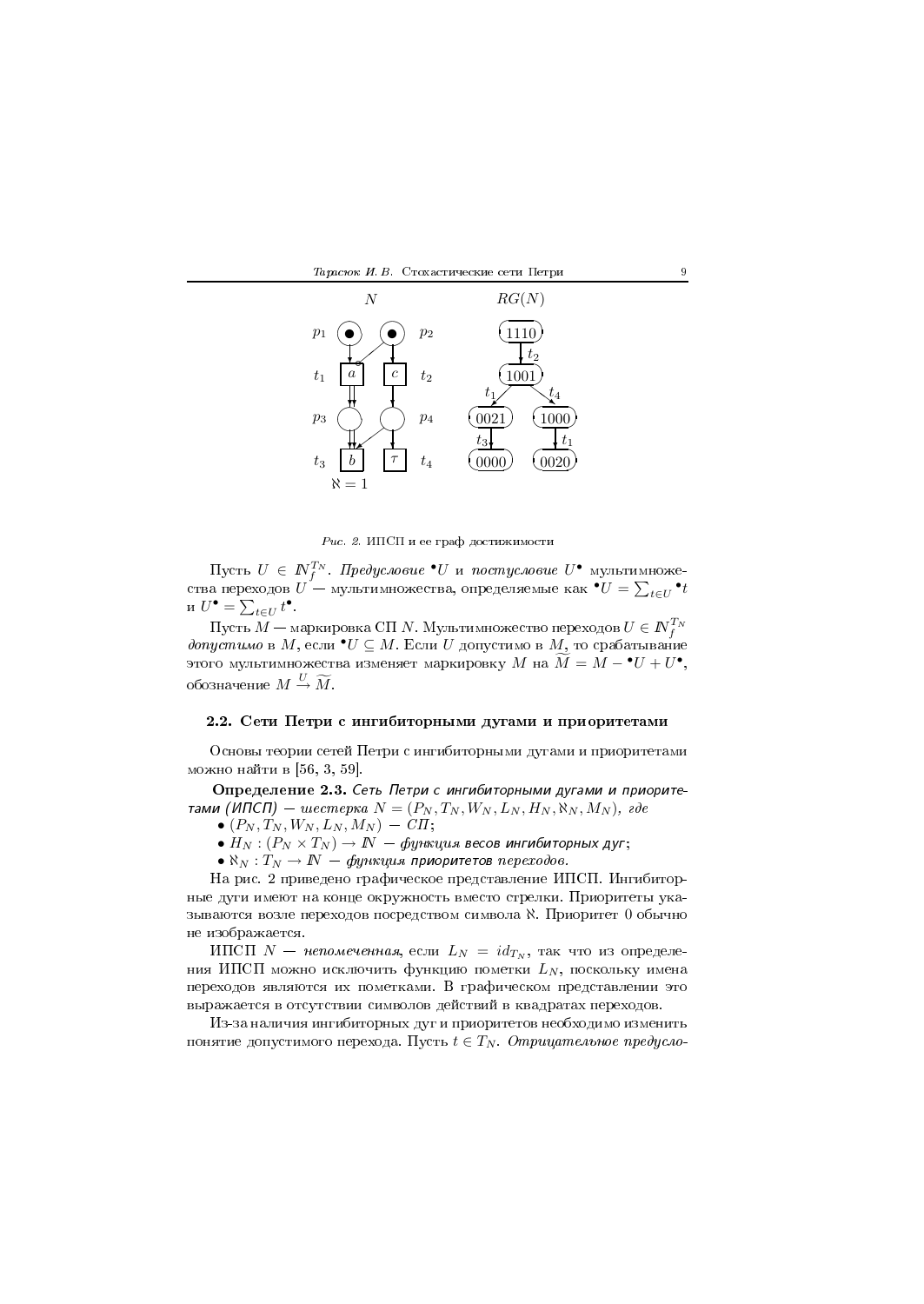Рис. 2. ИПСП и ее граф достижимости

Пусть $U \in \mathbb{N}_f^{T_N}$. *Предусловие* ${}^{\bullet}U$ и *постусловие* $U^{\bullet}$ мультимножества переходов $U$ — мультимножества, определяемые как ${}^{\bullet}U = \sum_{t \in U} {}^{\bullet}t$ и $U^{\bullet} = \sum_{t \in U} t^{\bullet}$.

Пусть $M$ — маркировка СП $N$. Мультимножество переходов $U \in \mathbb{N}_f^{T_N}$ *допустимо* в $M$, если ${}^{\bullet}U \subseteq M$. Если $U$ допустимо в $M$, то срабатывание этого мультимножества изменяет маркировку $M$ на $\widetilde{M} = M - {}^{\bullet}U + U^{\bullet}$, обозначение $M \stackrel{U}{\rightarrow} \widetilde{M}$.

## 2.2. Сети Петри с ингибиторными дугами и приоритетами

Основы теории сетей Петри с ингибиторными дугами и приоритетами можно найти в [56, 3, 59].

**Определение 2.3.** *Сеть Петри с ингибиторными дугами и приоритетами (ИПСП) — шестерка $N = (P_N, T_N, W_N, L_N, H_N, \aleph_N, M_N)$, где*

- $(P_N, T_N, W_N, L_N, M_N)$ — *СП*;
- $H_N : (P_N \times T_N) \rightarrow \mathbb{N}$ — *функция весов ингибиторных дуг*;
- $\aleph_N : T_N \rightarrow \mathbb{N}$ — *функция приоритетов переходов*.

На рис. 2 приведено графическое представление ИПСП. Ингибиторные дуги имеют на конце окружность вместо стрелки. Приоритеты указываются возле переходов посредством символа $\aleph$. Приоритет 0 обычно не изображается.

ИПСП $N$ — *непомеченная*, если $L_N = id_{T_N}$, так что из определения ИПСП можно исключить функцию пометки $L_N$, поскольку имена переходов являются их пометками. В графическом представлении это выражается в отсутствии символов действий в квадратах переходов.

Из-за наличия ингибиторных дуг и приоритетов необходимо изменить понятие допустимого перехода. Пусть $t \in T_N$. *Отрицательное предусло-*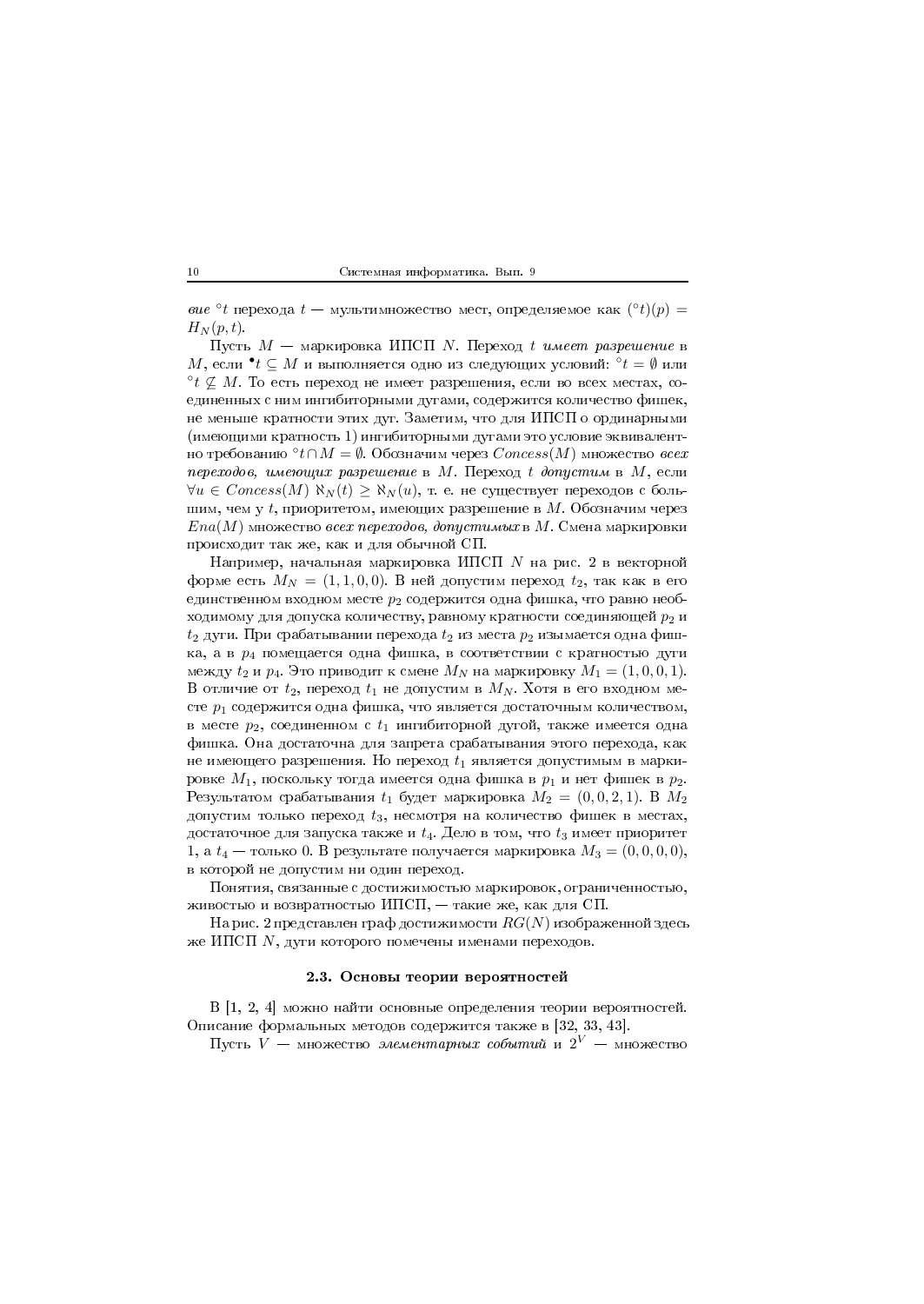*вие* $^\circ t$ перехода $t$ — мультимножество мест, определяемое как $(^\circ t)(p) = H_N(p,t)$.

Пусть $M$ — маркировка ИПСП $N$. Переход $t$ *имеет разрешение* в $M$, если $^\bullet t \subseteq M$ и выполняется одно из следующих условий: $^\circ t = \emptyset$ или $^\circ t \not\subseteq M$. То есть переход не имеет разрешения, если во всех местах, соединенных с ним ингибиторными дугами, содержится количество фишек, не меньше кратности этих дуг. Заметим, что для ИПСП о ординарными (имеющими кратность 1) ингибиторными дугами это условие эквивалентно требованию $^\circ t \cap M = \emptyset$. Обозначим через $Concess(M)$ множество *всех переходов, имеющих разрешение* в $M$. Переход $t$ *допустим* в $M$, если $\forall u \in Concess(M)\ \aleph_N(t) \geq \aleph_N(u)$, т. е. не существует переходов с большим, чем у $t$, приоритетом, имеющих разрешение в $M$. Обозначим через $Ena(M)$ множество *всех переходов, допустимых* в $M$. Смена маркировки происходит так же, как и для обычной СП.

Например, начальная маркировка ИПСП $N$ на рис. 2 в векторной форме есть $M_N = (1,1,0,0)$. В ней допустим переход $t_2$, так как в его единственном входном месте $p_2$ содержится одна фишка, что равно необходимому для допуска количеству, равному кратности соединяющей $p_2$ и $t_2$ дуги. При срабатывании перехода $t_2$ из места $p_2$ изымается одна фишка, а в $p_4$ помещается одна фишка, в соответствии с кратностью дуги между $t_2$ и $p_4$. Это приводит к смене $M_N$ на маркировку $M_1 = (1,0,0,1)$. В отличие от $t_2$, переход $t_1$ не допустим в $M_N$. Хотя в его входном месте $p_1$ содержится одна фишка, что является достаточным количеством, в месте $p_2$, соединенном с $t_1$ ингибиторной дугой, также имеется одна фишка. Она достаточна для запрета срабатывания этого перехода, как не имеющего разрешения. Но переход $t_1$ является допустимым в маркировке $M_1$, поскольку тогда имеется одна фишка в $p_1$ и нет фишек в $p_2$. Результатом срабатывания $t_1$ будет маркировка $M_2 = (0,0,2,1)$. В $M_2$ допустим только переход $t_3$, несмотря на количество фишек в местах, достаточное для запуска также и $t_4$. Дело в том, что $t_3$ имеет приоритет 1, а $t_4$ — только 0. В результате получается маркировка $M_3 = (0,0,0,0)$, в которой не допустим ни один переход.

Понятия, связанные с достижимостью маркировок, ограниченностью, живостью и возвратностью ИПСП, — такие же, как для СП.

На рис. 2 представлен граф достижимости $RG(N)$ изображенной здесь же ИПСП $N$, дуги которого помечены именами переходов.

### 2.3. Основы теории вероятностей

В [1, 2, 4] можно найти основные определения теории вероятностей. Описание формальных методов содержится также в [32, 33, 43].

Пусть $V$ — множество *элементарных событий* и $2^V$ — множество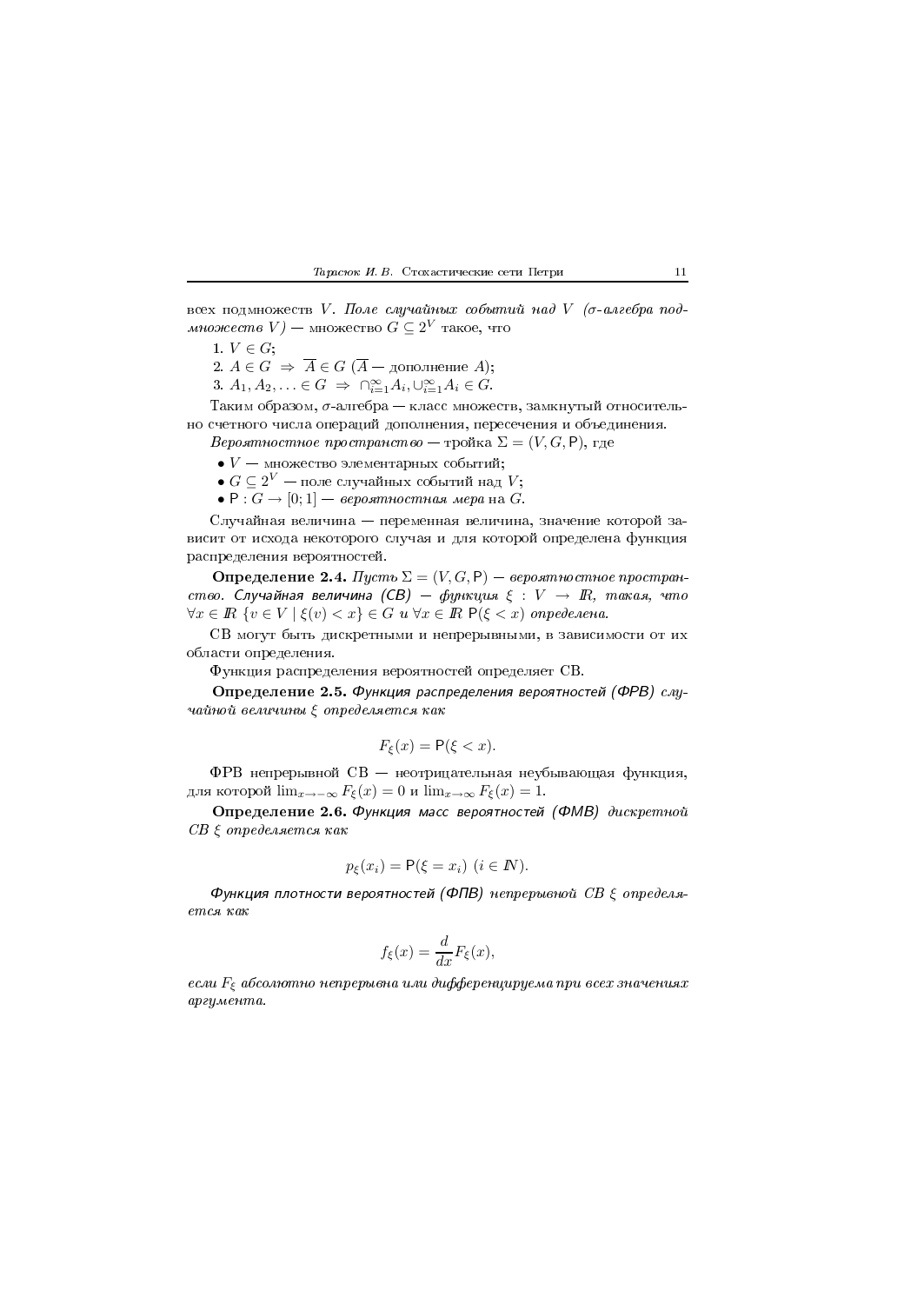всех подмножеств $V$. *Поле случайных событий над $V$ ($\sigma$-алгебра подмножеств $V$)* — множество $G \subseteq 2^V$ такое, что

1. $V \in G$;
2. $A \in G \Rightarrow \overline{A} \in G$ ($\overline{A}$ — дополнение $A$);
3. $A_1, A_2, \ldots \in G \Rightarrow \cap_{i=1}^{\infty} A_i, \cup_{i=1}^{\infty} A_i \in G$.

Таким образом, $\sigma$-алгебра — класс множеств, замкнутый относительно счетного числа операций дополнения, пересечения и объединения.

*Вероятностное пространство* — тройка $\Sigma = (V, G, \mathsf{P})$, где

- $V$ — множество элементарных событий;
- $G \subseteq 2^V$ — поле случайных событий над $V$;
- $\mathsf{P} : G \to [0; 1]$ — *вероятностная мера* на $G$.

Случайная величина — переменная величина, значение которой зависит от исхода некоторого случая и для которой определена функция распределения вероятностей.

**Определение 2.4.** *Пусть $\Sigma = (V, G, \mathsf{P})$ — вероятностное пространство. Случайная величина (СВ) — функция $\xi : V \to I\!R$, такая, что $\forall x \in I\!R$ $\{v \in V \mid \xi(v) < x\} \in G$ и $\forall x \in I\!R$ $\mathsf{P}(\xi < x)$ определена.*

СВ могут быть дискретными и непрерывными, в зависимости от их области определения.

Функция распределения вероятностей определяет СВ.

**Определение 2.5.** *Функция распределения вероятностей (ФРВ) случайной величины $\xi$ определяется как*

$$F_\xi(x) = \mathsf{P}(\xi < x).$$

ФРВ непрерывной СВ — неотрицательная неубывающая функция, для которой $\lim_{x\to-\infty} F_\xi(x) = 0$ и $\lim_{x\to\infty} F_\xi(x) = 1$.

**Определение 2.6.** *Функция масс вероятностей (ФМВ) дискретной СВ $\xi$ определяется как*

$$p_\xi(x_i) = \mathsf{P}(\xi = x_i) \ (i \in I\!N).$$

*Функция плотности вероятностей (ФПВ) непрерывной СВ $\xi$ определяется как*

$$f_\xi(x) = \frac{d}{dx} F_\xi(x),$$

*если $F_\xi$ абсолютно непрерывна или дифференцируема при всех значениях аргумента.*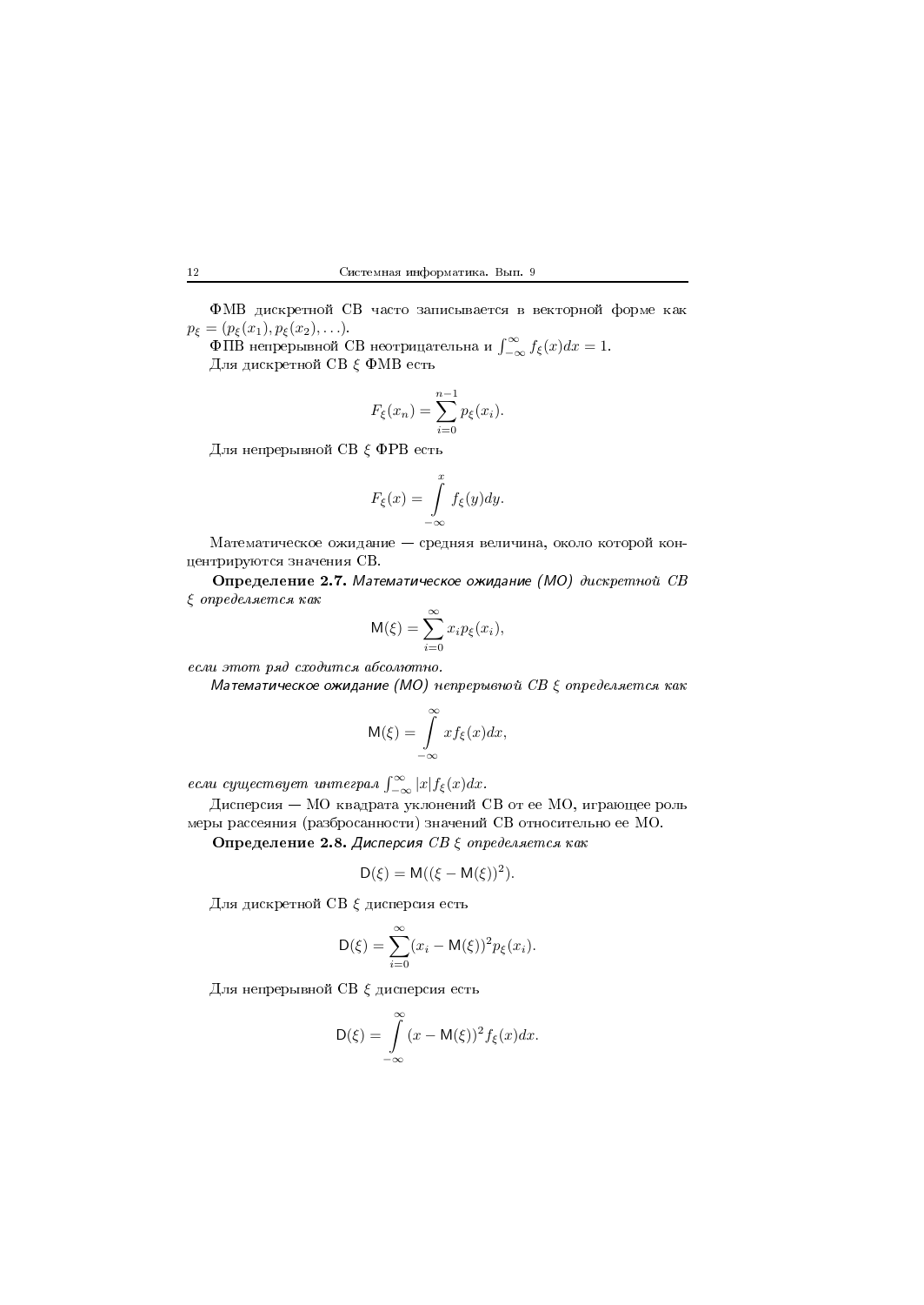ФМВ дискретной СВ часто записывается в векторной форме как $p_\xi = (p_\xi(x_1), p_\xi(x_2), \ldots)$.

ФПВ непрерывной СВ неотрицательна и $\int_{-\infty}^{\infty} f_\xi(x)dx = 1$.

Для дискретной СВ $\xi$ ФМВ есть

$$F_\xi(x_n) = \sum_{i=0}^{n-1} p_\xi(x_i).$$

Для непрерывной СВ $\xi$ ФРВ есть

$$F_\xi(x) = \int\limits_{-\infty}^{x} f_\xi(y)dy.$$

Математическое ожидание — средняя величина, около которой концентрируются значения СВ.

**Определение 2.7.** *Математическое ожидание (МО) дискретной СВ $\xi$ определяется как*

$$\mathsf{M}(\xi) = \sum_{i=0}^{\infty} x_i p_\xi(x_i),$$

*если этот ряд сходится абсолютно.*

*Математическое ожидание (МО) непрерывной СВ $\xi$ определяется как*

$$\mathsf{M}(\xi) = \int\limits_{-\infty}^{\infty} x f_\xi(x)dx,$$

*если существует интеграл $\int_{-\infty}^{\infty} |x| f_\xi(x)dx$.*

Дисперсия — МО квадрата уклонений СВ от ее МО, играющее роль меры рассеяния (разбросанности) значений СВ относительно ее МО.

**Определение 2.8.** *Дисперсия СВ $\xi$ определяется как*

$$\mathsf{D}(\xi) = \mathsf{M}((\xi - \mathsf{M}(\xi))^2).$$

Для дискретной СВ $\xi$ дисперсия есть

$$\mathsf{D}(\xi) = \sum_{i=0}^{\infty} (x_i - \mathsf{M}(\xi))^2 p_\xi(x_i).$$

Для непрерывной СВ $\xi$ дисперсия есть

$$\mathsf{D}(\xi) = \int\limits_{-\infty}^{\infty} (x - \mathsf{M}(\xi))^2 f_\xi(x)dx.$$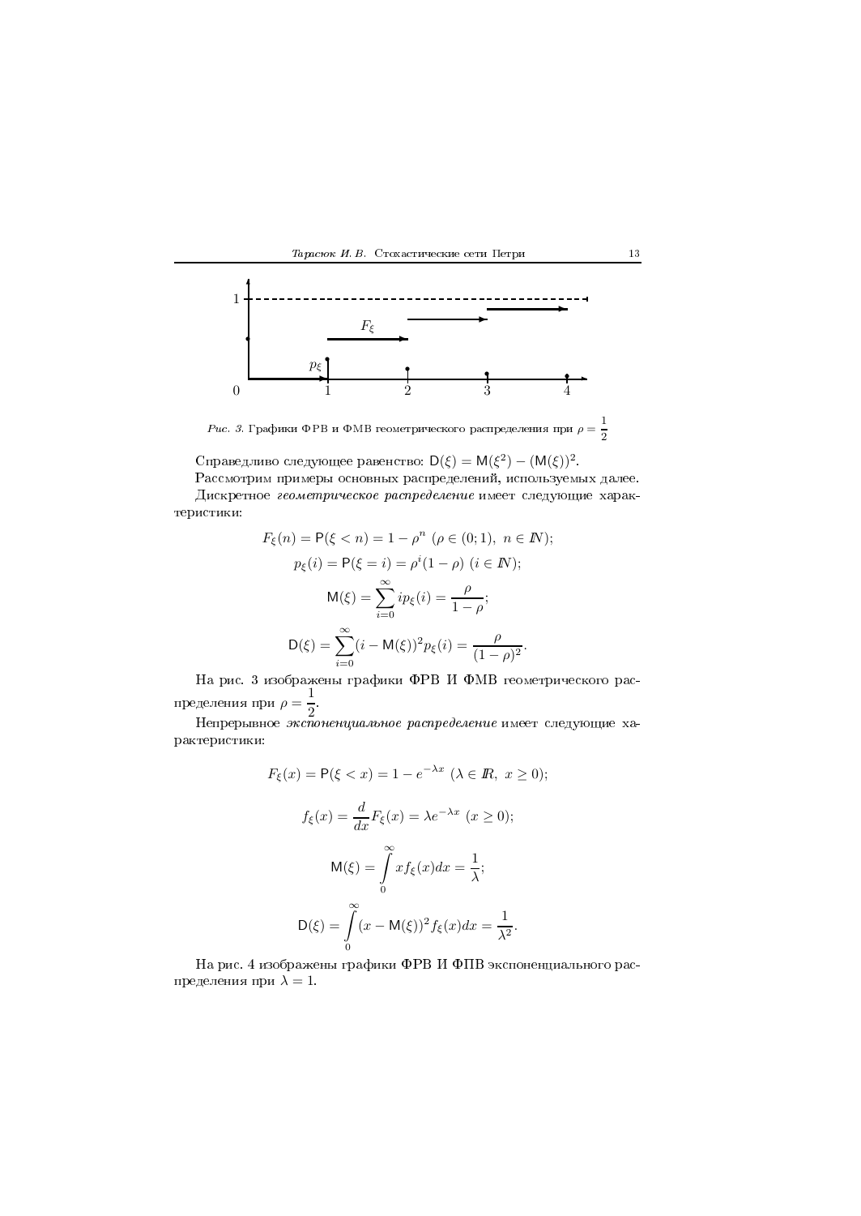*Рис. 3.* Графики ФРВ и ФМВ геометрического распределения при $\rho = \dfrac{1}{2}$

Справедливо следующее равенство: $\mathsf{D}(\xi) = \mathsf{M}(\xi^2) - (\mathsf{M}(\xi))^2$.

Рассмотрим примеры основных распределений, используемых далее.

Дискретное *геометрическое распределение* имеет следующие характеристики:

$$F_\xi(n) = \mathsf{P}(\xi < n) = 1 - \rho^n \ (\rho \in (0; 1),\ n \in \mathbb{N});$$

$$p_\xi(i) = \mathsf{P}(\xi = i) = \rho^i(1-\rho) \ (i \in \mathbb{N});$$

$$\mathsf{M}(\xi) = \sum_{i=0}^{\infty} i p_\xi(i) = \frac{\rho}{1-\rho};$$

$$\mathsf{D}(\xi) = \sum_{i=0}^{\infty} (i - \mathsf{M}(\xi))^2 p_\xi(i) = \frac{\rho}{(1-\rho)^2}.$$

На рис. 3 изображены графики ФРВ И ФМВ геометрического распределения при $\rho = \dfrac{1}{2}$.

Непрерывное *экспоненциальное распределение* имеет следующие характеристики:

$$F_\xi(x) = \mathsf{P}(\xi < x) = 1 - e^{-\lambda x} \ (\lambda \in \mathbb{R},\ x \geq 0);$$

$$f_\xi(x) = \frac{d}{dx} F_\xi(x) = \lambda e^{-\lambda x} \ (x \geq 0);$$

$$\mathsf{M}(\xi) = \int_0^\infty x f_\xi(x) dx = \frac{1}{\lambda};$$

$$\mathsf{D}(\xi) = \int_0^\infty (x - \mathsf{M}(\xi))^2 f_\xi(x) dx = \frac{1}{\lambda^2}.$$

На рис. 4 изображены графики ФРВ И ФПВ экспоненциального распределения при $\lambda = 1$.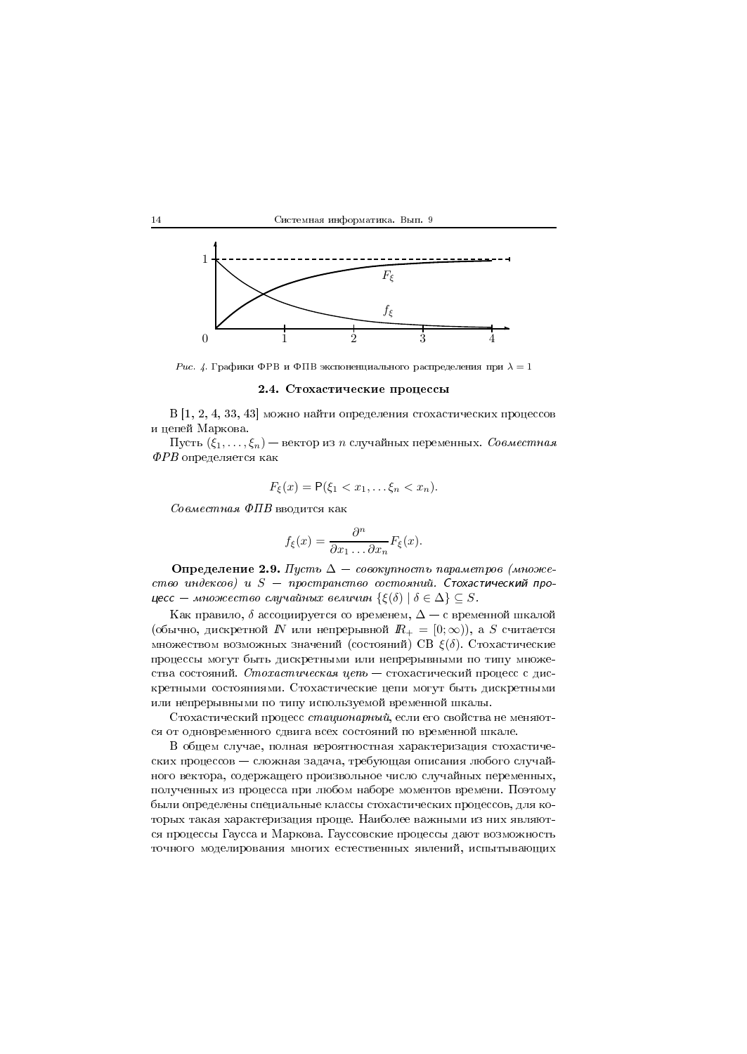*Рис. 4.* Графики ФРВ и ФПВ экспоненциального распределения при $\lambda = 1$

### 2.4. Стохастические процессы

В [1, 2, 4, 33, 43] можно найти определения стохастических процессов и цепей Маркова.

Пусть $(\xi_1, \ldots, \xi_n)$ — вектор из $n$ случайных переменных. *Совместная ФРВ* определяется как

$$F_\xi(x) = \mathsf{P}(\xi_1 < x_1, \ldots \xi_n < x_n).$$

*Совместная ФПВ* вводится как

$$f_\xi(x) = \frac{\partial^n}{\partial x_1 \ldots \partial x_n} F_\xi(x).$$

**Определение 2.9.** *Пусть $\Delta$ — совокупность параметров (множество индексов) и $S$ — пространство состояний. Стохастический процесс — множество случайных величин $\{\xi(\delta) \mid \delta \in \Delta\} \subseteq S$.*

Как правило, $\delta$ ассоциируется со временем, $\Delta$ — с временной шкалой (обычно, дискретной $\mathbb{N}$ или непрерывной $\mathbb{R}_+ = [0; \infty)$), а $S$ считается множеством возможных значений (состояний) СВ $\xi(\delta)$. Стохастические процессы могут быть дискретными или непрерывными по типу множества состояний. *Стохастическая цепь* — стохастический процесс с дискретными состояниями. Стохастические цепи могут быть дискретными или непрерывными по типу используемой временной шкалы.

Стохастический процесс *стационарный*, если его свойства не меняются от одновременного сдвига всех состояний по временной шкале.

В общем случае, полная вероятностная характеризация стохастических процессов — сложная задача, требующая описания любого случайного вектора, содержащего произвольное число случайных переменных, полученных из процесса при любом наборе моментов времени. Поэтому были определены специальные классы стохастических процессов, для которых такая характеризация проще. Наиболее важными из них являются процессы Гаусса и Маркова. Гауссовские процессы дают возможность точного моделирования многих естественных явлений, испытывающих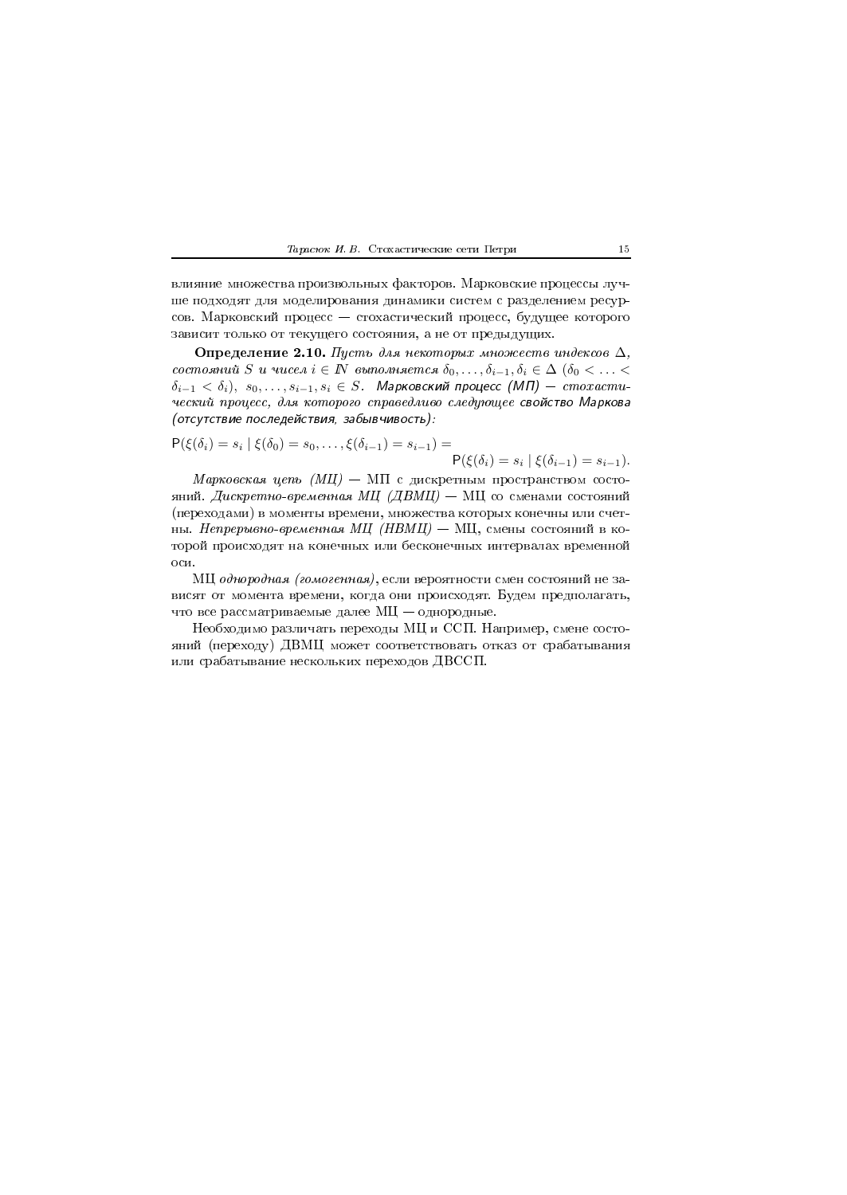влияние множества произвольных факторов. Марковские процессы лучше подходят для моделирования динамики систем с разделением ресурсов. Марковский процесс — стохастический процесс, будущее которого зависит только от текущего состояния, а не от предыдущих.

**Определение 2.10.** *Пусть для некоторых множеств индексов $\Delta$, состояний $S$ и чисел $i \in \mathbb{N}$ выполняется $\delta_0, \ldots, \delta_{i-1}, \delta_i \in \Delta$ ($\delta_0 < \ldots < \delta_{i-1} < \delta_i$), $s_0, \ldots, s_{i-1}, s_i \in S$. Марковский процесс (МП) — стохастический процесс, для которого справедливо следующее свойство Маркова (отсутствие последействия, забывчивость):*

$$\mathsf{P}(\xi(\delta_i) = s_i \mid \xi(\delta_0) = s_0, \ldots, \xi(\delta_{i-1}) = s_{i-1}) = \mathsf{P}(\xi(\delta_i) = s_i \mid \xi(\delta_{i-1}) = s_{i-1}).$$

*Марковская цепь (МЦ)* — МП с дискретным пространством состояний. *Дискретно-временная МЦ (ДВМЦ)* — МЦ со сменами состояний (переходами) в моменты времени, множества которых конечны или счетны. *Непрерывно-временная МЦ (НВМЦ)* — МЦ, смены состояний в которой происходят на конечных или бесконечных интервалах временной оси.

МЦ *однородная (гомогенная)*, если вероятности смен состояний не зависят от момента времени, когда они происходят. Будем предполагать, что все рассматриваемые далее МЦ — однородные.

Необходимо различать переходы МЦ и ССП. Например, смене состояний (переходу) ДВМЦ может соответствовать отказ от срабатывания или срабатывание нескольких переходов ДВССП.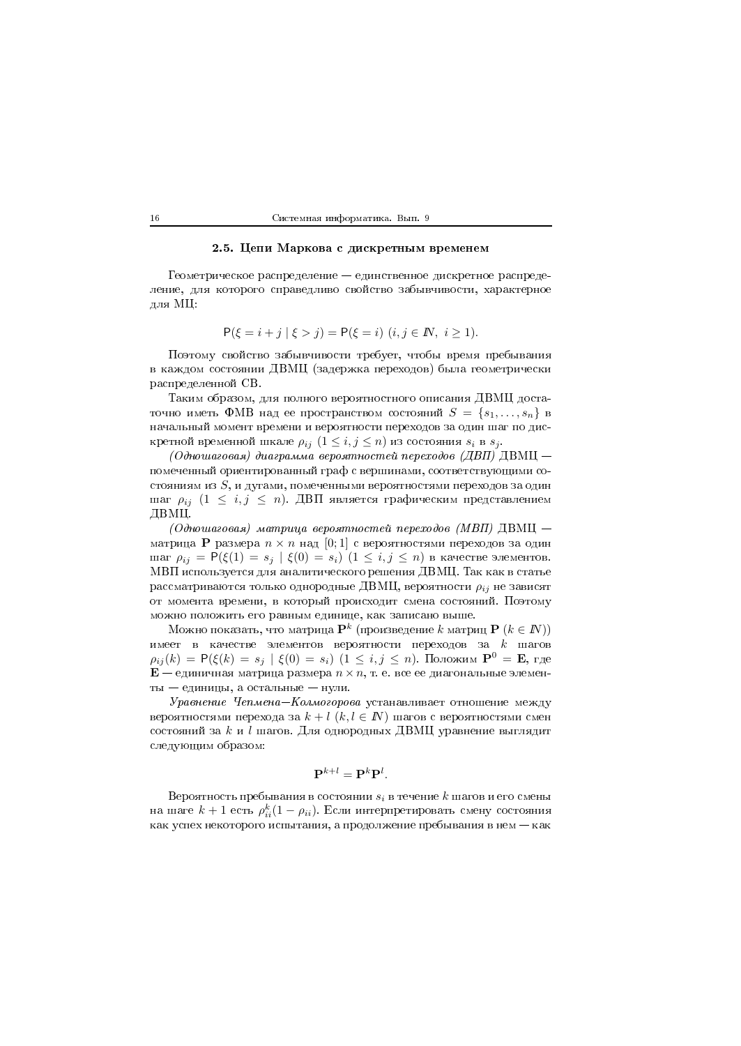### 2.5. Цепи Маркова с дискретным временем

Геометрическое распределение — единственное дискретное распределение, для которого справедливо свойство забывчивости, характерное для МЦ:

$$\mathsf{P}(\xi = i + j \mid \xi > j) = \mathsf{P}(\xi = i) \ (i, j \in \mathbb{N}, \ i \geq 1).$$

Поэтому свойство забывчивости требует, чтобы время пребывания в каждом состоянии ДВМЦ (задержка переходов) была геометрически распределенной СВ.

Таким образом, для полного вероятностного описания ДВМЦ достаточно иметь ФМВ над ее пространством состояний $S = \{s_1, \ldots, s_n\}$ в начальный момент времени и вероятности переходов за один шаг по дискретной временной шкале $\rho_{ij}$ $(1 \leq i, j \leq n)$ из состояния $s_i$ в $s_j$.

*(Одношаговая) диаграмма вероятностей переходов (ДВП)* ДВМЦ — помеченный ориентированный граф с вершинами, соответствующими состояниям из $S$, и дугами, помеченными вероятностями переходов за один шаг $\rho_{ij}$ $(1 \leq i, j \leq n)$. ДВП является графическим представлением ДВМЦ.

*(Одношаговая) матрица вероятностей переходов (МВП)* ДВМЦ — матрица $\mathbf{P}$ размера $n \times n$ над $[0; 1]$ с вероятностями переходов за один шаг $\rho_{ij} = \mathsf{P}(\xi(1) = s_j \mid \xi(0) = s_i)$ $(1 \leq i, j \leq n)$ в качестве элементов. МВП используется для аналитического решения ДВМЦ. Так как в статье рассматриваются только однородные ДВМЦ, вероятности $\rho_{ij}$ не зависят от момента времени, в который происходит смена состояний. Поэтому можно положить его равным единице, как записано выше.

Можно показать, что матрица $\mathbf{P}^k$ (произведение $k$ матриц $\mathbf{P}$ $(k \in \mathbb{N})$) имеет в качестве элементов вероятности переходов за $k$ шагов $\rho_{ij}(k) = \mathsf{P}(\xi(k) = s_j \mid \xi(0) = s_i)$ $(1 \leq i, j \leq n)$. Положим $\mathbf{P}^0 = \mathbf{E}$, где $\mathbf{E}$ — единичная матрица размера $n \times n$, т. е. все ее диагональные элементы — единицы, а остальные — нули.

*Уравнение Чепмена–Колмогорова* устанавливает отношение между вероятностями перехода за $k + l$ $(k, l \in \mathbb{N})$ шагов с вероятностями смен состояний за $k$ и $l$ шагов. Для однородных ДВМЦ уравнение выглядит следующим образом:

$$\mathbf{P}^{k+l} = \mathbf{P}^k \mathbf{P}^l.$$

Вероятность пребывания в состоянии $s_i$ в течение $k$ шагов и его смены на шаге $k + 1$ есть $\rho_{ii}^k(1 - \rho_{ii})$. Если интерпретировать смену состояния как успех некоторого испытания, а продолжение пребывания в нем — как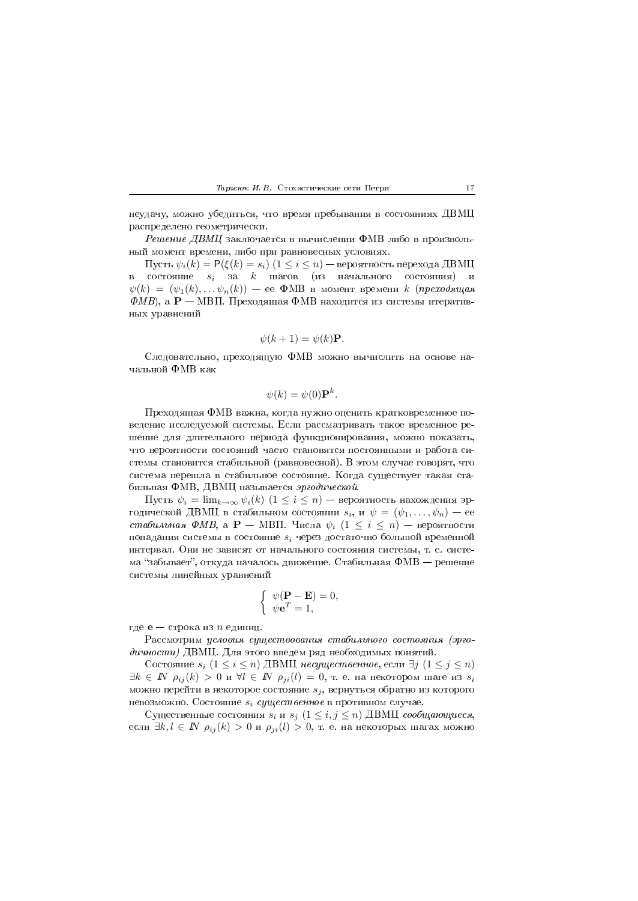неудачу, можно убедиться, что время пребывания в состояниях ДВМЦ распределено геометрически.

*Решение ДВМЦ* заключается в вычислении ФМВ либо в произвольный момент времени, либо при равновесных условиях.

Пусть $\psi_i(k) = \mathsf{P}(\xi(k) = s_i)$ $(1 \le i \le n)$ — вероятность перехода ДВМЦ в состояние $s_i$ за $k$ шагов (из начального состояния) и $\psi(k) = (\psi_1(k), \dots \psi_n(k))$ — ее ФМВ в момент времени $k$ (*преходящая ФМВ*), а $\mathbf{P}$ — МВП. Преходящая ФМВ находится из системы итеративных уравнений

$$\psi(k+1) = \psi(k)\mathbf{P}.$$

Следовательно, преходящую ФМВ можно вычислить на основе начальной ФМВ как

$$\psi(k) = \psi(0)\mathbf{P}^k.$$

Преходящая ФМВ важна, когда нужно оценить кратковременное поведение исследуемой системы. Если рассматривать такое временное решение для длительного периода функционирования, можно показать, что вероятности состояний часто становятся постоянными и работа системы становится стабильной (равновесной). В этом случае говорят, что система перешла в стабильное состояние. Когда существует такая стабильная ФМВ, ДВМЦ называется *эргодической*.

Пусть $\psi_i = \lim_{k\to\infty} \psi_i(k)$ $(1 \le i \le n)$ — вероятность нахождения эргодической ДВМЦ в стабильном состоянии $s_i$, и $\psi = (\psi_1, \dots, \psi_n)$ — ее *стабильная ФМВ*, а $\mathbf{P}$ — МВП. Числа $\psi_i$ $(1 \le i \le n)$ — вероятности попадания системы в состояние $s_i$ через достаточно большой временной интервал. Они не зависят от начального состояния системы, т. е. система "забывает", откуда началось движение. Стабильная ФМВ — решение системы линейных уравнений

$$\begin{cases} \psi(\mathbf{P} - \mathbf{E}) = 0, \\ \psi\mathbf{e}^T = 1, \end{cases}$$

где $\mathbf{e}$ — строка из $n$ единиц.

Рассмотрим *условия существования стабильного состояния (эргодичности)* ДВМЦ. Для этого введем ряд необходимых понятий.

Состояние $s_i$ $(1 \le i \le n)$ ДВМЦ *несущественное*, если $\exists j$ $(1 \le j \le n)$ $\exists k \in I\!N$ $\rho_{ij}(k) > 0$ и $\forall l \in I\!N$ $\rho_{ji}(l) = 0$, т. е. на некотором шаге из $s_i$ можно перейти в некоторое состояние $s_j$, вернуться обратно из которого невозможно. Состояние $s_i$ *существенное* в противном случае.

Существенные состояния $s_i$ и $s_j$ $(1 \le i, j \le n)$ ДВМЦ *сообщающиеся*, если $\exists k, l \in I\!N$ $\rho_{ij}(k) > 0$ и $\rho_{ji}(l) > 0$, т. е. на некоторых шагах можно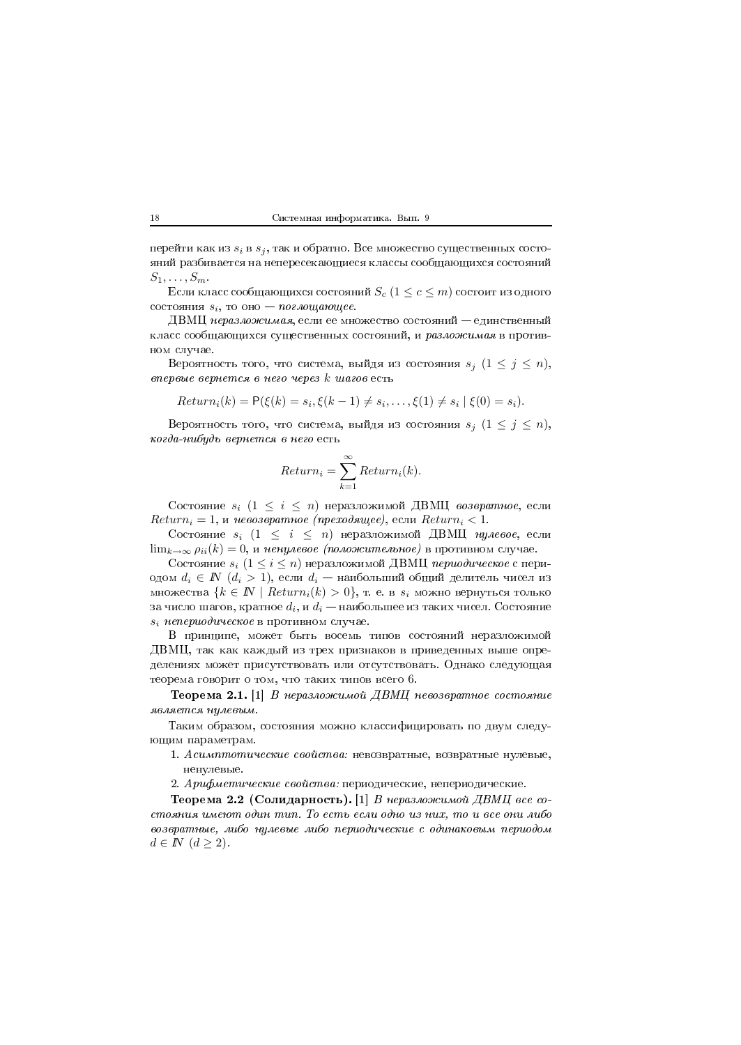перейти как из $s_i$ в $s_j$, так и обратно. Все множество существенных состояний разбивается на непересекающиеся классы сообщающихся состояний $S_1, \ldots, S_m$.

Если класс сообщающихся состояний $S_c$ $(1 \le c \le m)$ состоит из одного состояния $s_i$, то оно — *поглощающее*.

ДВМЦ *неразложимая*, если ее множество состояний — единственный класс сообщающихся существенных состояний, и *разложимая* в противном случае.

Вероятность того, что система, выйдя из состояния $s_j$ $(1 \le j \le n)$, *впервые вернется в него через $k$ шагов* есть

$$Return_i(k) = \mathsf{P}(\xi(k) = s_i, \xi(k-1) \ne s_i, \ldots, \xi(1) \ne s_i \mid \xi(0) = s_i).$$

Вероятность того, что система, выйдя из состояния $s_j$ $(1 \le j \le n)$, *когда-нибудь вернется в него* есть

$$Return_i = \sum_{k=1}^{\infty} Return_i(k).$$

Состояние $s_i$ $(1 \le i \le n)$ неразложимой ДВМЦ *возвратное*, если $Return_i = 1$, и *невозвратное (преходящее)*, если $Return_i < 1$.

Состояние $s_i$ $(1 \le i \le n)$ неразложимой ДВМЦ *нулевое*, если $\lim_{k\to\infty} \rho_{ii}(k) = 0$, и *ненулевое (положительное)* в противном случае.

Состояние $s_i$ $(1 \le i \le n)$ неразложимой ДВМЦ *периодическое* с периодом $d_i \in \mathbb{N}$ $(d_i > 1)$, если $d_i$ — наибольший общий делитель чисел из множества $\{k \in \mathbb{N} \mid Return_i(k) > 0\}$, т. е. в $s_i$ можно вернуться только за число шагов, кратное $d_i$, и $d_i$ — наибольшее из таких чисел. Состояние $s_i$ *непериодическое* в противном случае.

В принципе, может быть восемь типов состояний неразложимой ДВМЦ, так как каждый из трех признаков в приведенных выше определениях может присутствовать или отсутствовать. Однако следующая теорема говорит о том, что таких типов всего 6.

**Теорема 2.1.** [1] *В неразложимой ДВМЦ невозвратное состояние является нулевым.*

Таким образом, состояния можно классифицировать по двум следующим параметрам.

1. *Асимптотические свойства:* невозвратные, возвратные нулевые, ненулевые.
2. *Арифметические свойства:* периодические, непериодические.

**Теорема 2.2 (Солидарность).** [1] *В неразложимой ДВМЦ все состояния имеют один тип. То есть если одно из них, то и все они либо возвратные, либо нулевые либо периодические с одинаковым периодом $d \in \mathbb{N}$ $(d \ge 2)$.*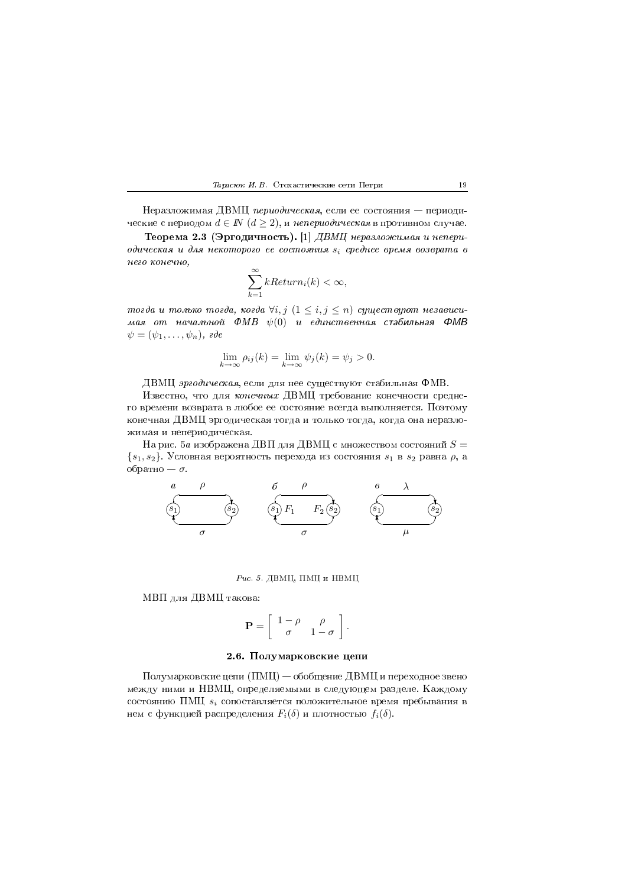Неразложимая ДВМЦ *периодическая*, если ее состояния — периодические с периодом $d \in I\!N$ $(d \geq 2)$, и *непериодическая* в противном случае.

**Теорема 2.3 (Эргодичность).** [1] *ДВМЦ неразложимая и непериодическая и для некоторого ее состояния $s_i$ среднее время возврата в него конечно,*

$$\sum_{k=1}^{\infty} kReturn_i(k) < \infty,$$

*тогда и только тогда, когда $\forall i, j$ $(1 \leq i, j \leq n)$ существуют независимая от начальной ФМВ $\psi(0)$ и единственная* стабильная *ФМВ $\psi = (\psi_1, \ldots, \psi_n)$, где*

$$\lim_{k \to \infty} \rho_{ij}(k) = \lim_{k \to \infty} \psi_j(k) = \psi_j > 0.$$

ДВМЦ *эргодическая*, если для нее существуют стабильная ФМВ.

Известно, что для *конечных* ДВМЦ требование конечности среднего времени возврата в любое ее состояние всегда выполняется. Поэтому конечная ДВМЦ эргодическая тогда и только тогда, когда она неразложимая и непериодическая.

На рис. 5*а* изображена ДВП для ДВМЦ с множеством состояний $S = \{s_1, s_2\}$. Условная вероятность перехода из состояния $s_1$ в $s_2$ равна $\rho$, а обратно — $\sigma$.

*Рис. 5.* ДВМЦ, ПМЦ и НВМЦ

МВП для ДВМЦ такова:

$$\mathbf{P} = \begin{bmatrix} 1-\rho & \rho \\ \sigma & 1-\sigma \end{bmatrix}.$$

### 2.6. Полумарковские цепи

Полумарковские цепи (ПМЦ) — обобщение ДВМЦ и переходное звено между ними и НВМЦ, определяемыми в следующем разделе. Каждому состоянию ПМЦ $s_i$ сопоставляется положительное время пребывания в нем с функцией распределения $F_i(\delta)$ и плотностью $f_i(\delta)$.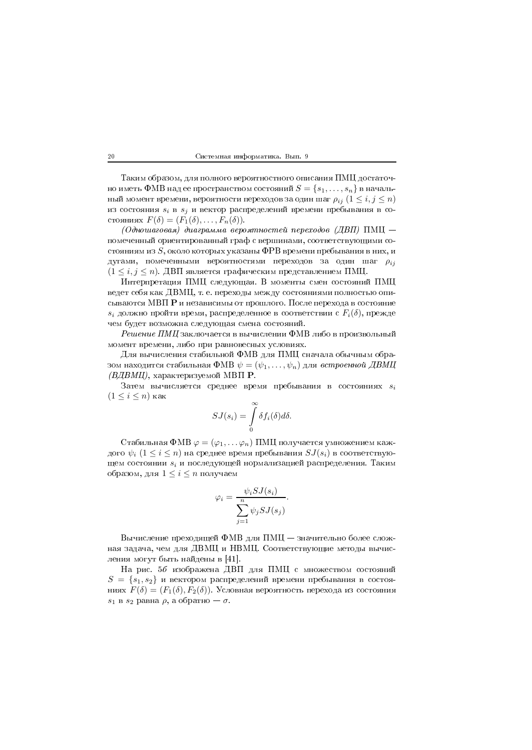Таким образом, для полного вероятностного описания ПМЦ достаточно иметь ФМВ над ее пространством состояний $S = \{s_1, \ldots, s_n\}$ в начальный момент времени, вероятности переходов за один шаг $\rho_{ij}$ $(1 \leq i, j \leq n)$ из состояния $s_i$ в $s_j$ и вектор распределений времени пребывания в состояниях $F(\delta) = (F_1(\delta), \ldots, F_n(\delta))$.

*(Одношаговая) диаграмма вероятностей переходов (ДВП)* ПМЦ — помеченный ориентированный граф с вершинами, соответствующими состояниям из $S$, около которых указаны ФРВ времени пребывания в них, и дугами, помеченными вероятностями переходов за один шаг $\rho_{ij}$ $(1 \leq i, j \leq n)$. ДВП является графическим представлением ПМЦ.

Интерпретация ПМЦ следующая. В моменты смен состояний ПМЦ ведет себя как ДВМЦ, т. е. переходы между состояниями полностью описываются МВП $\mathbf{P}$ и независимы от прошлого. После перехода в состояние $s_i$ должно пройти время, распределенное в соответствии с $F_i(\delta)$, прежде чем будет возможна следующая смена состояний.

*Решение ПМЦ* заключается в вычислении ФМВ либо в произвольный момент времени, либо при равновесных условиях.

Для вычисления стабильной ФМВ для ПМЦ сначала обычным образом находится стабильная ФМВ $\psi = (\psi_1, \ldots, \psi_n)$ для *встроенной ДВМЦ (ВДВМЦ)*, характеризуемой МВП $\mathbf{P}$.

Затем вычисляется среднее время пребывания в состояниях $s_i$ $(1 \leq i \leq n)$ как

$$SJ(s_i) = \int_0^{\infty} \delta f_i(\delta) d\delta.$$

Стабильная ФМВ $\varphi = (\varphi_1, \ldots \varphi_n)$ ПМЦ получается умножением каждого $\psi_i$ $(1 \leq i \leq n)$ на среднее время пребывания $SJ(s_i)$ в соответствующем состоянии $s_i$ и последующей нормализацией распределения. Таким образом, для $1 \leq i \leq n$ получаем

$$\varphi_i = \frac{\psi_i SJ(s_i)}{\sum_{j=1}^{n} \psi_j SJ(s_j)}.$$

Вычисление преходящей ФМВ для ПМЦ — значительно более сложная задача, чем для ДВМЦ и НВМЦ. Соответствующие методы вычисления могут быть найдены в [41].

На рис. 5*б* изображена ДВП для ПМЦ с множеством состояний $S = \{s_1, s_2\}$ и вектором распределений времени пребывания в состояниях $F(\delta) = (F_1(\delta), F_2(\delta))$. Условная вероятность перехода из состояния $s_1$ в $s_2$ равна $\rho$, а обратно — $\sigma$.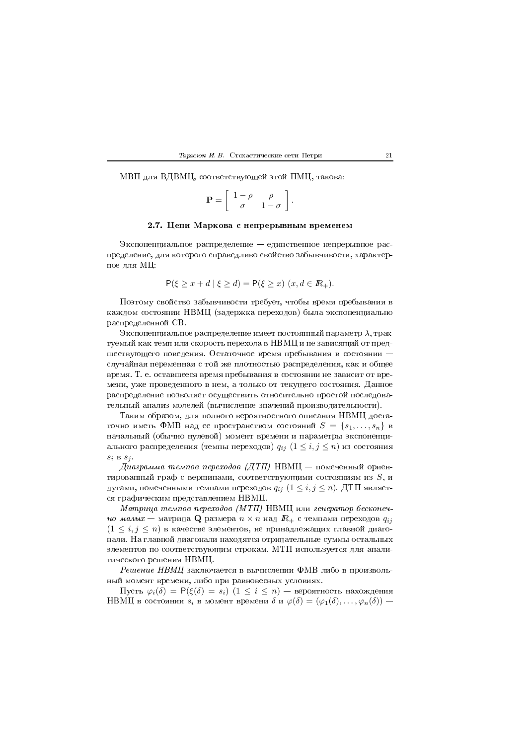МВП для ВДВМЦ, соответствующей этой ПМЦ, такова:

$$\mathbf{P} = \left[ \begin{array}{cc} 1-\rho & \rho \\ \sigma & 1-\sigma \end{array} \right].$$

### 2.7. Цепи Маркова с непрерывным временем

Экспоненциальное распределение — единственное непрерывное распределение, для которого справедливо свойство забывчивости, характерное для МЦ:

$$\mathsf{P}(\xi \geq x + d \mid \xi \geq d) = \mathsf{P}(\xi \geq x) \ (x, d \in \mathbb{R}_+).$$

Поэтому свойство забывчивости требует, чтобы время пребывания в каждом состоянии НВМЦ (задержка переходов) была экспоненциально распределенной СВ.

Экспоненциальное распределение имеет постоянный параметр $\lambda$, трактуемый как темп или скорость перехода в НВМЦ и не зависящий от предшествующего поведения. Остаточное время пребывания в состоянии — случайная переменная с той же плотностью распределения, как и общее время. Т. е. оставшееся время пребывания в состоянии не зависит от времени, уже проведенного в нем, а только от текущего состояния. Данное распределение позволяет осуществить относительно простой последовательный анализ моделей (вычисление значений производительности).

Таким образом, для полного вероятностного описания НВМЦ достаточно иметь ФМВ над ее пространством состояний $S = \{s_1, \ldots, s_n\}$ в начальный (обычно нулевой) момент времени и параметры экспоненциального распределения (темпы переходов) $q_{ij}$ $(1 \leq i, j \leq n)$ из состояния $s_i$ в $s_j$.

*Диаграмма темпов переходов (ДТП)* НВМЦ — помеченный ориентированный граф с вершинами, соответствующими состояниям из $S$, и дугами, помеченными темпами переходов $q_{ij}$ $(1 \leq i, j \leq n)$. ДТП является графическим представлением НВМЦ.

*Матрица темпов переходов (МТП)* НВМЦ или *генератор бесконечно малых* — матрица $\mathbf{Q}$ размера $n \times n$ над $\mathbb{R}_+$ с темпами переходов $q_{ij}$ $(1 \leq i, j \leq n)$ в качестве элементов, не принадлежащих главной диагонали. На главной диагонали находятся отрицательные суммы остальных элементов по соответствующим строкам. МТП используется для аналитического решения НВМЦ.

*Решение НВМЦ* заключается в вычислении ФМВ либо в произвольный момент времени, либо при равновесных условиях.

Пусть $\varphi_i(\delta) = \mathsf{P}(\xi(\delta) = s_i)$ $(1 \leq i \leq n)$ — вероятность нахождения НВМЦ в состоянии $s_i$ в момент времени $\delta$ и $\varphi(\delta) = (\varphi_1(\delta), \ldots, \varphi_n(\delta))$ —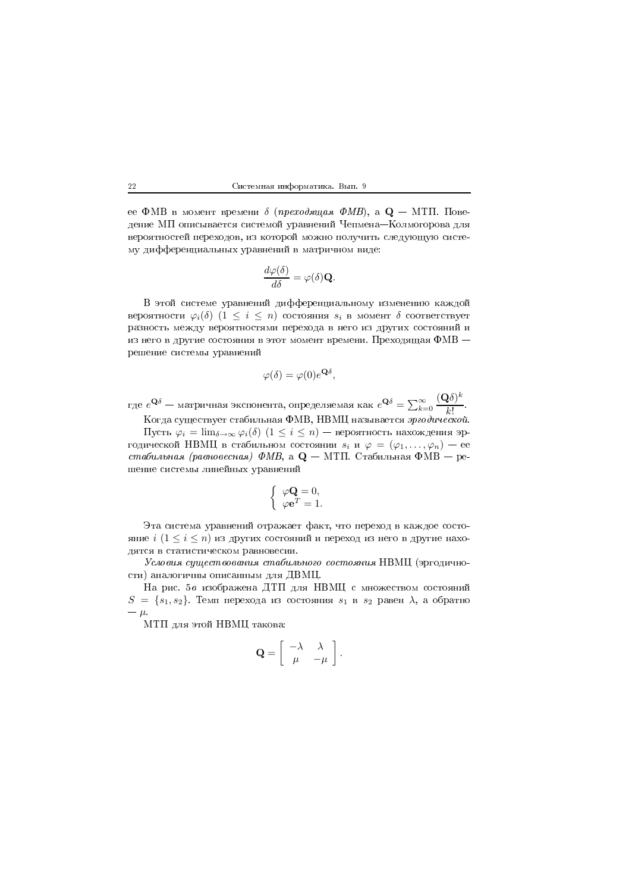ее ФМВ в момент времени $\delta$ (*преходящая ФМВ*), а $\mathbf{Q}$ — МТП. Поведение МП описывается системой уравнений Чепмена—Колмогорова для вероятностей переходов, из которой можно получить следующую систему дифференциальных уравнений в матричном виде:

$$\frac{d\varphi(\delta)}{d\delta} = \varphi(\delta)\mathbf{Q}.$$

В этой системе уравнений дифференциальному изменению каждой вероятности $\varphi_i(\delta)$ $(1 \leq i \leq n)$ состояния $s_i$ в момент $\delta$ соответствует разность между вероятностями перехода в него из других состояний и из него в другие состояния в этот момент времени. Преходящая ФМВ — решение системы уравнений

$$\varphi(\delta) = \varphi(0)e^{\mathbf{Q}\delta},$$

где $e^{\mathbf{Q}\delta}$ — матричная экспонента, определяемая как $e^{\mathbf{Q}\delta} = \sum_{k=0}^{\infty} \dfrac{(\mathbf{Q}\delta)^k}{k!}$.

Когда существует стабильная ФМВ, НВМЦ называется *эргодической*.

Пусть $\varphi_i = \lim_{\delta\to\infty} \varphi_i(\delta)$ $(1 \leq i \leq n)$ — вероятность нахождения эргодической НВМЦ в стабильном состоянии $s_i$ и $\varphi = (\varphi_1, \ldots, \varphi_n)$ — ее *стабильная (равновесная) ФМВ*, а $\mathbf{Q}$ — МТП. Стабильная ФМВ — решение системы линейных уравнений

$$\begin{cases} \varphi\mathbf{Q} = 0, \\ \varphi\mathbf{e}^T = 1. \end{cases}$$

Эта система уравнений отражает факт, что переход в каждое состояние $i$ $(1 \leq i \leq n)$ из других состояний и переход из него в другие находятся в статистическом равновесии.

*Условия существования стабильного состояния* НВМЦ (эргодичности) аналогичны описанным для ДВМЦ.

На рис. 5*в* изображена ДТП для НВМЦ с множеством состояний $S = \{s_1, s_2\}$. Темп перехода из состояния $s_1$ в $s_2$ равен $\lambda$, а обратно — $\mu$.

МТП для этой НВМЦ такова:

$$\mathbf{Q} = \begin{bmatrix} -\lambda & \lambda \\ \mu & -\mu \end{bmatrix}.$$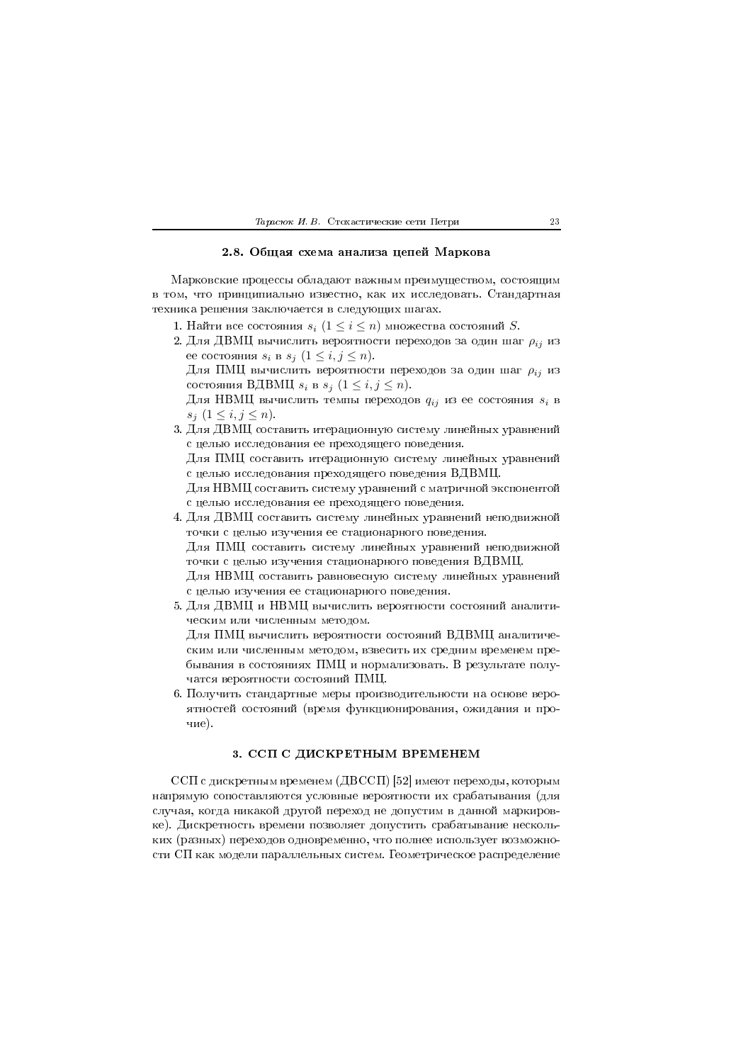### 2.8. Общая схема анализа цепей Маркова

Марковские процессы обладают важным преимуществом, состоящим в том, что принципиально известно, как их исследовать. Стандартная техника решения заключается в следующих шагах.

1. Найти все состояния $s_i$ $(1 \le i \le n)$ множества состояний $S$.
2. Для ДВМЦ вычислить вероятности переходов за один шаг $\rho_{ij}$ из ее состояния $s_i$ в $s_j$ $(1 \le i, j \le n)$.
   Для ПМЦ вычислить вероятности переходов за один шаг $\rho_{ij}$ из состояния ВДВМЦ $s_i$ в $s_j$ $(1 \le i, j \le n)$.
   Для НВМЦ вычислить темпы переходов $q_{ij}$ из ее состояния $s_i$ в $s_j$ $(1 \le i, j \le n)$.
3. Для ДВМЦ составить итерационную систему линейных уравнений с целью исследования ее преходящего поведения.
   Для ПМЦ составить итерационную систему линейных уравнений с целью исследования преходящего поведения ВДВМЦ.
   Для НВМЦ составить систему уравнений с матричной экспонентой с целью исследования ее преходящего поведения.
4. Для ДВМЦ составить систему линейных уравнений неподвижной точки с целью изучения ее стационарного поведения.
   Для ПМЦ составить систему линейных уравнений неподвижной точки с целью изучения стационарного поведения ВДВМЦ.
   Для НВМЦ составить равновесную систему линейных уравнений с целью изучения ее стационарного поведения.
5. Для ДВМЦ и НВМЦ вычислить вероятности состояний аналитическим или численным методом.
   Для ПМЦ вычислить вероятности состояний ВДВМЦ аналитическим или численным методом, взвесить их средним временем пребывания в состояниях ПМЦ и нормализовать. В результате получатся вероятности состояний ПМЦ.
6. Получить стандартные меры производительности на основе вероятностей состояний (время функционирования, ожидания и прочие).

## 3. ССП С ДИСКРЕТНЫМ ВРЕМЕНЕМ

ССП с дискретным временем (ДВССП) [52] имеют переходы, которым напрямую сопоставляются условные вероятности их срабатывания (для случая, когда никакой другой переход не допустим в данной маркировке). Дискретность времени позволяет допустить срабатывание нескольких (разных) переходов одновременно, что полнее использует возможности СП как модели параллельных систем. Геометрическое распределение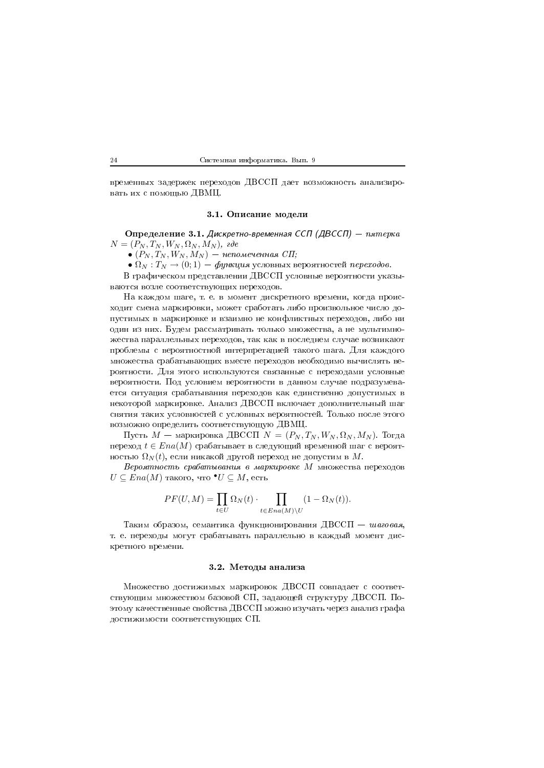временных задержек переходов ДВССП дает возможность анализировать их с помощью ДВМЦ.

### 3.1. Описание модели

**Определение 3.1.** *Дискретно-временная ССП (ДВССП) — пятерка* $N = (P_N, T_N, W_N, \Omega_N, M_N)$, *где*

- $(P_N, T_N, W_N, M_N)$ — *непомеченная СП;*
- $\Omega_N : T_N \to (0; 1)$ — *функция* условных вероятностей *переходов.*

В графическом представлении ДВССП условные вероятности указываются возле соответствующих переходов.

На каждом шаге, т. е. в момент дискретного времени, когда происходит смена маркировки, может сработать либо произвольное число допустимых в маркировке и взаимно не конфликтных переходов, либо ни один из них. Будем рассматривать только множества, а не мультимножества параллельных переходов, так как в последнем случае возникают проблемы с вероятностной интерпретацией такого шага. Для каждого множества срабатывающих вместе переходов необходимо вычислять вероятности. Для этого используются связанные с переходами условные вероятности. Под условием вероятности в данном случае подразумевается ситуация срабатывания переходов как единственно допустимых в некоторой маркировке. Анализ ДВССП включает дополнительный шаг снятия таких условностей с условных вероятностей. Только после этого возможно определить соответствующую ДВМЦ.

Пусть $M$ — маркировка ДВССП $N = (P_N, T_N, W_N, \Omega_N, M_N)$. Тогда переход $t \in Ena(M)$ срабатывает в следующий временной шаг с вероятностью $\Omega_N(t)$, если никакой другой переход не допустим в $M$.

*Вероятность срабатывания в маркировке* $M$ множества переходов $U \subseteq Ena(M)$ такого, что ${}^\bullet U \subseteq M$, есть

$$PF(U, M) = \prod_{t \in U} \Omega_N(t) \cdot \prod_{t \in Ena(M) \setminus U} (1 - \Omega_N(t)).$$

Таким образом, семантика функционирования ДВССП — *шаговая*, т. е. переходы могут срабатывать параллельно в каждый момент дискретного времени.

### 3.2. Методы анализа

Множество достижимых маркировок ДВССП совпадает с соответствующим множеством базовой СП, задающей структуру ДВССП. Поэтому качественные свойства ДВССП можно изучать через анализ графа достижимости соответствующих СП.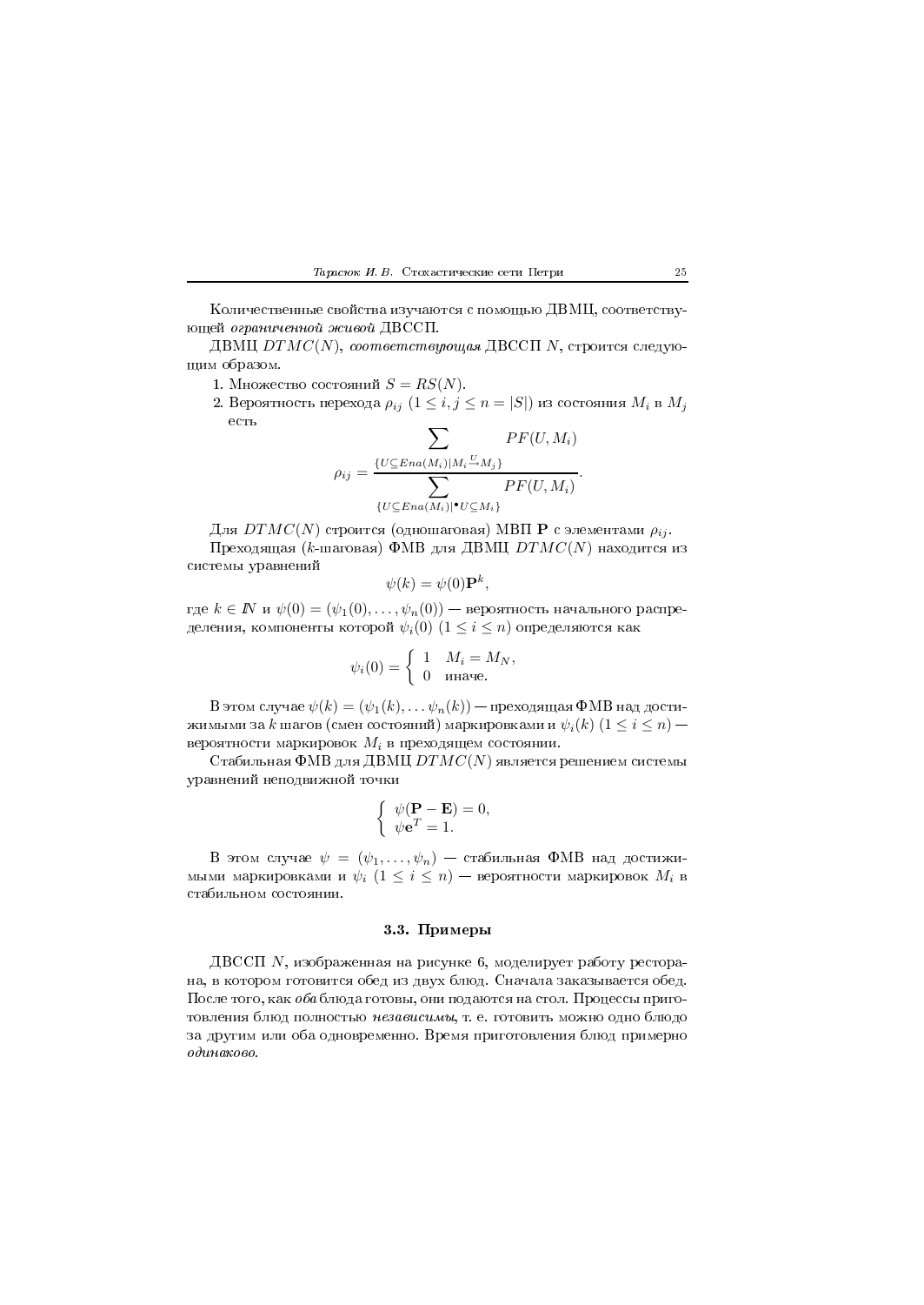Количественные свойства изучаются с помощью ДВМЦ, соответствующей *ограниченной живой* ДВССП.

ДВМЦ $DTMC(N)$, *соответствующая* ДВССП $N$, строится следующим образом.

1. Множество состояний $S = RS(N)$.
2. Вероятность перехода $\rho_{ij}$ $(1 \le i, j \le n = |S|)$ из состояния $M_i$ в $M_j$ есть

$$\rho_{ij} = \frac{\displaystyle\sum_{\{U \subseteq Ena(M_i) | M_i \stackrel{U}{\to} M_j\}} PF(U, M_i)}{\displaystyle\sum_{\{U \subseteq Ena(M_i) | {}^\bullet U \subseteq M_i\}} PF(U, M_i)}.$$

Для $DTMC(N)$ строится (одношаговая) МВП $\mathbf{P}$ с элементами $\rho_{ij}$.

Преходящая ($k$-шаговая) ФМВ для ДВМЦ $DTMC(N)$ находится из системы уравнений

$$\psi(k) = \psi(0)\mathbf{P}^k,$$

где $k \in \mathbb{N}$ и $\psi(0) = (\psi_1(0), \ldots, \psi_n(0))$ — вероятность начального распределения, компоненты которой $\psi_i(0)$ $(1 \le i \le n)$ определяются как

$$\psi_i(0) = \begin{cases} 1 & M_i = M_N, \\ 0 & \text{иначе.} \end{cases}$$

В этом случае $\psi(k) = (\psi_1(k), \ldots \psi_n(k))$ — преходящая ФМВ над достижимыми за $k$ шагов (смен состояний) маркировками и $\psi_i(k)$ $(1 \le i \le n)$ — вероятности маркировок $M_i$ в преходящем состоянии.

Стабильная ФМВ для ДВМЦ $DTMC(N)$ является решением системы уравнений неподвижной точки

$$\begin{cases} \psi(\mathbf{P} - \mathbf{E}) = 0, \\ \psi \mathbf{e}^T = 1. \end{cases}$$

В этом случае $\psi = (\psi_1, \ldots, \psi_n)$ — стабильная ФМВ над достижимыми маркировками и $\psi_i$ $(1 \le i \le n)$ — вероятности маркировок $M_i$ в стабильном состоянии.

### 3.3. Примеры

ДВССП $N$, изображенная на рисунке 6, моделирует работу ресторана, в котором готовится обед из двух блюд. Сначала заказывается обед. После того, как *оба* блюда готовы, они подаются на стол. Процессы приготовления блюд полностью *независимы*, т. е. готовить можно одно блюдо за другим или оба одновременно. Время приготовления блюд примерно *одинаково*.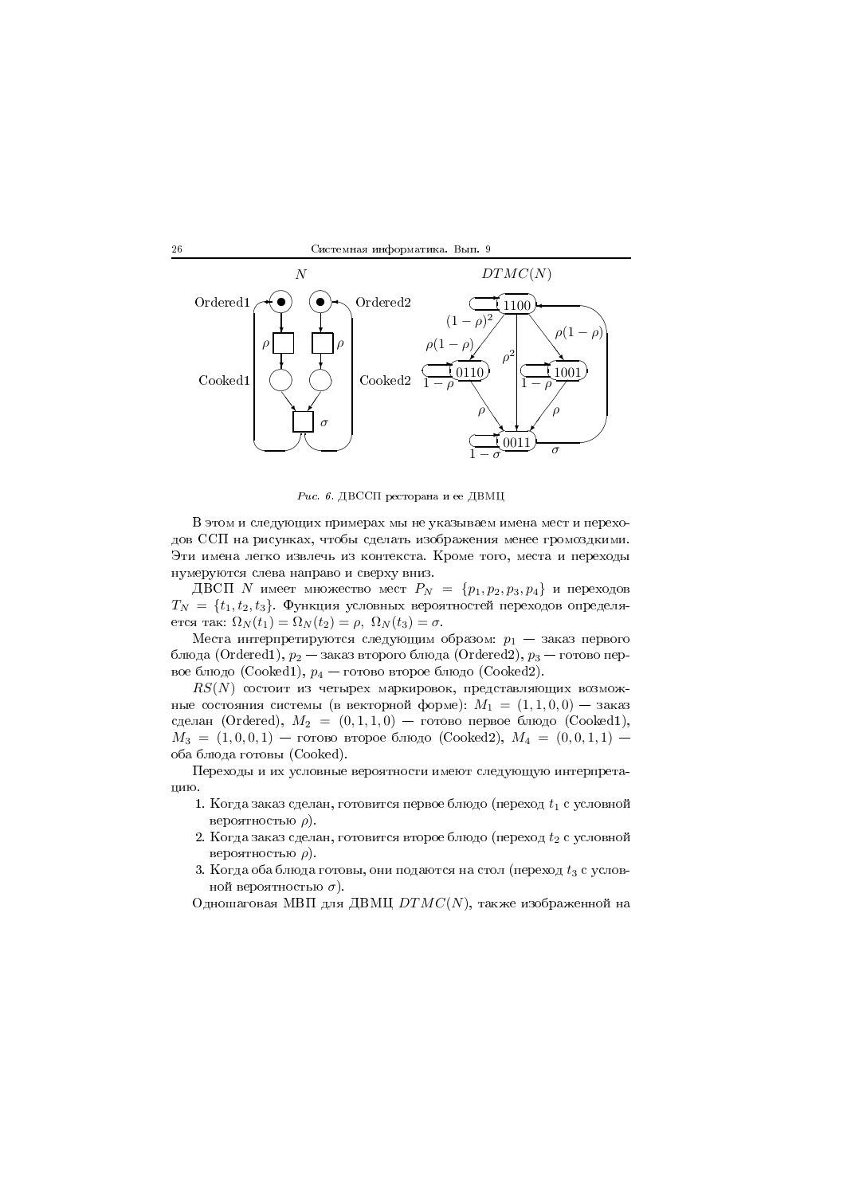*Рис. 6.* ДВССП ресторана и ее ДВМЦ

В этом и следующих примерах мы не указываем имена мест и переходов ССП на рисунках, чтобы сделать изображения менее громоздкими. Эти имена легко извлечь из контекста. Кроме того, места и переходы нумеруются слева направо и сверху вниз.

ДВСП $N$ имеет множество мест $P_N = \{p_1, p_2, p_3, p_4\}$ и переходов $T_N = \{t_1, t_2, t_3\}$. Функция условных вероятностей переходов определяется так: $\Omega_N(t_1) = \Omega_N(t_2) = \rho$, $\Omega_N(t_3) = \sigma$.

Места интерпретируются следующим образом: $p_1$ — заказ первого блюда (Ordered1), $p_2$ — заказ второго блюда (Ordered2), $p_3$ — готово первое блюдо (Cooked1), $p_4$ — готово второе блюдо (Cooked2).

$RS(N)$ состоит из четырех маркировок, представляющих возможные состояния системы (в векторной форме): $M_1 = (1, 1, 0, 0)$ — заказ сделан (Ordered), $M_2 = (0, 1, 1, 0)$ — готово первое блюдо (Cooked1), $M_3 = (1, 0, 0, 1)$ — готово второе блюдо (Cooked2), $M_4 = (0, 0, 1, 1)$ — оба блюда готовы (Cooked).

Переходы и их условные вероятности имеют следующую интерпретацию.

1. Когда заказ сделан, готовится первое блюдо (переход $t_1$ с условной вероятностью $\rho$).
2. Когда заказ сделан, готовится второе блюдо (переход $t_2$ с условной вероятностью $\rho$).
3. Когда оба блюда готовы, они подаются на стол (переход $t_3$ с условной вероятностью $\sigma$).

Одношаговая МВП для ДВМЦ $DTMC(N)$, также изображенной на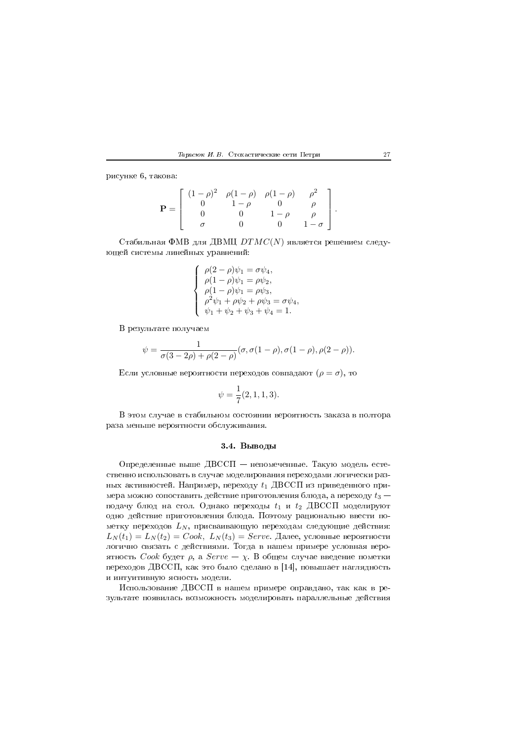рисунке 6, такова:

$$
\mathbf{P} = \begin{bmatrix} (1-\rho)^2 & \rho(1-\rho) & \rho(1-\rho) & \rho^2 \\ 0 & 1-\rho & 0 & \rho \\ 0 & 0 & 1-\rho & \rho \\ \sigma & 0 & 0 & 1-\sigma \end{bmatrix}.
$$

Стабильная ФМВ для ДВМЦ $DTMC(N)$ является решением следующей системы линейных уравнений:

$$
\begin{cases} \rho(2-\rho)\psi_1 = \sigma\psi_4, \\ \rho(1-\rho)\psi_1 = \rho\psi_2, \\ \rho(1-\rho)\psi_1 = \rho\psi_3, \\ \rho^2\psi_1 + \rho\psi_2 + \rho\psi_3 = \sigma\psi_4, \\ \psi_1 + \psi_2 + \psi_3 + \psi_4 = 1. \end{cases}
$$

В результате получаем

$$
\psi = \frac{1}{\sigma(3-2\rho) + \rho(2-\rho)}(\sigma, \sigma(1-\rho), \sigma(1-\rho), \rho(2-\rho)).
$$

Если условные вероятности переходов совпадают ($\rho = \sigma$), то

$$
\psi = \frac{1}{7}(2, 1, 1, 3).
$$

В этом случае в стабильном состоянии вероятность заказа в полтора раза меньше вероятности обслуживания.

### 3.4. Выводы

Определенные выше ДВССП — непомеченные. Такую модель естественно использовать в случае моделирования переходами логически разных активностей. Например, переходу $t_1$ ДВССП из приведенного примера можно сопоставить действие приготовления блюда, а переходу $t_3$ — подачу блюд на стол. Однако переходы $t_1$ и $t_2$ ДВССП моделируют одно действие приготовления блюда. Поэтому рационально ввести пометку переходов $L_N$, присваивающую переходам следующие действия: $L_N(t_1) = L_N(t_2) = Cook$, $L_N(t_3) = Serve$. Далее, условные вероятности логично связать с действиями. Тогда в нашем примере условная вероятность $Cook$ будет $\rho$, а $Serve$ — $\chi$. В общем случае введение пометки переходов ДВССП, как это было сделано в [14], повышает наглядность и интуитивную ясность модели.

Использование ДВССП в нашем примере оправдано, так как в результате появилась возможность моделировать параллельные действия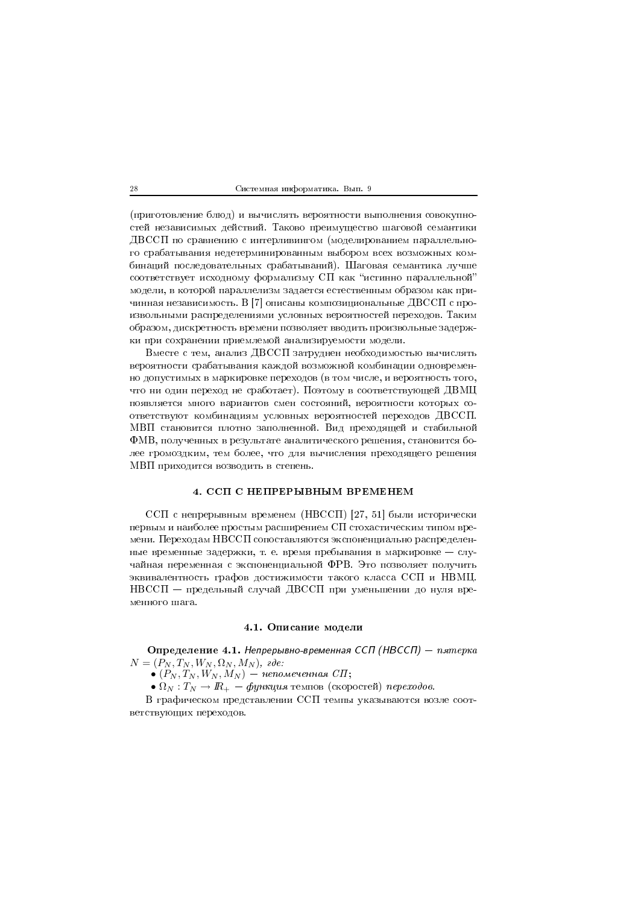(приготовление блюд) и вычислять вероятности выполнения совокупностей независимых действий. Таково преимущество шаговой семантики ДВССП по сравнению с интерливингом (моделированием параллельного срабатывания недетерминированным выбором всех возможных комбинаций последовательных срабатываний). Шаговая семантика лучше соответствует исходному формализму СП как "истинно параллельной" модели, в которой параллелизм задается естественным образом как причинная независимость. В [7] описаны композициональные ДВССП с произвольными распределениями условных вероятностей переходов. Таким образом, дискретность времени позволяет вводить произвольные задержки при сохранении приемлемой анализируемости модели.

Вместе с тем, анализ ДВССП затруднен необходимостью вычислять вероятности срабатывания каждой возможной комбинации одновременно допустимых в маркировке переходов (в том числе, и вероятность того, что ни один переход не сработает). Поэтому в соответствующей ДВМЦ появляется много вариантов смен состояний, вероятности которых соответствуют комбинациям условных вероятностей переходов ДВССП. МВП становится плотно заполненной. Вид преходящей и стабильной ФМВ, полученных в результате аналитического решения, становится более громоздким, тем более, что для вычисления преходящего решения МВП приходится возводить в степень.

## 4. ССП С НЕПРЕРЫВНЫМ ВРЕМЕНЕМ

ССП с непрерывным временем (НВССП) [27, 51] были исторически первым и наиболее простым расширением СП стохастическим типом времени. Переходам НВССП сопоставляются экспоненциально распределенные временные задержки, т. е. время пребывания в маркировке — случайная переменная с экспоненциальной ФРВ. Это позволяет получить эквивалентность графов достижимости такого класса ССП и НВМЦ. НВССП — предельный случай ДВССП при уменьшении до нуля временного шага.

### 4.1. Описание модели

**Определение 4.1.** *Непрерывно-временная ССП (НВССП) — пятерка* $N = (P_N, T_N, W_N, \Omega_N, M_N)$*, где:*

- $(P_N, T_N, W_N, M_N)$ *— непомеченная СП;*
- $\Omega_N : T_N \to \mathbb{R}_+$ *— функция* темпов (скоростей) *переходов.*

В графическом представлении ССП темпы указываются возле соответствующих переходов.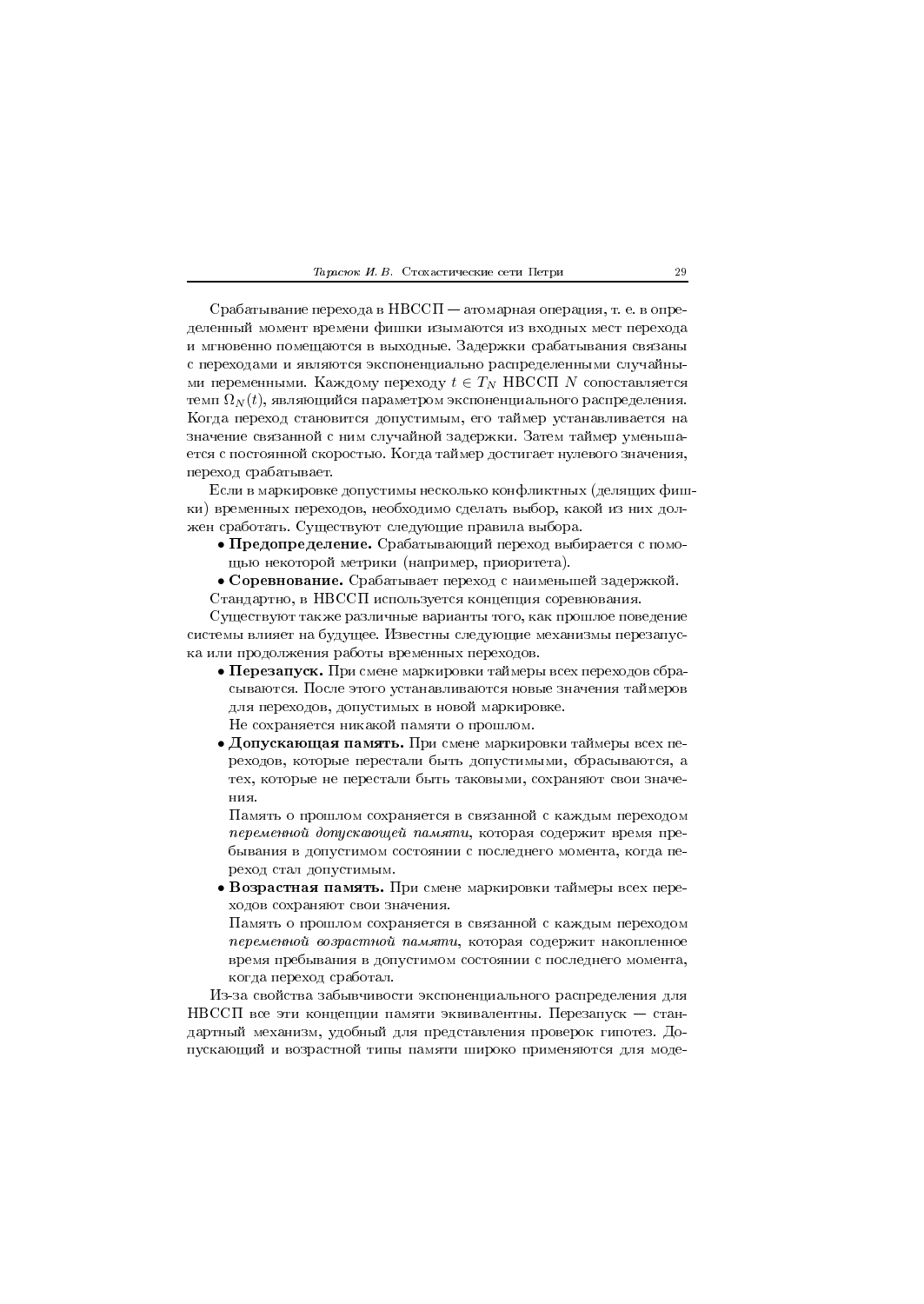Срабатывание перехода в НВССП — атомарная операция, т. е. в определенный момент времени фишки изымаются из входных мест перехода и мгновенно помещаются в выходные. Задержки срабатывания связаны с переходами и являются экспоненциально распределенными случайными переменными. Каждому переходу $t \in T_N$ НВССП $N$ сопоставляется темп $\Omega_N(t)$, являющийся параметром экспоненциального распределения. Когда переход становится допустимым, его таймер устанавливается на значение связанной с ним случайной задержки. Затем таймер уменьшается с постоянной скоростью. Когда таймер достигает нулевого значения, переход срабатывает.

Если в маркировке допустимы несколько конфликтных (делящих фишки) временных переходов, необходимо сделать выбор, какой из них должен сработать. Существуют следующие правила выбора.

- **Предопределение.** Срабатывающий переход выбирается с помощью некоторой метрики (например, приоритета).
- **Соревнование.** Срабатывает переход с наименьшей задержкой.

Стандартно, в НВССП используется концепция соревнования.

Существуют также различные варианты того, как прошлое поведение системы влияет на будущее. Известны следующие механизмы перезапуска или продолжения работы временных переходов.

- **Перезапуск.** При смене маркировки таймеры всех переходов сбрасываются. После этого устанавливаются новые значения таймеров для переходов, допустимых в новой маркировке.

  Не сохраняется никакой памяти о прошлом.
- **Допускающая память.** При смене маркировки таймеры всех переходов, которые перестали быть допустимыми, сбрасываются, а тех, которые не перестали быть таковыми, сохраняют свои значения.

  Память о прошлом сохраняется в связанной с каждым переходом *переменной допускающей памяти*, которая содержит время пребывания в допустимом состоянии с последнего момента, когда переход стал допустимым.
- **Возрастная память.** При смене маркировки таймеры всех переходов сохраняют свои значения.

  Память о прошлом сохраняется в связанной с каждым переходом *переменной возрастной памяти*, которая содержит накопленное время пребывания в допустимом состоянии с последнего момента, когда переход сработал.

Из-за свойства забывчивости экспоненциального распределения для НВССП все эти концепции памяти эквивалентны. Перезапуск — стандартный механизм, удобный для представления проверок гипотез. Допускающий и возрастной типы памяти широко применяются для моде-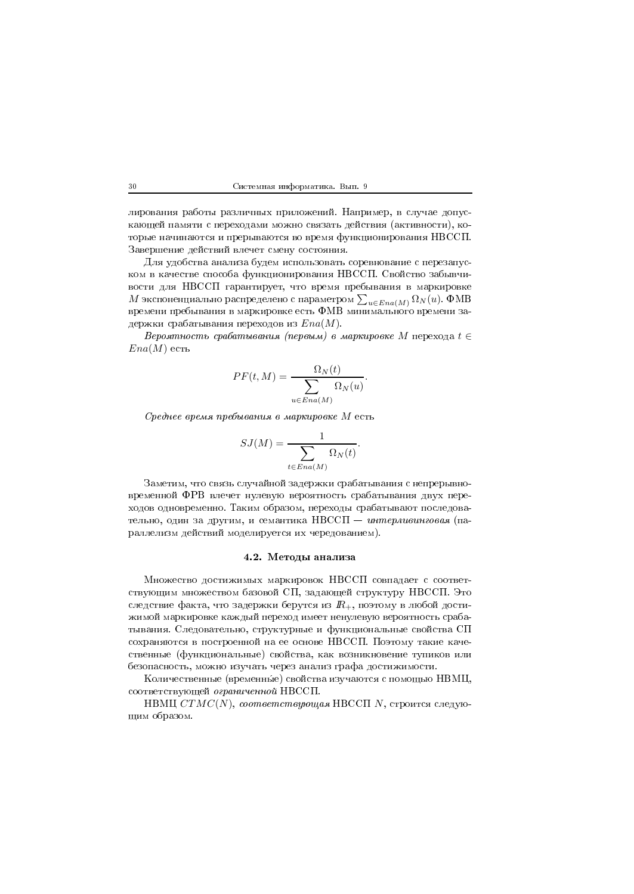лирования работы различных приложений. Например, в случае допускающей памяти с переходами можно связать действия (активности), которые начинаются и прерываются во время функционирования НВССП. Завершение действий влечет смену состояния.

Для удобства анализа будем использовать соревнование с перезапуском в качестве способа функционирования НВССП. Свойство забывчивости для НВССП гарантирует, что время пребывания в маркировке $M$ экспоненциально распределено с параметром $\sum_{u \in Ena(M)} \Omega_N(u)$. ФМВ времени пребывания в маркировке есть ФМВ минимального времени задержки срабатывания переходов из $Ena(M)$.

*Вероятность срабатывания (первым) в маркировке* $M$ перехода $t \in Ena(M)$ есть

$$PF(t, M) = \frac{\Omega_N(t)}{\sum\limits_{u \in Ena(M)} \Omega_N(u)}.$$

*Среднее время пребывания в маркировке* $M$ есть

$$SJ(M) = \frac{1}{\sum\limits_{t \in Ena(M)} \Omega_N(t)}.$$

Заметим, что связь случайной задержки срабатывания с непрерывно-временной ФРВ влечет нулевую вероятность срабатывания двух переходов одновременно. Таким образом, переходы срабатывают последовательно, один за другим, и семантика НВССП — *интерливинговая* (параллелизм действий моделируется их чередованием).

### 4.2. Методы анализа

Множество достижимых маркировок НВССП совпадает с соответствующим множеством базовой СП, задающей структуру НВССП. Это следствие факта, что задержки берутся из $\mathbb{R}_+$, поэтому в любой достижимой маркировке каждый переход имеет ненулевую вероятность срабатывания. Следовательно, структурные и функциональные свойства СП сохраняются в построенной на ее основе НВССП. Поэтому такие качественные (функциональные) свойства, как возникновение тупиков или безопасность, можно изучать через анализ графа достижимости.

Количественные (временны́е) свойства изучаются с помощью НВМЦ, соответствующей *ограниченной* НВССП.

НВМЦ $CTMC(N)$, *соответствующая* НВССП $N$, строится следующим образом.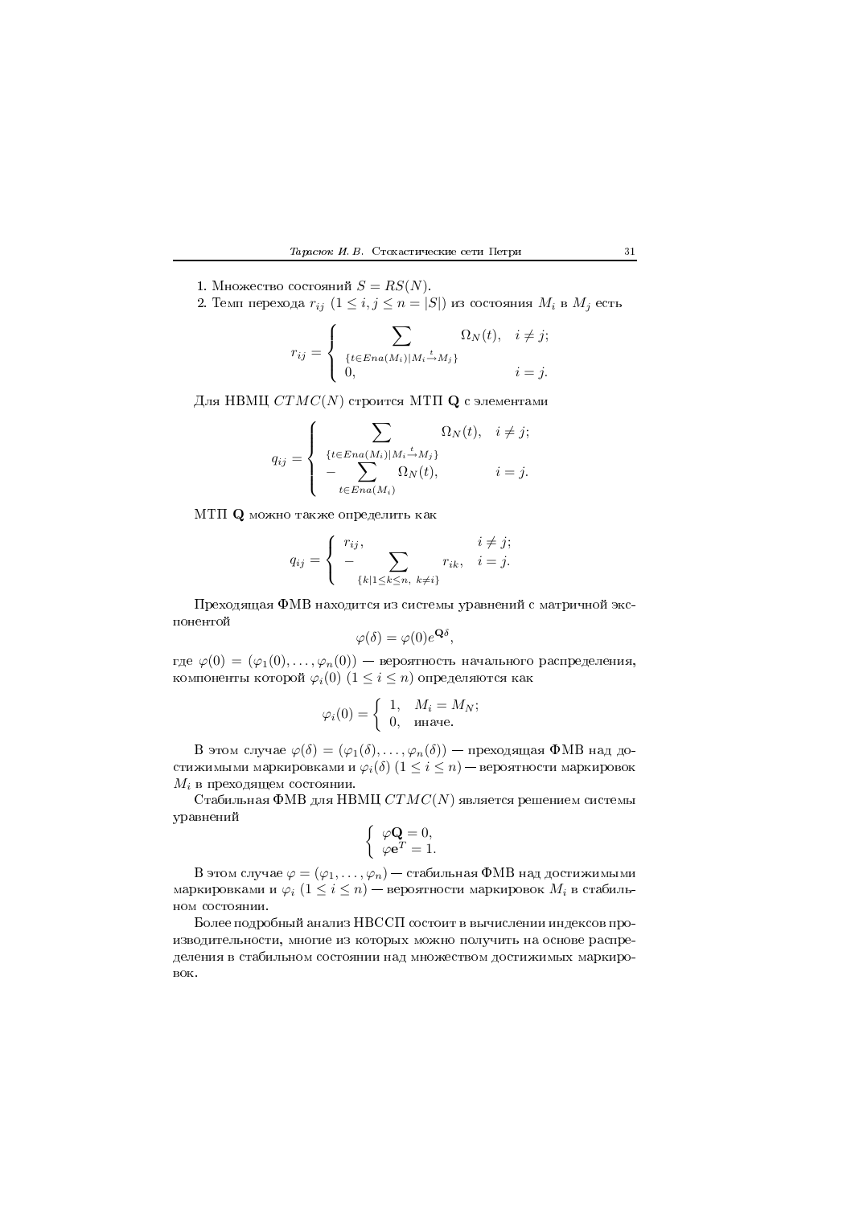1. Множество состояний $S = RS(N)$.

2. Темп перехода $r_{ij}$ $(1 \le i, j \le n = |S|)$ из состояния $M_i$ в $M_j$ есть

$$r_{ij} = \begin{cases} \displaystyle\sum_{\{t \in Ena(M_i) | M_i \xrightarrow{t} M_j\}} \Omega_N(t), & i \ne j; \\ 0, & i = j. \end{cases}$$

Для НВМЦ $CTMC(N)$ строится МТП $\mathbf{Q}$ с элементами

$$q_{ij} = \begin{cases} \displaystyle\sum_{\{t \in Ena(M_i) | M_i \xrightarrow{t} M_j\}} \Omega_N(t), & i \ne j; \\ \displaystyle -\sum_{t \in Ena(M_i)} \Omega_N(t), & i = j. \end{cases}$$

МТП $\mathbf{Q}$ можно также определить как

$$q_{ij} = \begin{cases} r_{ij}, & i \ne j; \\ \displaystyle -\sum_{\{k | 1 \le k \le n,\ k \ne i\}} r_{ik}, & i = j. \end{cases}$$

Преходящая ФМВ находится из системы уравнений с матричной экспонентой

$$\varphi(\delta) = \varphi(0) e^{\mathbf{Q}\delta},$$

где $\varphi(0) = (\varphi_1(0), \ldots, \varphi_n(0))$ — вероятность начального распределения, компоненты которой $\varphi_i(0)$ $(1 \le i \le n)$ определяются как

$$\varphi_i(0) = \begin{cases} 1, & M_i = M_N; \\ 0, & \text{иначе.} \end{cases}$$

В этом случае $\varphi(\delta) = (\varphi_1(\delta), \ldots, \varphi_n(\delta))$ — преходящая ФМВ над достижимыми маркировками и $\varphi_i(\delta)$ $(1 \le i \le n)$ — вероятности маркировок $M_i$ в преходящем состоянии.

Стабильная ФМВ для НВМЦ $CTMC(N)$ является решением системы уравнений

$$\begin{cases} \varphi \mathbf{Q} = 0, \\ \varphi \mathbf{e}^T = 1. \end{cases}$$

В этом случае $\varphi = (\varphi_1, \ldots, \varphi_n)$ — стабильная ФМВ над достижимыми маркировками и $\varphi_i$ $(1 \le i \le n)$ — вероятности маркировок $M_i$ в стабильном состоянии.

Более подробный анализ НВССП состоит в вычислении индексов производительности, многие из которых можно получить на основе распределения в стабильном состоянии над множеством достижимых маркировок.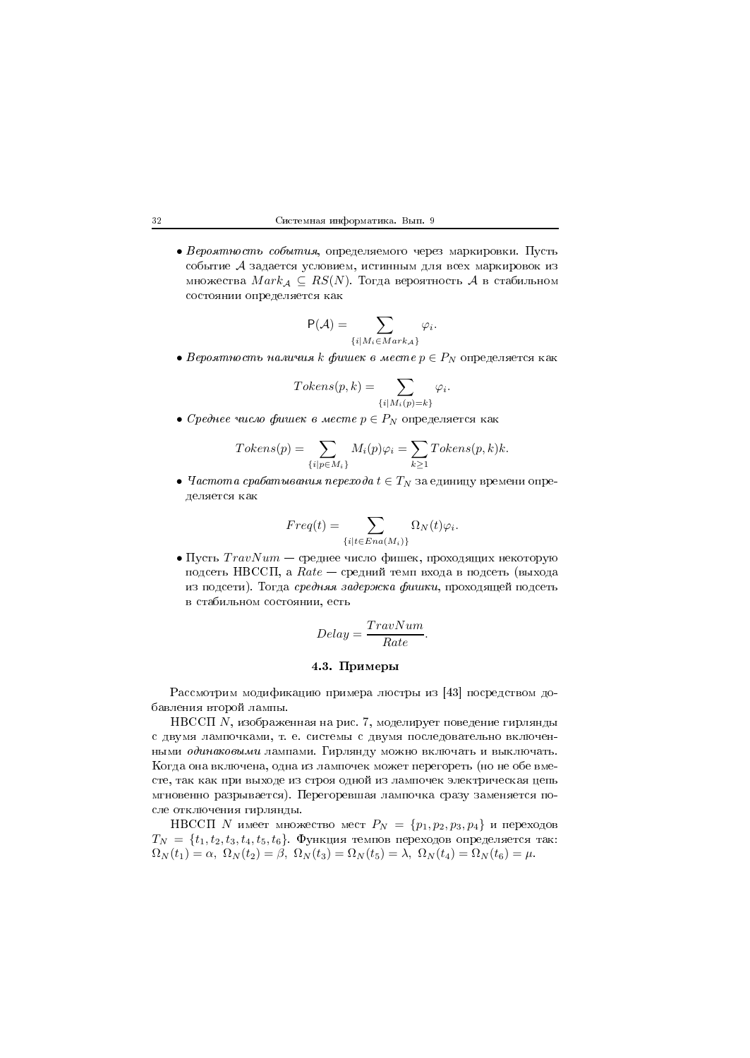- *Вероятность события*, определяемого через маркировки. Пусть событие $\mathcal{A}$ задается условием, истинным для всех маркировок из множества $Mark_{\mathcal{A}} \subseteq RS(N)$. Тогда вероятность $\mathcal{A}$ в стабильном состоянии определяется как

$$\mathsf{P}(\mathcal{A}) = \sum_{\{i \mid M_i \in Mark_{\mathcal{A}}\}} \varphi_i.$$

- *Вероятность наличия $k$ фишек в месте $p \in P_N$* определяется как

$$Tokens(p, k) = \sum_{\{i \mid M_i(p) = k\}} \varphi_i.$$

- *Среднее число фишек в месте $p \in P_N$* определяется как

$$Tokens(p) = \sum_{\{i \mid p \in M_i\}} M_i(p)\varphi_i = \sum_{k \geq 1} Tokens(p, k)k.$$

- *Частота срабатывания перехода $t \in T_N$* за единицу времени определяется как

$$Freq(t) = \sum_{\{i \mid t \in Ena(M_i)\}} \Omega_N(t)\varphi_i.$$

- Пусть $TravNum$ — среднее число фишек, проходящих некоторую подсеть НВССП, а $Rate$ — средний темп входа в подсеть (выхода из подсети). Тогда *средняя задержка фишки*, проходящей подсеть в стабильном состоянии, есть

$$Delay = \frac{TravNum}{Rate}.$$

### 4.3. Примеры

Рассмотрим модификацию примера люстры из [43] посредством добавления второй лампы.

НВССП $N$, изображенная на рис. 7, моделирует поведение гирлянды с двумя лампочками, т. е. системы с двумя последовательно включенными *одинаковыми* лампами. Гирлянду можно включать и выключать. Когда она включена, одна из лампочек может перегореть (но не обе вместе, так как при выходе из строя одной из лампочек электрическая цепь мгновенно разрывается). Перегоревшая лампочка сразу заменяется после отключения гирлянды.

НВССП $N$ имеет множество мест $P_N = \{p_1, p_2, p_3, p_4\}$ и переходов $T_N = \{t_1, t_2, t_3, t_4, t_5, t_6\}$. Функция темпов переходов определяется так: $\Omega_N(t_1) = \alpha,\ \Omega_N(t_2) = \beta,\ \Omega_N(t_3) = \Omega_N(t_5) = \lambda,\ \Omega_N(t_4) = \Omega_N(t_6) = \mu.$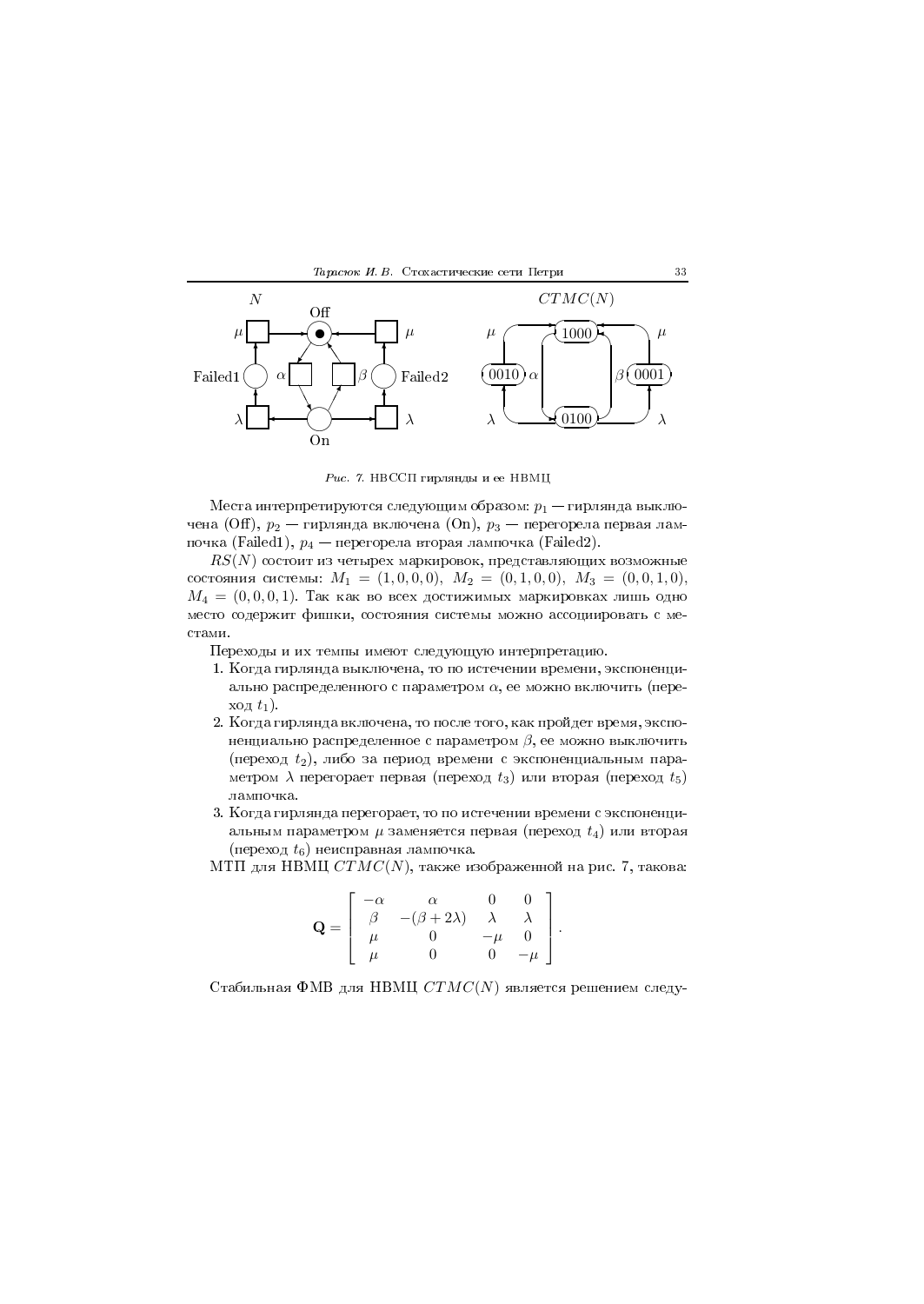Рис. 7. НВССП гирлянды и ее НВМЦ

Места интерпретируются следующим образом: $p_1$ — гирлянда выключена (Off), $p_2$ — гирлянда включена (On), $p_3$ — перегорела первая лампочка (Failed1), $p_4$ — перегорела вторая лампочка (Failed2).

$RS(N)$ состоит из четырех маркировок, представляющих возможные состояния системы: $M_1 = (1, 0, 0, 0)$, $M_2 = (0, 1, 0, 0)$, $M_3 = (0, 0, 1, 0)$, $M_4 = (0, 0, 0, 1)$. Так как во всех достижимых маркировках лишь одно место содержит фишки, состояния системы можно ассоциировать с местами.

Переходы и их темпы имеют следующую интерпретацию.

1. Когда гирлянда выключена, то по истечении времени, экспоненциально распределенного с параметром $\alpha$, ее можно включить (переход $t_1$).
2. Когда гирлянда включена, то после того, как пройдет время, экспоненциально распределенное с параметром $\beta$, ее можно выключить (переход $t_2$), либо за период времени с экспоненциальным параметром $\lambda$ перегорает первая (переход $t_3$) или вторая (переход $t_5$) лампочка.
3. Когда гирлянда перегорает, то по истечении времени с экспоненциальным параметром $\mu$ заменяется первая (переход $t_4$) или вторая (переход $t_6$) неисправная лампочка.

МТП для НВМЦ $CTMC(N)$, также изображенной на рис. 7, такова:

$$\mathbf{Q} = \begin{bmatrix} -\alpha & \alpha & 0 & 0 \\ \beta & -(\beta + 2\lambda) & \lambda & \lambda \\ \mu & 0 & -\mu & 0 \\ \mu & 0 & 0 & -\mu \end{bmatrix}.$$

Стабильная ФМВ для НВМЦ $CTMC(N)$ является решением следу-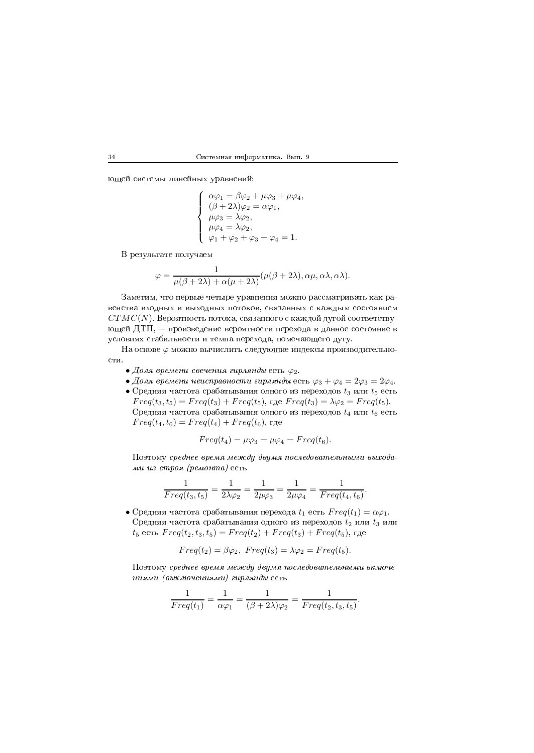ющей системы линейных уравнений:

$$
\begin{cases}
\alpha\varphi_1 = \beta\varphi_2 + \mu\varphi_3 + \mu\varphi_4, \\
(\beta + 2\lambda)\varphi_2 = \alpha\varphi_1, \\
\mu\varphi_3 = \lambda\varphi_2, \\
\mu\varphi_4 = \lambda\varphi_2, \\
\varphi_1 + \varphi_2 + \varphi_3 + \varphi_4 = 1.
\end{cases}
$$

В результате получаем

$$
\varphi = \frac{1}{\mu(\beta + 2\lambda) + \alpha(\mu + 2\lambda)}(\mu(\beta + 2\lambda), \alpha\mu, \alpha\lambda, \alpha\lambda).
$$

Заметим, что первые четыре уравнения можно рассматривать как равенства входных и выходных потоков, связанных с каждым состоянием $CTMC(N)$. Вероятность потока, связанного с каждой дугой соответствующей ДТП, — произведение вероятности перехода в данное состояние в условиях стабильности и темпа перехода, помечающего дугу.

На основе $\varphi$ можно вычислить следующие индексы производительности.

- *Доля времени свечения гирлянды* есть $\varphi_2$.
- *Доля времени неисправности гирлянды* есть $\varphi_3 + \varphi_4 = 2\varphi_3 = 2\varphi_4$.
- Средняя частота срабатывания одного из переходов $t_3$ или $t_5$ есть $Freq(t_3, t_5) = Freq(t_3) + Freq(t_5)$, где $Freq(t_3) = \lambda\varphi_2 = Freq(t_5)$. Средняя частота срабатывания одного из переходов $t_4$ или $t_6$ есть $Freq(t_4, t_6) = Freq(t_4) + Freq(t_6)$, где

$$
Freq(t_4) = \mu\varphi_3 = \mu\varphi_4 = Freq(t_6).
$$

Поэтому *среднее время между двумя последовательными выходами из строя (ремонта)* есть

$$
\frac{1}{Freq(t_3, t_5)} = \frac{1}{2\lambda\varphi_2} = \frac{1}{2\mu\varphi_3} = \frac{1}{2\mu\varphi_4} = \frac{1}{Freq(t_4, t_6)}.
$$

- Средняя частота срабатывания перехода $t_1$ есть $Freq(t_1) = \alpha\varphi_1$. Средняя частота срабатывания одного из переходов $t_2$ или $t_3$ или $t_5$ есть $Freq(t_2, t_3, t_5) = Freq(t_2) + Freq(t_3) + Freq(t_5)$, где

$$
Freq(t_2) = \beta\varphi_2, \;\; Freq(t_3) = \lambda\varphi_2 = Freq(t_5).
$$

Поэтому *среднее время между двумя последовательными включениями (выключениями) гирлянды* есть

$$
\frac{1}{Freq(t_1)} = \frac{1}{\alpha\varphi_1} = \frac{1}{(\beta + 2\lambda)\varphi_2} = \frac{1}{Freq(t_2, t_3, t_5)}.
$$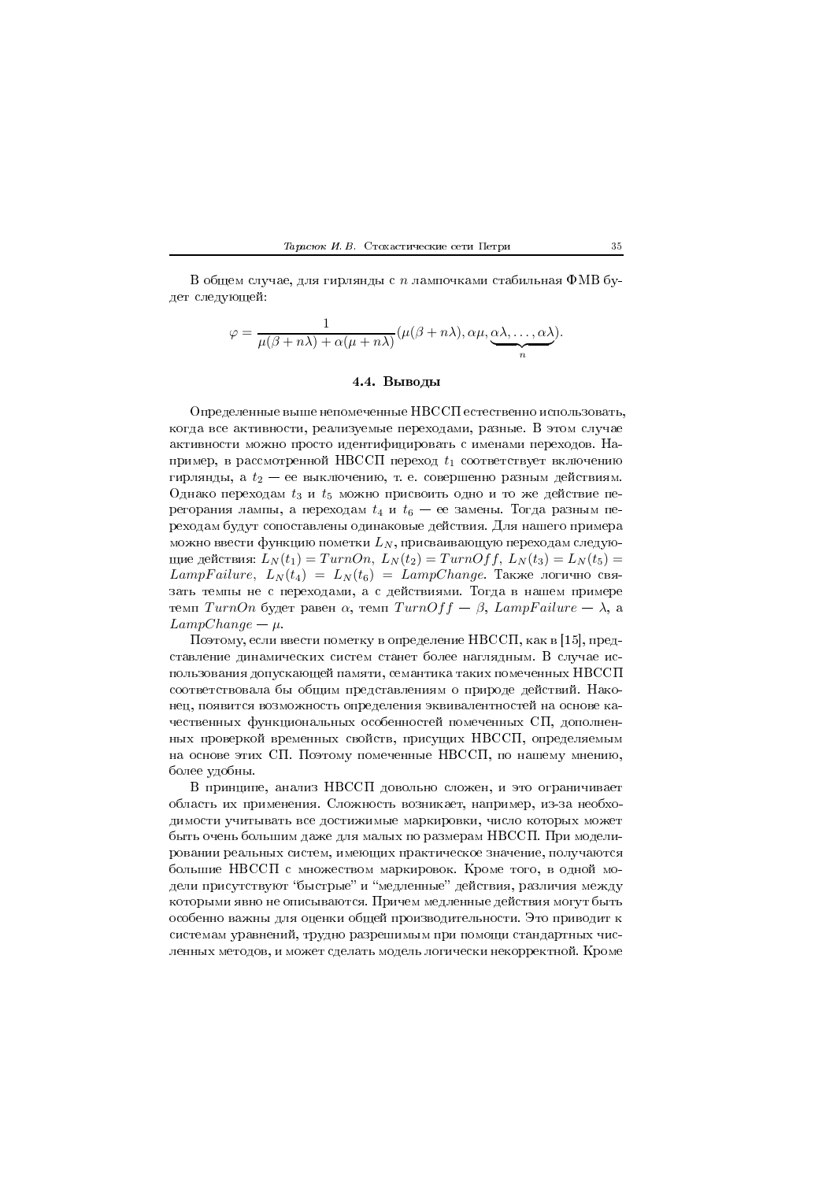В общем случае, для гирлянды с $n$ лампочками стабильная ФМВ будет следующей:

$$\varphi = \frac{1}{\mu(\beta + n\lambda) + \alpha(\mu + n\lambda)}(\mu(\beta + n\lambda), \alpha\mu, \underbrace{\alpha\lambda, \ldots, \alpha\lambda}_{n}).$$

### 4.4. Выводы

Определенные выше непомеченные НВССП естественно использовать, когда все активности, реализуемые переходами, разные. В этом случае активности можно просто идентифицировать с именами переходов. Например, в рассмотренной НВССП переход $t_1$ соответствует включению гирлянды, а $t_2$ — ее выключению, т. е. совершенно разным действиям. Однако переходам $t_3$ и $t_5$ можно присвоить одно и то же действие перегорания лампы, а переходам $t_4$ и $t_6$ — ее замены. Тогда разным переходам будут сопоставлены одинаковые действия. Для нашего примера можно ввести функцию пометки $L_N$, присваивающую переходам следующие действия: $L_N(t_1) = TurnOn$, $L_N(t_2) = TurnOff$, $L_N(t_3) = L_N(t_5) = LampFailure$, $L_N(t_4) = L_N(t_6) = LampChange$. Также логично связать темпы не с переходами, а с действиями. Тогда в нашем примере темп $TurnOn$ будет равен $\alpha$, темп $TurnOff$ — $\beta$, $LampFailure$ — $\lambda$, а $LampChange$ — $\mu$.

Поэтому, если ввести пометку в определение НВССП, как в [15], представление динамических систем станет более наглядным. В случае использования допускающей памяти, семантика таких помеченных НВССП соответствовала бы общим представлениям о природе действий. Наконец, появится возможность определения эквивалентностей на основе качественных функциональных особенностей помеченных СП, дополненных проверкой временных свойств, присущих НВССП, определяемым на основе этих СП. Поэтому помеченные НВССП, по нашему мнению, более удобны.

В принципе, анализ НВССП довольно сложен, и это ограничивает область их применения. Сложность возникает, например, из-за необходимости учитывать все достижимые маркировки, число которых может быть очень большим даже для малых по размерам НВССП. При моделировании реальных систем, имеющих практическое значение, получаются большие НВССП с множеством маркировок. Кроме того, в одной модели присутствуют "быстрые" и "медленные" действия, различия между которыми явно не описываются. Причем медленные действия могут быть особенно важны для оценки общей производительности. Это приводит к системам уравнений, трудно разрешимым при помощи стандартных численных методов, и может сделать модель логически некорректной. Кроме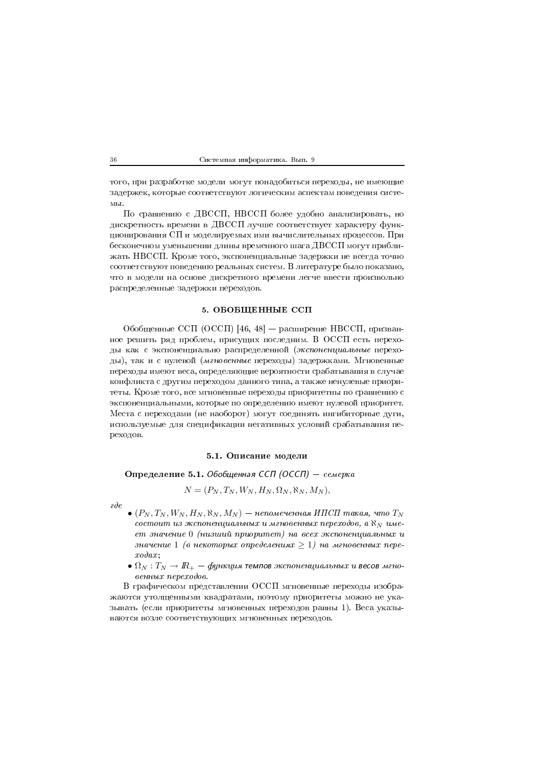того, при разработке модели могут понадобиться переходы, не имеющие задержек, которые соответствуют логическим аспектам поведения системы.

По сравнению с ДВССП, НВССП более удобно анализировать, но дискретность времени в ДВССП лучше соответствует характеру функционирования СП и моделируемых ими вычислительных процессов. При бесконечном уменьшении длины временного шага ДВССП могут приближать НВССП. Кроме того, экспоненциальные задержки не всегда точно соответствуют поведению реальных систем. В литературе было показано, что в модели на основе дискретного времени легче ввести произвольно распределенные задержки переходов.

## 5. ОБОБЩЕННЫЕ ССП

Обобщенные ССП (ОССП) [46, 48] — расширение НВССП, призванное решить ряд проблем, присущих последним. В ОССП есть переходы как с экспоненциально распределенной (*экспоненциальные* переходы), так и с нулевой (*мгновенные* переходы) задержками. Мгновенные переходы имеют веса, определяющие вероятности срабатывания в случае конфликта с другим переходом данного типа, а также ненулевые приоритеты. Кроме того, все мгновенные переходы приоритетны по сравнению с экспоненциальными, которые по определению имеют нулевой приоритет. Места с переходами (не наоборот) могут соединять ингибиторные дуги, используемые для спецификации негативных условий срабатывания переходов.

### 5.1. Описание модели

**Определение 5.1.** *Обобщенная ССП (ОССП) — семерка*

$$N = (P_N, T_N, W_N, H_N, \Omega_N, \aleph_N, M_N),$$

*где*

- $(P_N, T_N, W_N, H_N, \aleph_N, M_N)$ *— непомеченная ИПСП такая, что* $T_N$ *состоит из экспоненциальных и мгновенных переходов, а* $\aleph_N$ *имеет значение* 0 *(низший приоритет) на всех экспоненциальных и значение* 1 *(в некоторых определениях* $\geq 1$*) на мгновенных переходах;*
- $\Omega_N : T_N \to I\!R_+$ *— функция темпов экспоненциальных и весов мгновенных переходов.*

В графическом представлении ОССП мгновенные переходы изображаются утолщенными квадратами, поэтому приоритеты можно не указывать (если приоритеты мгновенных переходов равны 1). Веса указываются возле соответствующих мгновенных переходов.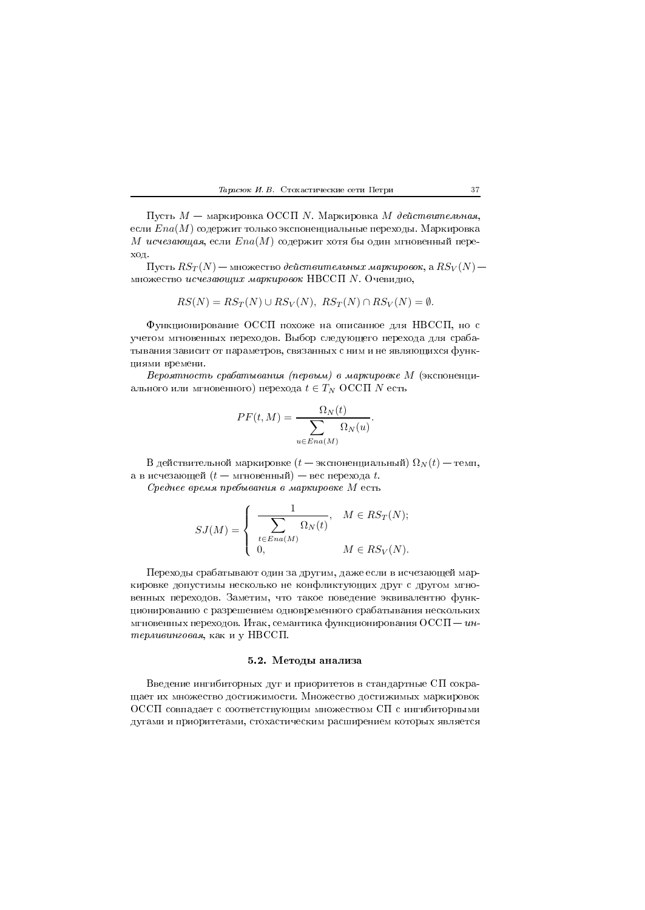Пусть $M$ — маркировка ОССП $N$. Маркировка $M$ *действительная*, если $Ena(M)$ содержит только экспоненциальные переходы. Маркировка $M$ *исчезающая*, если $Ena(M)$ содержит хотя бы один мгновенный переход.

Пусть $RS_T(N)$ — множество *действительных маркировок*, а $RS_V(N)$ — множество *исчезающих маркировок* НВССП $N$. Очевидно,

$$RS(N) = RS_T(N) \cup RS_V(N), \;\; RS_T(N) \cap RS_V(N) = \emptyset.$$

Функционирование ОССП похоже на описанное для НВССП, но с учетом мгновенных переходов. Выбор следующего перехода для срабатывания зависит от параметров, связанных с ним и не являющихся функциями времени.

*Вероятность срабатывания (первым) в маркировке* $M$ (экспоненциального или мгновенного) перехода $t \in T_N$ ОССП $N$ есть

$$PF(t, M) = \frac{\Omega_N(t)}{\sum\limits_{u \in Ena(M)} \Omega_N(u)}.$$

В действительной маркировке ($t$ — экспоненциальный) $\Omega_N(t)$ — темп, а в исчезающей ($t$ — мгновенный) — вес перехода $t$.

*Среднее время пребывания в маркировке* $M$ есть

$$SJ(M) = \begin{cases} \dfrac{1}{\sum\limits_{t \in Ena(M)} \Omega_N(t)}, & M \in RS_T(N); \\ 0, & M \in RS_V(N). \end{cases}$$

Переходы срабатывают один за другим, даже если в исчезающей маркировке допустимы несколько не конфликтующих друг с другом мгновенных переходов. Заметим, что такое поведение эквивалентно функционированию с разрешением одновременного срабатывания нескольких мгновенных переходов. Итак, семантика функционирования ОССП — *интерливинговая*, как и у НВССП.

### 5.2. Методы анализа

Введение ингибиторных дуг и приоритетов в стандартные СП сокращает их множество достижимости. Множество достижимых маркировок ОССП совпадает с соответствующим множеством СП с ингибиторными дугами и приоритетами, стохастическим расширением которых является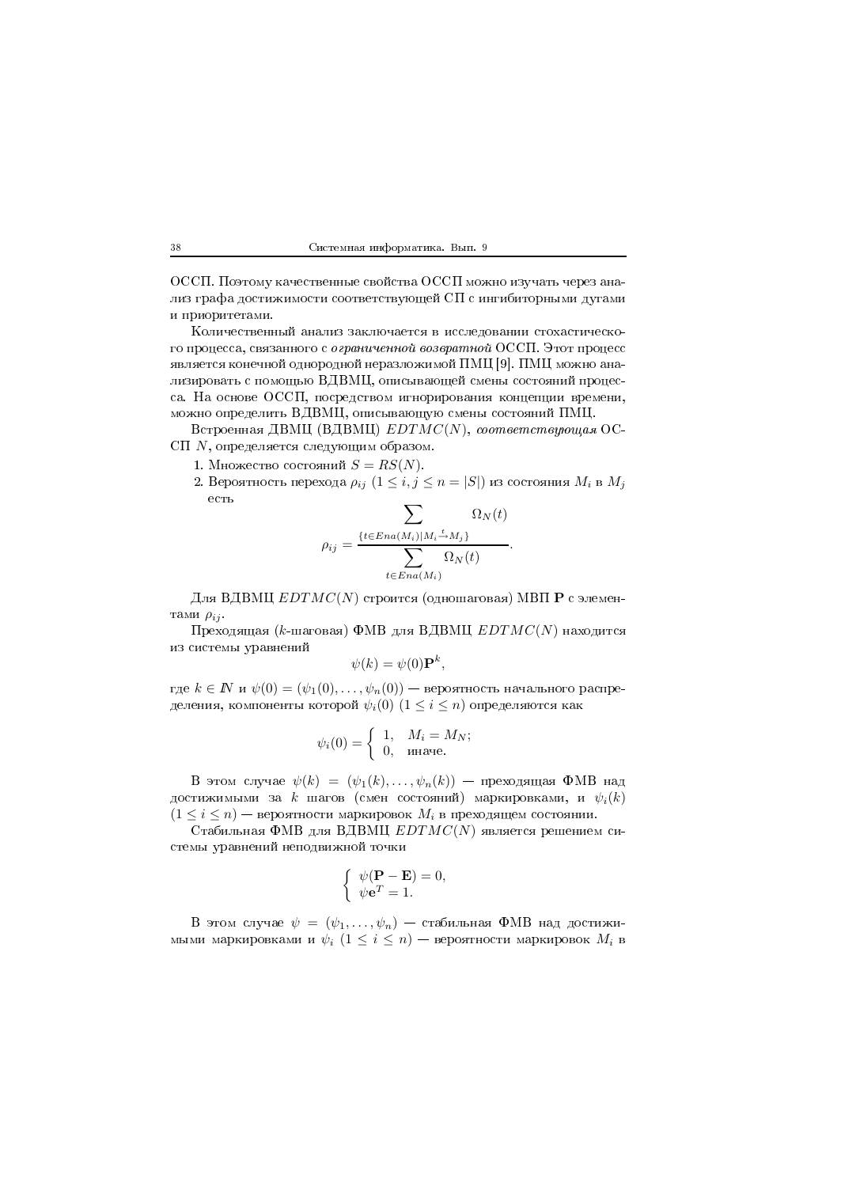ОССП. Поэтому качественные свойства ОССП можно изучать через анализ графа достижимости соответствующей СП с ингибиторными дугами и приоритетами.

Количественный анализ заключается в исследовании стохастического процесса, связанного с *ограниченной возвратной* ОССП. Этот процесс является конечной однородной неразложимой ПМЦ [9]. ПМЦ можно анализировать с помощью ВДВМЦ, описывающей смены состояний процесса. На основе ОССП, посредством игнорирования концепции времени, можно определить ВДВМЦ, описывающую смены состояний ПМЦ.

Встроенная ДВМЦ (ВДВМЦ) $EDTMC(N)$, *соответствующая* ОССП $N$, определяется следующим образом.

1. Множество состояний $S = RS(N)$.
2. Вероятность перехода $\rho_{ij}$ $(1 \leq i, j \leq n = |S|)$ из состояния $M_i$ в $M_j$ есть

$$\rho_{ij} = \frac{\sum\limits_{\{t \in Ena(M_i) | M_i \stackrel{t}{\to} M_j\}} \Omega_N(t)}{\sum\limits_{t \in Ena(M_i)} \Omega_N(t)}.$$

Для ВДВМЦ $EDTMC(N)$ строится (одношаговая) МВП $\mathbf{P}$ с элементами $\rho_{ij}$.

Преходящая ($k$-шаговая) ФМВ для ВДВМЦ $EDTMC(N)$ находится из системы уравнений

$$\psi(k) = \psi(0)\mathbf{P}^k,$$

где $k \in \mathbb{N}$ и $\psi(0) = (\psi_1(0), \ldots, \psi_n(0))$ — вероятность начального распределения, компоненты которой $\psi_i(0)$ $(1 \leq i \leq n)$ определяются как

$$\psi_i(0) = \begin{cases} 1, & M_i = M_N; \\ 0, & \text{иначе.} \end{cases}$$

В этом случае $\psi(k) = (\psi_1(k), \ldots, \psi_n(k))$ — преходящая ФМВ над достижимыми за $k$ шагов (смен состояний) маркировками, и $\psi_i(k)$ $(1 \leq i \leq n)$ — вероятности маркировок $M_i$ в преходящем состоянии.

Стабильная ФМВ для ВДВМЦ $EDTMC(N)$ является решением системы уравнений неподвижной точки

$$\begin{cases} \psi(\mathbf{P} - \mathbf{E}) = 0, \\ \psi \mathbf{e}^T = 1. \end{cases}$$

В этом случае $\psi = (\psi_1, \ldots, \psi_n)$ — стабильная ФМВ над достижимыми маркировками и $\psi_i$ $(1 \leq i \leq n)$ — вероятности маркировок $M_i$ в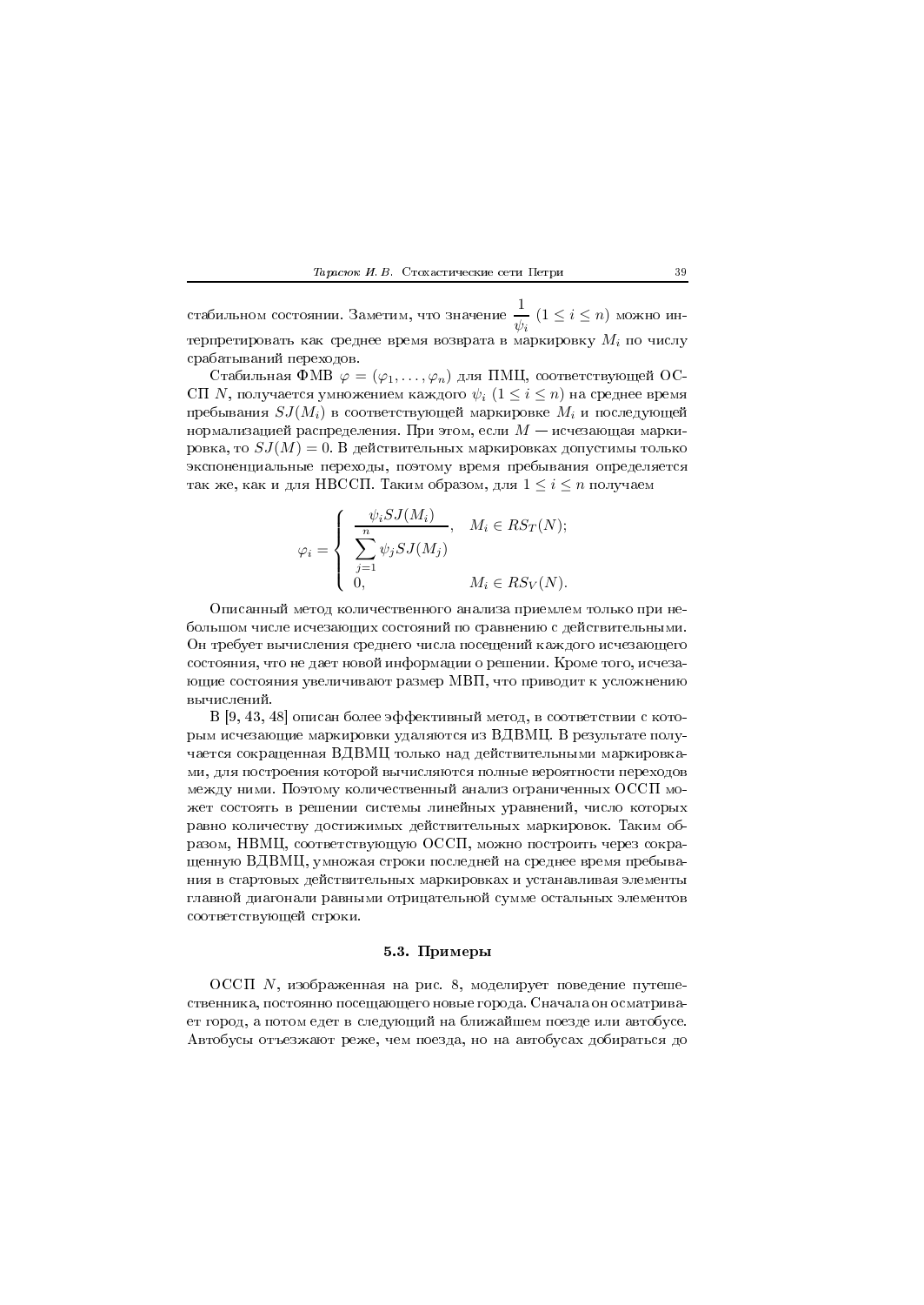стабильном состоянии. Заметим, что значение $\dfrac{1}{\psi_i}$ $(1 \le i \le n)$ можно интерпретировать как среднее время возврата в маркировку $M_i$ по числу срабатываний переходов.

Стабильная ФМВ $\varphi = (\varphi_1, \ldots, \varphi_n)$ для ПМЦ, соответствующей ОССП $N$, получается умножением каждого $\psi_i$ $(1 \le i \le n)$ на среднее время пребывания $SJ(M_i)$ в соответствующей маркировке $M_i$ и последующей нормализацией распределения. При этом, если $M$ — исчезающая маркировка, то $SJ(M) = 0$. В действительных маркировках допустимы только экспоненциальные переходы, поэтому время пребывания определяется так же, как и для НВССП. Таким образом, для $1 \le i \le n$ получаем

$$\varphi_i = \begin{cases} \dfrac{\psi_i SJ(M_i)}{\sum\limits_{j=1}^{n} \psi_j SJ(M_j)}, & M_i \in RS_T(N); \\ 0, & M_i \in RS_V(N). \end{cases}$$

Описанный метод количественного анализа приемлем только при небольшом числе исчезающих состояний по сравнению с действительными. Он требует вычисления среднего числа посещений каждого исчезающего состояния, что не дает новой информации о решении. Кроме того, исчезающие состояния увеличивают размер МВП, что приводит к усложнению вычислений.

В [9, 43, 48] описан более эффективный метод, в соответствии с которым исчезающие маркировки удаляются из ВДВМЦ. В результате получается сокращенная ВДВМЦ только над действительными маркировками, для построения которой вычисляются полные вероятности переходов между ними. Поэтому количественный анализ ограниченных ОССП может состоять в решении системы линейных уравнений, число которых равно количеству достижимых действительных маркировок. Таким образом, НВМЦ, соответствующую ОССП, можно построить через сокращенную ВДВМЦ, умножая строки последней на среднее время пребывания в стартовых действительных маркировках и устанавливая элементы главной диагонали равными отрицательной сумме остальных элементов соответствующей строки.

### 5.3. Примеры

ОССП $N$, изображенная на рис. 8, моделирует поведение путешественника, постоянно посещающего новые города. Сначала он осматривает город, а потом едет в следующий на ближайшем поезде или автобусе. Автобусы отъезжают реже, чем поезда, но на автобусах добираться до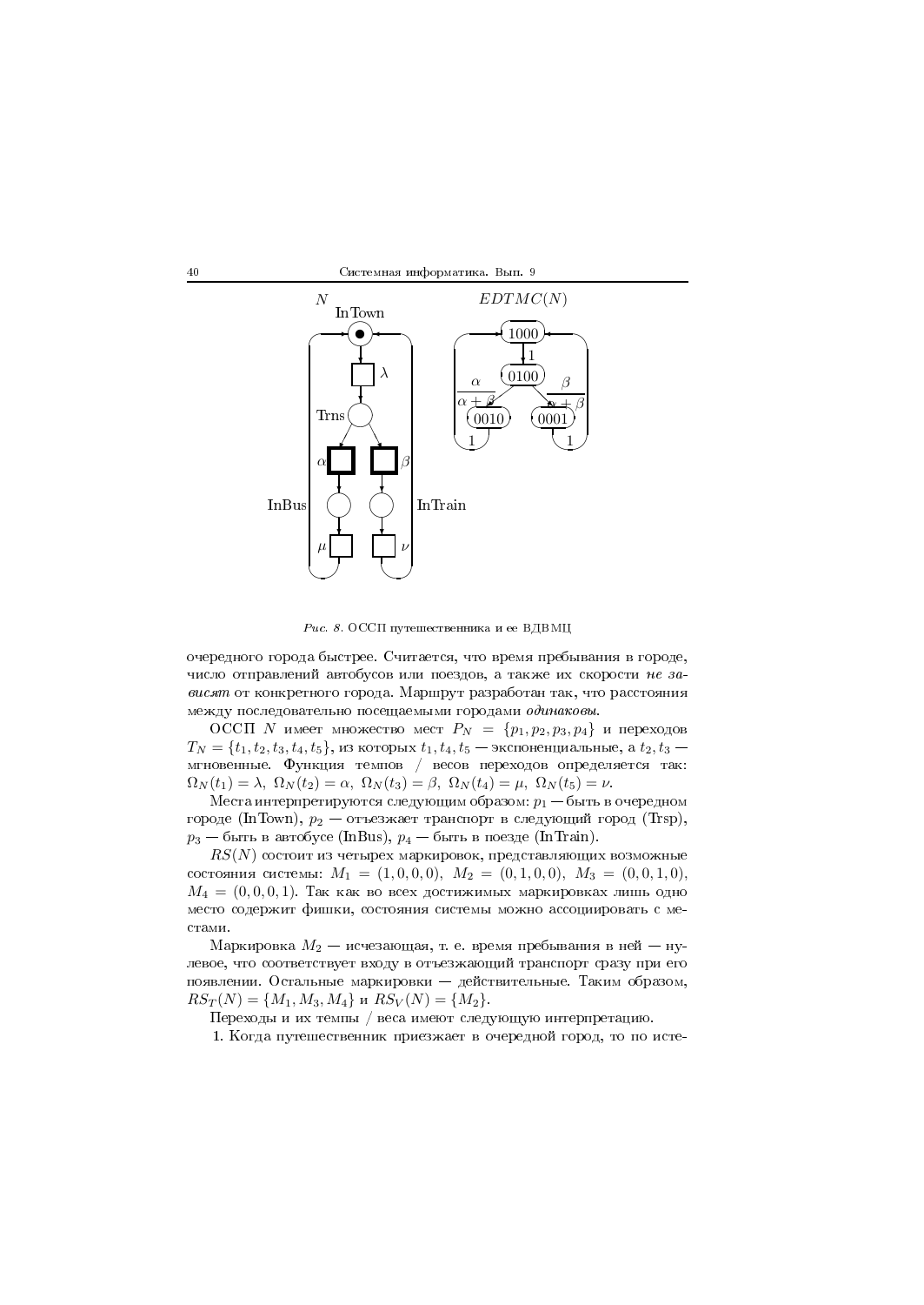*Рис. 8.* ОССП путешественника и ее ВДВМЦ

очередного города быстрее. Считается, что время пребывания в городе, число отправлений автобусов или поездов, а также их скорости *не зависят* от конкретного города. Маршрут разработан так, что расстояния между последовательно посещаемыми городами *одинаковы*.

ОССП $N$ имеет множество мест $P_N = \{p_1, p_2, p_3, p_4\}$ и переходов $T_N = \{t_1, t_2, t_3, t_4, t_5\}$, из которых $t_1, t_4, t_5$ — экспоненциальные, а $t_2, t_3$ — мгновенные. Функция темпов / весов переходов определяется так: $\Omega_N(t_1) = \lambda,\ \Omega_N(t_2) = \alpha,\ \Omega_N(t_3) = \beta,\ \Omega_N(t_4) = \mu,\ \Omega_N(t_5) = \nu$.

Места интерпретируются следующим образом: $p_1$ — быть в очередном городе (InTown), $p_2$ — отъезжает транспорт в следующий город (Trsp), $p_3$ — быть в автобусе (InBus), $p_4$ — быть в поезде (InTrain).

$RS(N)$ состоит из четырех маркировок, представляющих возможные состояния системы: $M_1 = (1, 0, 0, 0),\ M_2 = (0, 1, 0, 0),\ M_3 = (0, 0, 1, 0),\ M_4 = (0, 0, 0, 1)$. Так как во всех достижимых маркировках лишь одно место содержит фишки, состояния системы можно ассоциировать с местами.

Маркировка $M_2$ — исчезающая, т. е. время пребывания в ней — нулевое, что соответствует входу в отъезжающий транспорт сразу при его появлении. Остальные маркировки — действительные. Таким образом, $RS_T(N) = \{M_1, M_3, M_4\}$ и $RS_V(N) = \{M_2\}$.

Переходы и их темпы / веса имеют следующую интерпретацию.

1. Когда путешественник приезжает в очередной город, то по исте-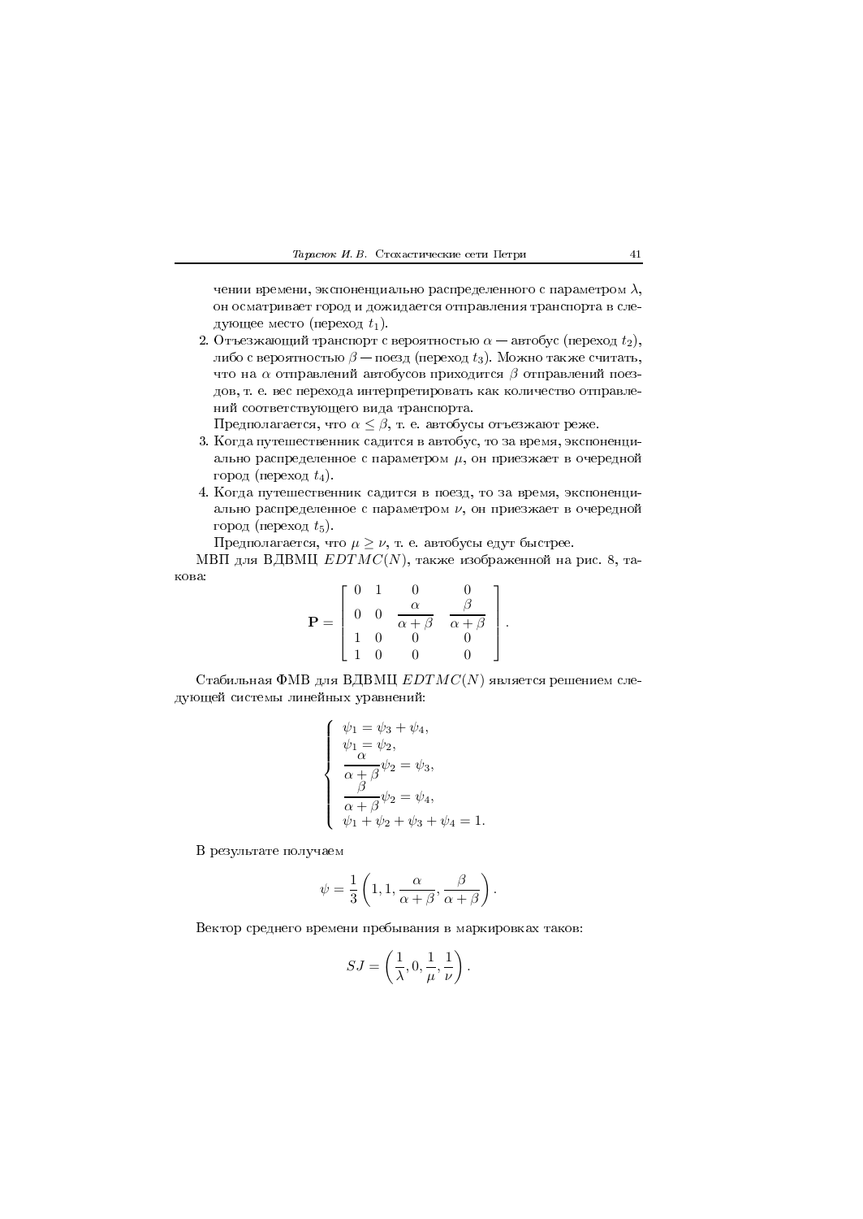чении времени, экспоненциально распределенного с параметром $\lambda$, он осматривает город и дожидается отправления транспорта в следующее место (переход $t_1$).

2. Отъезжающий транспорт с вероятностью $\alpha$ — автобус (переход $t_2$), либо с вероятностью $\beta$ — поезд (переход $t_3$). Можно также считать, что на $\alpha$ отправлений автобусов приходится $\beta$ отправлений поездов, т. е. вес перехода интерпретировать как количество отправлений соответствующего вида транспорта.

   Предполагается, что $\alpha \leq \beta$, т. е. автобусы отъезжают реже.

3. Когда путешественник садится в автобус, то за время, экспоненциально распределенное с параметром $\mu$, он приезжает в очередной город (переход $t_4$).

4. Когда путешественник садится в поезд, то за время, экспоненциально распределенное с параметром $\nu$, он приезжает в очередной город (переход $t_5$).

   Предполагается, что $\mu \geq \nu$, т. е. автобусы едут быстрее.

МВП для ВДВМЦ $EDTMC(N)$, также изображенной на рис. 8, такова:

$$\mathbf{P} = \begin{bmatrix} 0 & 1 & 0 & 0 \\ 0 & 0 & \dfrac{\alpha}{\alpha+\beta} & \dfrac{\beta}{\alpha+\beta} \\ 1 & 0 & 0 & 0 \\ 1 & 0 & 0 & 0 \end{bmatrix}.$$

Стабильная ФМВ для ВДВМЦ $EDTMC(N)$ является решением следующей системы линейных уравнений:

$$\begin{cases} \psi_1 = \psi_3 + \psi_4, \\ \psi_1 = \psi_2, \\ \dfrac{\alpha}{\alpha+\beta}\psi_2 = \psi_3, \\ \dfrac{\beta}{\alpha+\beta}\psi_2 = \psi_4, \\ \psi_1 + \psi_2 + \psi_3 + \psi_4 = 1. \end{cases}$$

В результате получаем

$$\psi = \frac{1}{3}\left(1, 1, \frac{\alpha}{\alpha+\beta}, \frac{\beta}{\alpha+\beta}\right).$$

Вектор среднего времени пребывания в маркировках таков:

$$SJ = \left(\frac{1}{\lambda}, 0, \frac{1}{\mu}, \frac{1}{\nu}\right).$$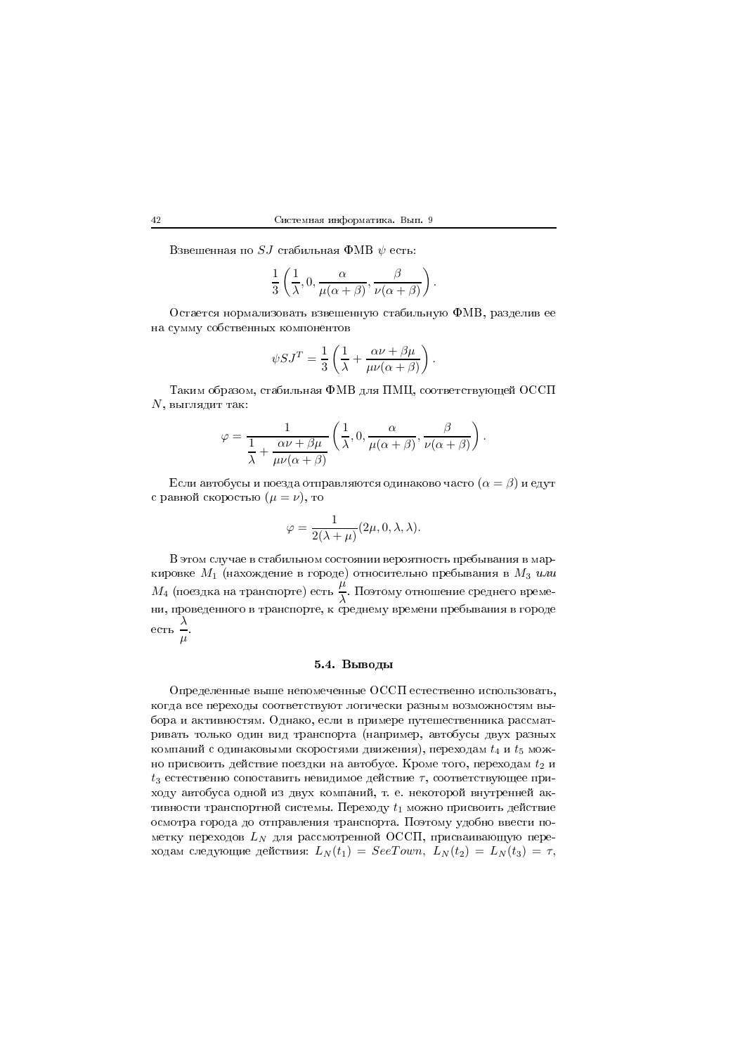Взвешенная по $SJ$ стабильная ФМВ $\psi$ есть:

$$\frac{1}{3}\left(\frac{1}{\lambda}, 0, \frac{\alpha}{\mu(\alpha+\beta)}, \frac{\beta}{\nu(\alpha+\beta)}\right).$$

Остается нормализовать взвешенную стабильную ФМВ, разделив ее на сумму собственных компонентов

$$\psi SJ^T = \frac{1}{3}\left(\frac{1}{\lambda} + \frac{\alpha\nu + \beta\mu}{\mu\nu(\alpha+\beta)}\right).$$

Таким образом, стабильная ФМВ для ПМЦ, соответствующей ОССП $N$, выглядит так:

$$\varphi = \frac{1}{\dfrac{1}{\lambda} + \dfrac{\alpha\nu + \beta\mu}{\mu\nu(\alpha+\beta)}}\left(\frac{1}{\lambda}, 0, \frac{\alpha}{\mu(\alpha+\beta)}, \frac{\beta}{\nu(\alpha+\beta)}\right).$$

Если автобусы и поезда отправляются одинаково часто ($\alpha = \beta$) и едут с равной скоростью ($\mu = \nu$), то

$$\varphi = \frac{1}{2(\lambda+\mu)}(2\mu, 0, \lambda, \lambda).$$

В этом случае в стабильном состоянии вероятность пребывания в маркировке $M_1$ (нахождение в городе) относительно пребывания в $M_3$ *или* $M_4$ (поездка на транспорте) есть $\dfrac{\mu}{\lambda}$. Поэтому отношение среднего времени, проведенного в транспорте, к среднему времени пребывания в городе есть $\dfrac{\lambda}{\mu}$.

### 5.4. Выводы

Определенные выше непомеченные ОССП естественно использовать, когда все переходы соответствуют логически разным возможностям выбора и активностям. Однако, если в примере путешественника рассматривать только один вид транспорта (например, автобусы двух разных компаний с одинаковыми скоростями движения), переходам $t_4$ и $t_5$ можно присвоить действие поездки на автобусе. Кроме того, переходам $t_2$ и $t_3$ естественно сопоставить невидимое действие $\tau$, соответствующее приходу автобуса одной из двух компаний, т. е. некоторой внутренней активности транспортной системы. Переходу $t_1$ можно присвоить действие осмотра города до отправления транспорта. Поэтому удобно ввести пометку переходов $L_N$ для рассмотренной ОССП, присваивающую переходам следующие действия: $L_N(t_1) = SeeTown$, $L_N(t_2) = L_N(t_3) = \tau$,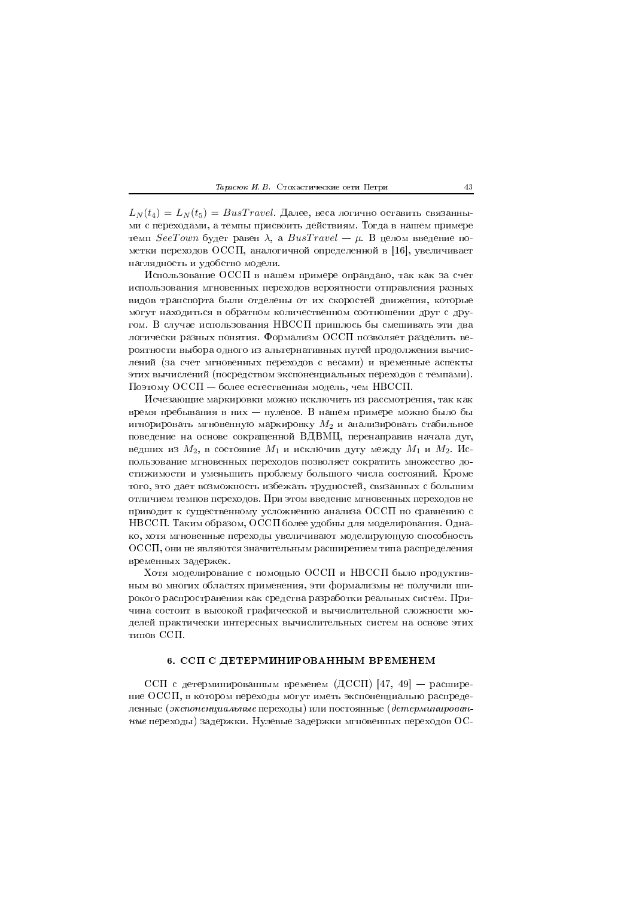$L_N(t_4) = L_N(t_5) = BusTravel$. Далее, веса логично оставить связанными с переходами, а темпы присвоить действиям. Тогда в нашем примере темп $SeeTown$ будет равен $\lambda$, а $BusTravel$ — $\mu$. В целом введение пометки переходов ОССП, аналогичной определенной в [16], увеличивает наглядность и удобство модели.

Использование ОССП в нашем примере оправдано, так как за счет использования мгновенных переходов вероятности отправления разных видов транспорта были отделены от их скоростей движения, которые могут находиться в обратном количественном соотношении друг с другом. В случае использования НВССП пришлось бы смешивать эти два логически разных понятия. Формализм ОССП позволяет разделить вероятности выбора одного из альтернативных путей продолжения вычислений (за счет мгновенных переходов с весами) и временные аспекты этих вычислений (посредством экспоненциальных переходов с темпами). Поэтому ОССП — более естественная модель, чем НВССП.

Исчезающие маркировки можно исключить из рассмотрения, так как время пребывания в них — нулевое. В нашем примере можно было бы игнорировать мгновенную маркировку $M_2$ и анализировать стабильное поведение на основе сокращенной ВДВМЦ, перенаправив начала дуг, ведущих из $M_2$, в состояние $M_1$ и исключив дугу между $M_1$ и $M_2$. Использование мгновенных переходов позволяет сократить множество достижимости и уменьшить проблему большого числа состояний. Кроме того, это дает возможность избежать трудностей, связанных с большим отличием темпов переходов. При этом введение мгновенных переходов не приводит к существенному усложнению анализа ОССП по сравнению с НВССП. Таким образом, ОССП более удобны для моделирования. Однако, хотя мгновенные переходы увеличивают моделирующую способность ОССП, они не являются значительным расширением типа распределения временных задержек.

Хотя моделирование с помощью ОССП и НВССП было продуктивным во многих областях применения, эти формализмы не получили широкого распространения как средства разработки реальных систем. Причина состоит в высокой графической и вычислительной сложности моделей практически интересных вычислительных систем на основе этих типов ССП.

## 6. ССП С ДЕТЕРМИНИРОВАННЫМ ВРЕМЕНЕМ

ССП с детерминированным временем (ДССП) [47, 49] — расширение ОССП, в котором переходы могут иметь экспоненциально распределенные (*экспоненциальные* переходы) или постоянные (*детерминированные* переходы) задержки. Нулевые задержки мгновенных переходов ОС-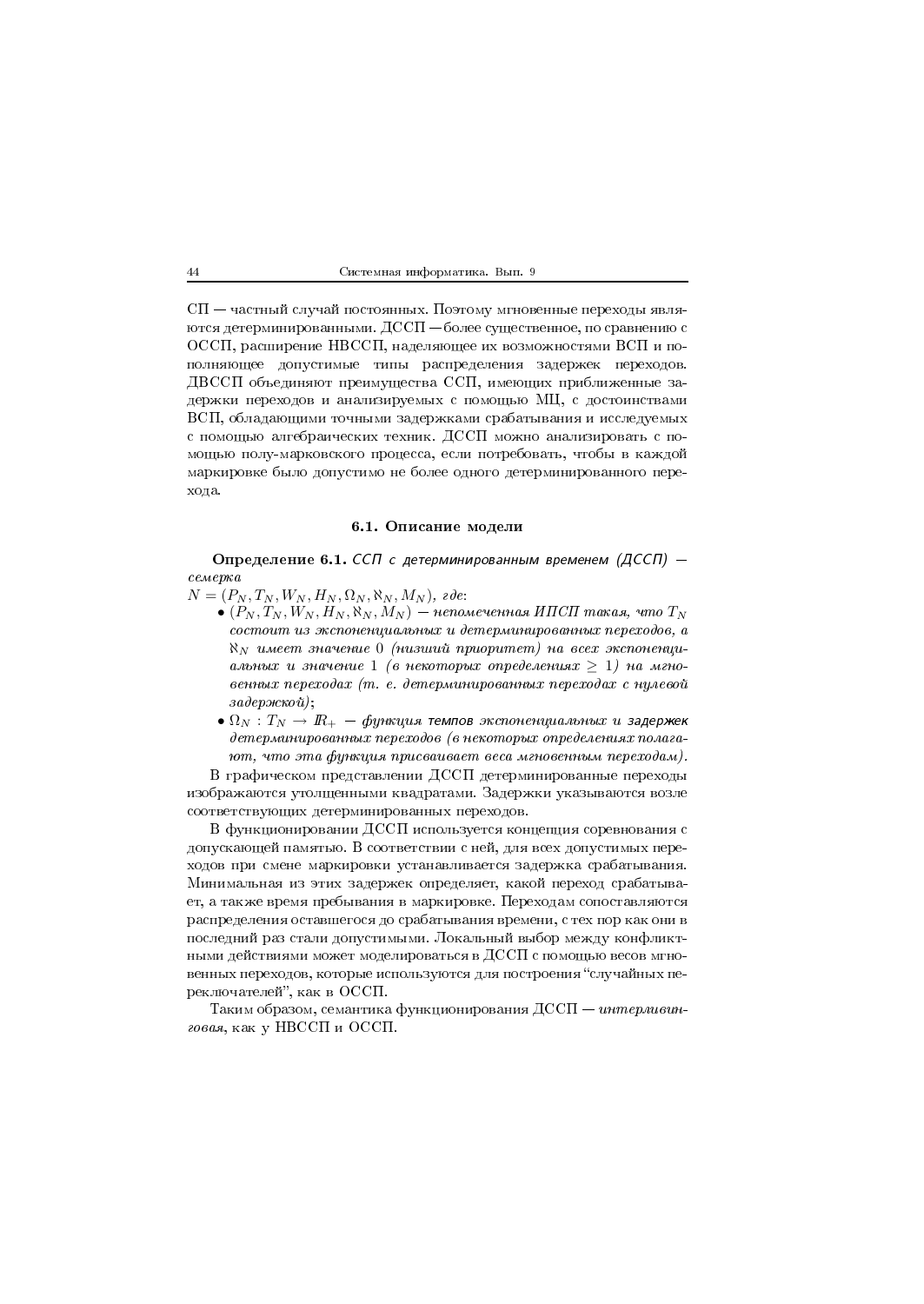СП — частный случай постоянных. Поэтому мгновенные переходы являются детерминированными. ДССП — более существенное, по сравнению с ОССП, расширение НВССП, наделяющее их возможностями ВСП и пополняющее допустимые типы распределения задержек переходов. ДВССП объединяют преимущества ССП, имеющих приближенные задержки переходов и анализируемых с помощью МЦ, с достоинствами ВСП, обладающими точными задержками срабатывания и исследуемых с помощью алгебраических техник. ДССП можно анализировать с помощью полу-марковского процесса, если потребовать, чтобы в каждой маркировке было допустимо не более одного детерминированного перехода.

### 6.1. Описание модели

**Определение 6.1.** *ССП с детерминированным временем (ДССП) — семерка*
$N = (P_N, T_N, W_N, H_N, \Omega_N, \aleph_N, M_N)$, *где*:

- $(P_N, T_N, W_N, H_N, \aleph_N, M_N)$ — *непомеченная ИПСП такая, что* $T_N$ *состоит из экспоненциальных и детерминированных переходов, а* $\aleph_N$ *имеет значение* 0 *(низший приоритет) на всех экспоненциальных и значение* 1 *(в некоторых определениях* $\geq 1$*) на мгновенных переходах (т. е. детерминированных переходах с нулевой задержкой)*;
- $\Omega_N : T_N \to \mathbb{R}_+$ — *функция темпов экспоненциальных и задержек детерминированных переходов (в некоторых определениях полагают, что эта функция присваивает веса мгновенным переходам).*

В графическом представлении ДССП детерминированные переходы изображаются утолщенными квадратами. Задержки указываются возле соответствующих детерминированных переходов.

В функционировании ДССП используется концепция соревнования с допускающей памятью. В соответствии с ней, для всех допустимых переходов при смене маркировки устанавливается задержка срабатывания. Минимальная из этих задержек определяет, какой переход срабатывает, а также время пребывания в маркировке. Переходам сопоставляются распределения оставшегося до срабатывания времени, с тех пор как они в последний раз стали допустимыми. Локальный выбор между конфликтными действиями может моделироваться в ДССП с помощью весов мгновенных переходов, которые используются для построения "случайных переключателей", как в ОССП.

Таким образом, семантика функционирования ДССП — *интерливинговая*, как у НВССП и ОССП.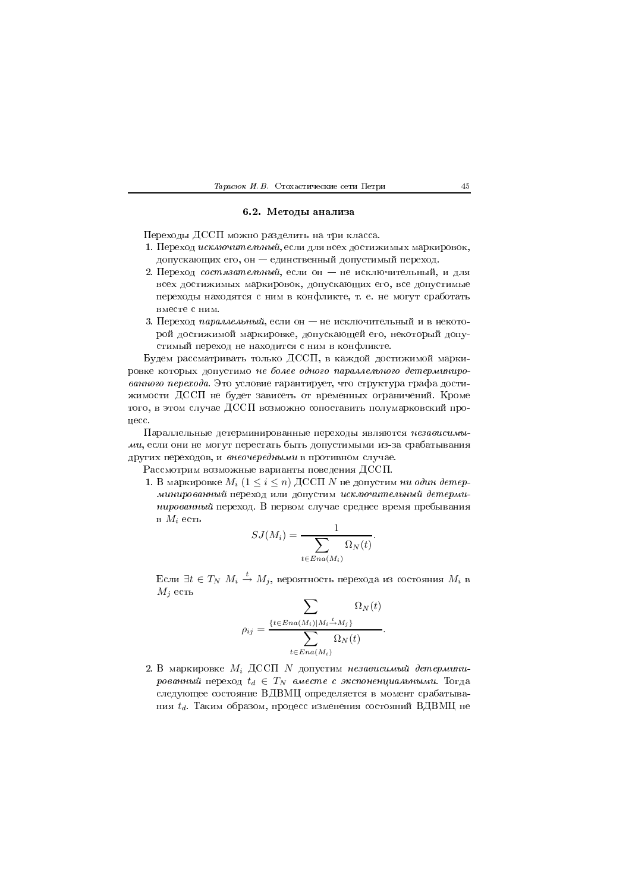### 6.2. Методы анализа

Переходы ДССП можно разделить на три класса.

1. Переход *исключительный*, если для всех достижимых маркировок, допускающих его, он — единственный допустимый переход.
2. Переход *состязательный*, если он — не исключительный, и для всех достижимых маркировок, допускающих его, все допустимые переходы находятся с ним в конфликте, т. е. не могут сработать вместе с ним.
3. Переход *параллельный*, если он — не исключительный и в некоторой достижимой маркировке, допускающей его, некоторый допустимый переход не находится с ним в конфликте.

Будем рассматривать только ДССП, в каждой достижимой маркировке которых допустимо *не более одного параллельного детерминированного перехода*. Это условие гарантирует, что структура графа достижимости ДССП не будет зависеть от временных ограничений. Кроме того, в этом случае ДССП возможно сопоставить полумарковский процесс.

Параллельные детерминированные переходы являются *независимыми*, если они не могут перестать быть допустимыми из-за срабатывания других переходов, и *внеочередными* в противном случае.

Рассмотрим возможные варианты поведения ДССП.

1. В маркировке $M_i$ $(1 \leq i \leq n)$ ДССП $N$ не допустим *ни один детерминированный* переход или допустим *исключительный детерминированный* переход. В первом случае среднее время пребывания в $M_i$ есть
$$SJ(M_i) = \frac{1}{\sum\limits_{t \in Ena(M_i)} \Omega_N(t)}.$$
Если $\exists t \in T_N \ M_i \xrightarrow{t} M_j$, вероятность перехода из состояния $M_i$ в $M_j$ есть
$$\rho_{ij} = \frac{\sum\limits_{\{t \in Ena(M_i) | M_i \xrightarrow{t} M_j\}} \Omega_N(t)}{\sum\limits_{t \in Ena(M_i)} \Omega_N(t)}.$$
2. В маркировке $M_i$ ДССП $N$ допустим *независимый детерминированный* переход $t_d \in T_N$ *вместе с экспоненциальными*. Тогда следующее состояние ВДВМЦ определяется в момент срабатывания $t_d$. Таким образом, процесс изменения состояний ВДВМЦ не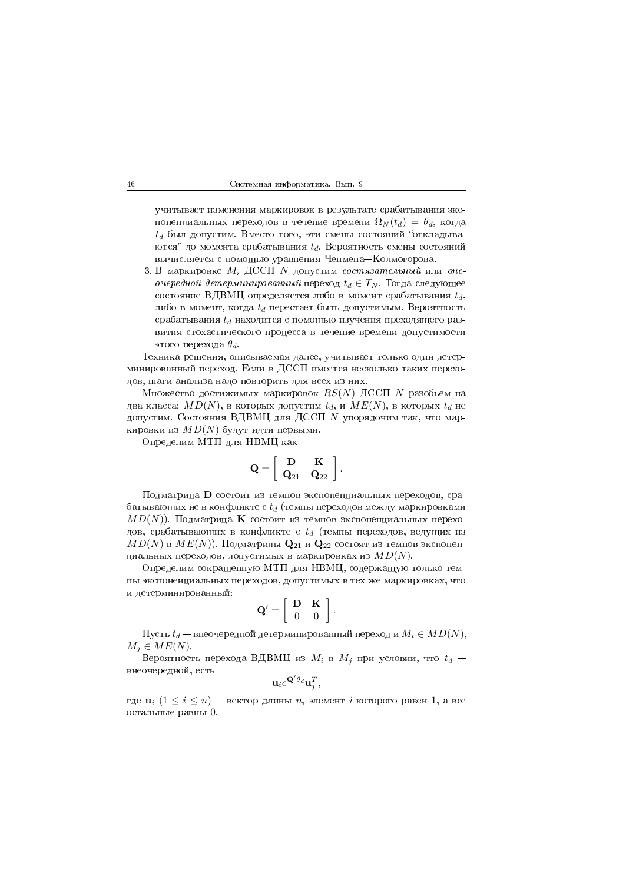учитывает изменения маркировок в результате срабатывания экспоненциальных переходов в течение времени $\Omega_N(t_d) = \theta_d$, когда $t_d$ был допустим. Вместо того, эти смены состояний "откладываются" до момента срабатывания $t_d$. Вероятность смены состояний вычисляется с помощью уравнения Чепмена—Колмогорова.

3. В маркировке $M_i$ ДССП $N$ допустим *состязательный* или *внеочередной детерминированный* переход $t_d \in T_N$. Тогда следующее состояние ВДВМЦ определяется либо в момент срабатывания $t_d$, либо в момент, когда $t_d$ перестает быть допустимым. Вероятность срабатывания $t_d$ находится с помощью изучения преходящего развития стохастического процесса в течение времени допустимости этого перехода $\theta_d$.

Техника решения, описываемая далее, учитывает только один детерминированный переход. Если в ДССП имеется несколько таких переходов, шаги анализа надо повторить для всех из них.

Множество достижимых маркировок $RS(N)$ ДССП $N$ разобьем на два класса: $MD(N)$, в которых допустим $t_d$, и $ME(N)$, в которых $t_d$ не допустим. Состояния ВДВМЦ для ДССП $N$ упорядочим так, что маркировки из $MD(N)$ будут идти первыми.

Определим МТП для НВМЦ как

$$\mathbf{Q} = \begin{bmatrix} \mathbf{D} & \mathbf{K} \\ \mathbf{Q}_{21} & \mathbf{Q}_{22} \end{bmatrix}.$$

Подматрица $\mathbf{D}$ состоит из темпов экспоненциальных переходов, срабатывающих не в конфликте с $t_d$ (темпы переходов между маркировками $MD(N)$). Подматрица $\mathbf{K}$ состоит из темпов экспоненциальных переходов, срабатывающих в конфликте с $t_d$ (темпы переходов, ведущих из $MD(N)$ в $ME(N)$). Подматрицы $\mathbf{Q}_{21}$ и $\mathbf{Q}_{22}$ состоят из темпов экспоненциальных переходов, допустимых в маркировках из $MD(N)$.

Определим сокращенную МТП для НВМЦ, содержащую только темпы экспоненциальных переходов, допустимых в тех же маркировках, что и детерминированный:

$$\mathbf{Q}' = \begin{bmatrix} \mathbf{D} & \mathbf{K} \\ 0 & 0 \end{bmatrix}.$$

Пусть $t_d$ — внеочередной детерминированный переход и $M_i \in MD(N)$, $M_j \in ME(N)$.

Вероятность перехода ВДВМЦ из $M_i$ в $M_j$ при условии, что $t_d$ — внеочередной, есть

$$\mathbf{u}_i e^{\mathbf{Q}'\theta_d} \mathbf{u}_j^T,$$

где $\mathbf{u}_i$ $(1 \le i \le n)$ — вектор длины $n$, элемент $i$ которого равен 1, а все остальные равны 0.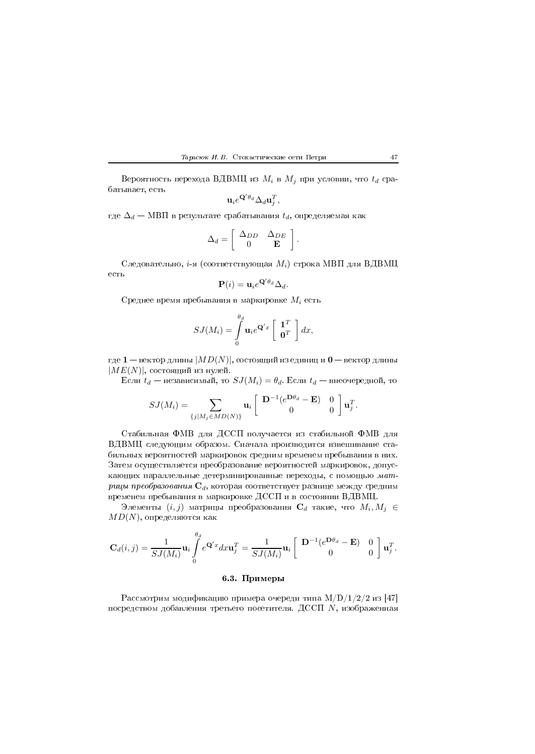Вероятность перехода ВДВМЦ из $M_i$ в $M_j$ при условии, что $t_d$ срабатывает, есть

$$\mathbf{u}_i e^{\mathbf{Q}'\theta_d} \Delta_d \mathbf{u}_j^T,$$

где $\Delta_d$ — МВП в результате срабатывания $t_d$, определяемая как

$$\Delta_d = \begin{bmatrix} \Delta_{DD} & \Delta_{DE} \\ 0 & \mathbf{E} \end{bmatrix}.$$

Следовательно, $i$-я (соответствующая $M_i$) строка МВП для ВДВМЦ есть

$$\mathbf{P}(i) = \mathbf{u}_i e^{\mathbf{Q}'\theta_d} \Delta_d.$$

Среднее время пребывания в маркировке $M_i$ есть

$$SJ(M_i) = \int_0^{\theta_d} \mathbf{u}_i e^{\mathbf{Q}'x} \begin{bmatrix} \mathbf{1}^T \\ \mathbf{0}^T \end{bmatrix} dx,$$

где $\mathbf{1}$ — вектор длины $|MD(N)|$, состоящий из единиц и $\mathbf{0}$ — вектор длины $|ME(N)|$, состоящий из нулей.

Если $t_d$ — независимый, то $SJ(M_i) = \theta_d$. Если $t_d$ — внеочередной, то

$$SJ(M_i) = \sum_{\{j | M_j \in MD(N)\}} \mathbf{u}_i \begin{bmatrix} \mathbf{D}^{-1}(e^{\mathbf{D}\theta_d} - \mathbf{E}) & 0 \\ 0 & 0 \end{bmatrix} \mathbf{u}_j^T.$$

Стабильная ФМВ для ДССП получается из стабильной ФМВ для ВДВМЦ следующим образом. Сначала производится взвешивание стабильных вероятностей маркировок средним временем пребывания в них. Затем осуществляется преобразование вероятностей маркировок, допускающих параллельные детерминированные переходы, с помощью *матрицы преобразования* $\mathbf{C}_d$, которая соответствует разнице между средним временем пребывания в маркировке ДССП и в состоянии ВДВМЦ.

Элементы $(i,j)$ матрицы преобразования $\mathbf{C}_d$ такие, что $M_i, M_j \in MD(N)$, определяются как

$$\mathbf{C}_d(i,j) = \frac{1}{SJ(M_i)} \mathbf{u}_i \int_0^{\theta_d} e^{\mathbf{Q}'x} dx \mathbf{u}_j^T = \frac{1}{SJ(M_i)} \mathbf{u}_i \begin{bmatrix} \mathbf{D}^{-1}(e^{\mathbf{D}\theta_d} - \mathbf{E}) & 0 \\ 0 & 0 \end{bmatrix} \mathbf{u}_j^T.$$

### 6.3. Примеры

Рассмотрим модификацию примера очереди типа M/D/1/2/2 из [47] посредством добавления третьего посетителя. ДССП $N$, изображенная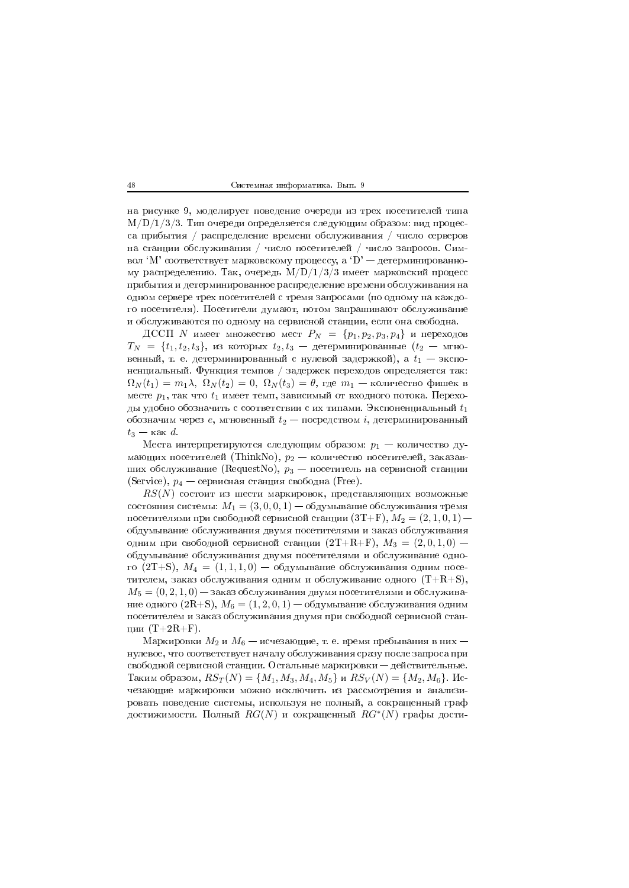на рисунке 9, моделирует поведение очереди из трех посетителей типа M/D/1/3/3. Тип очереди определяется следующим образом: вид процесса прибытия / распределение времени обслуживания / число серверов на станции обслуживания / число посетителей / число запросов. Символ 'M' соответствует марковскому процессу, а 'D' — детерминированному распределению. Так, очередь M/D/1/3/3 имеет марковский процесс прибытия и детерминированное распределение времени обслуживания на одном сервере трех посетителей с тремя запросами (по одному на каждого посетителя). Посетители думают, потом запрашивают обслуживание и обслуживаются по одному на сервисной станции, если она свободна.

ДССП $N$ имеет множество мест $P_N = \{p_1, p_2, p_3, p_4\}$ и переходов $T_N = \{t_1, t_2, t_3\}$, из которых $t_2, t_3$ — детерминированные ($t_2$ — мгновенный, т. е. детерминированный с нулевой задержкой), а $t_1$ — экспоненциальный. Функция темпов / задержек переходов определяется так: $\Omega_N(t_1) = m_1\lambda$, $\Omega_N(t_2) = 0$, $\Omega_N(t_3) = \theta$, где $m_1$ — количество фишек в месте $p_1$, так что $t_1$ имеет темп, зависимый от входного потока. Переходы удобно обозначить в соответствии с их типами. Экспоненциальный $t_1$ обозначим через $e$, мгновенный $t_2$ — посредством $i$, детерминированный $t_3$ — как $d$.

Места интерпретируются следующим образом: $p_1$ — количество думающих посетителей (ThinkNo), $p_2$ — количество посетителей, заказавших обслуживание (RequestNo), $p_3$ — посетитель на сервисной станции (Service), $p_4$ — сервисная станция свободна (Free).

$RS(N)$ состоит из шести маркировок, представляющих возможные состояния системы: $M_1 = (3, 0, 0, 1)$ — обдумывание обслуживания тремя посетителями при свободной сервисной станции (3T+F), $M_2 = (2, 1, 0, 1)$ — обдумывание обслуживания двумя посетителями и заказ обслуживания одним при свободной сервисной станции (2T+R+F), $M_3 = (2, 0, 1, 0)$ — обдумывание обслуживания двумя посетителями и обслуживание одного (2T+S), $M_4 = (1, 1, 1, 0)$ — обдумывание обслуживания одним посетителем, заказ обслуживания одним и обслуживание одного (T+R+S), $M_5 = (0, 2, 1, 0)$ — заказ обслуживания двумя посетителями и обслуживание одного (2R+S), $M_6 = (1, 2, 0, 1)$ — обдумывание обслуживания одним посетителем и заказ обслуживания двумя при свободной сервисной станции (T+2R+F).

Маркировки $M_2$ и $M_6$ — исчезающие, т. е. время пребывания в них — нулевое, что соответствует началу обслуживания сразу после запроса при свободной сервисной станции. Остальные маркировки — действительные. Таким образом, $RS_T(N) = \{M_1, M_3, M_4, M_5\}$ и $RS_V(N) = \{M_2, M_6\}$. Исчезающие маркировки можно исключить из рассмотрения и анализировать поведение системы, используя не полный, а сокращенный граф достижимости. Полный $RG(N)$ и сокращенный $RG^*(N)$ графы дости-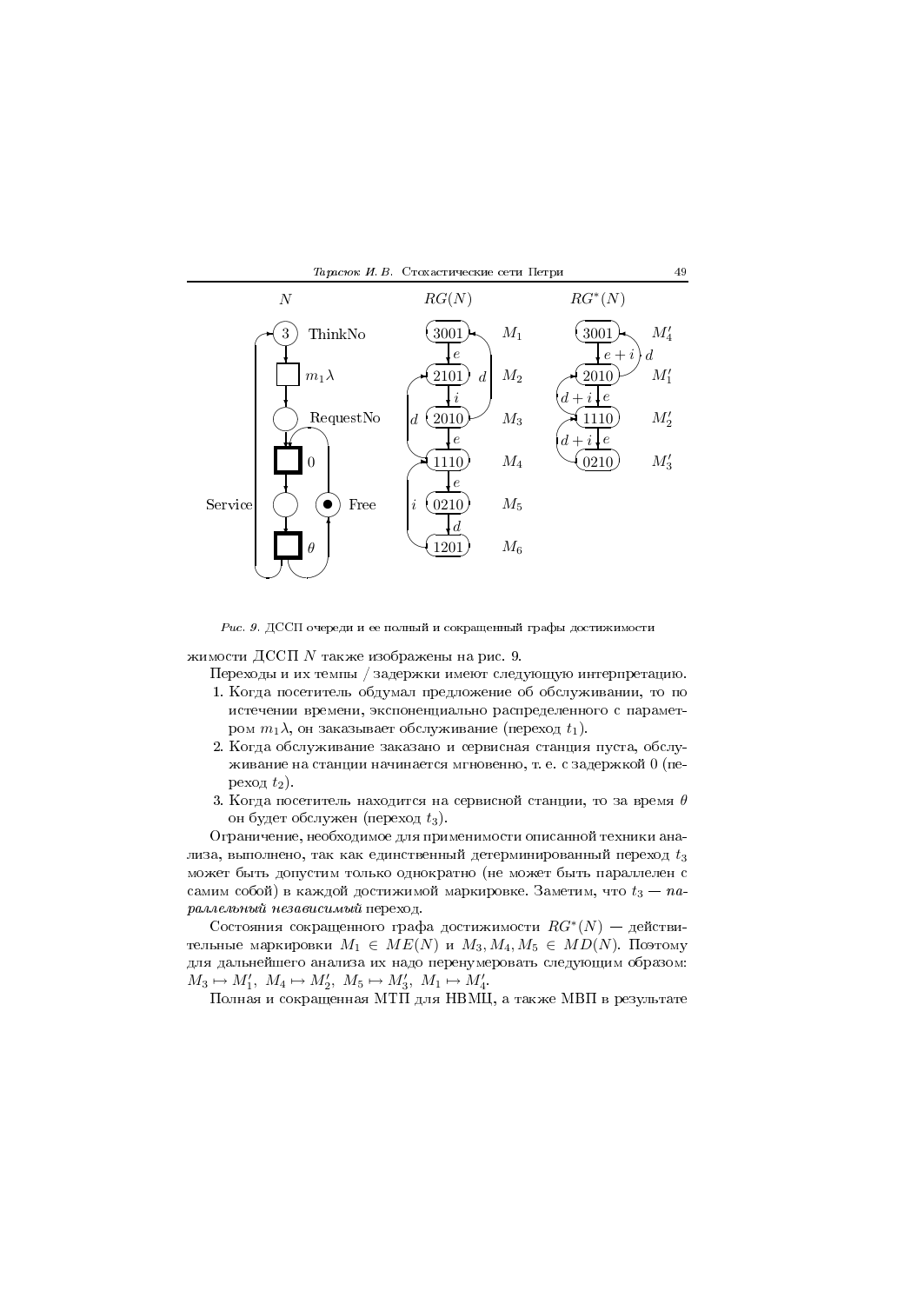Рис. 9. ДССП очереди и ее полный и сокращенный графы достижимости

жимости ДССП $N$ также изображены на рис. 9.

Переходы и их темпы / задержки имеют следующую интерпретацию.

1. Когда посетитель обдумал предложение об обслуживании, то по истечении времени, экспоненциально распределенного с параметром $m_1\lambda$, он заказывает обслуживание (переход $t_1$).
2. Когда обслуживание заказано и сервисная станция пуста, обслуживание на станции начинается мгновенно, т. е. с задержкой 0 (переход $t_2$).
3. Когда посетитель находится на сервисной станции, то за время $\theta$ он будет обслужен (переход $t_3$).

Ограничение, необходимое для применимости описанной техники анализа, выполнено, так как единственный детерминированный переход $t_3$ может быть допустим только однократно (не может быть параллелен с самим собой) в каждой достижимой маркировке. Заметим, что $t_3$ — *параллельный независимый* переход.

Состояния сокращенного графа достижимости $RG^*(N)$ — действительные маркировки $M_1 \in ME(N)$ и $M_3, M_4, M_5 \in MD(N)$. Поэтому для дальнейшего анализа их надо перенумеровать следующим образом: $M_3 \mapsto M_1'$, $M_4 \mapsto M_2'$, $M_5 \mapsto M_3'$, $M_1 \mapsto M_4'$.

Полная и сокращенная МТП для НВМЦ, а также МВП в результате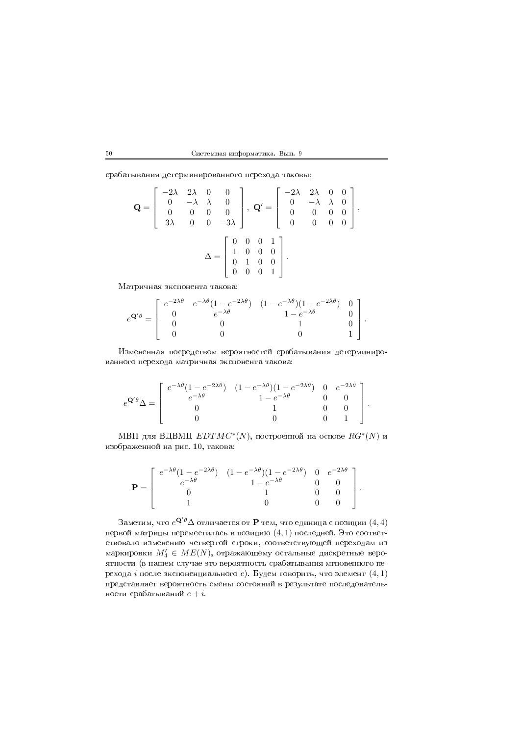срабатывания детерминированного перехода таковы:

$$\mathbf{Q} = \begin{bmatrix} -2\lambda & 2\lambda & 0 & 0 \\ 0 & -\lambda & \lambda & 0 \\ 0 & 0 & 0 & 0 \\ 3\lambda & 0 & 0 & -3\lambda \end{bmatrix}, \ \mathbf{Q}' = \begin{bmatrix} -2\lambda & 2\lambda & 0 & 0 \\ 0 & -\lambda & \lambda & 0 \\ 0 & 0 & 0 & 0 \\ 0 & 0 & 0 & 0 \end{bmatrix},$$

$$\Delta = \begin{bmatrix} 0 & 0 & 0 & 1 \\ 1 & 0 & 0 & 0 \\ 0 & 1 & 0 & 0 \\ 0 & 0 & 0 & 1 \end{bmatrix}.$$

Матричная экспонента такова:

$$e^{\mathbf{Q}'\theta} = \begin{bmatrix} e^{-2\lambda\theta} & e^{-\lambda\theta}(1-e^{-2\lambda\theta}) & (1-e^{-\lambda\theta})(1-e^{-2\lambda\theta}) & 0 \\ 0 & e^{-\lambda\theta} & 1-e^{-\lambda\theta} & 0 \\ 0 & 0 & 1 & 0 \\ 0 & 0 & 0 & 1 \end{bmatrix}.$$

Измененная посредством вероятностей срабатывания детерминированного перехода матричная экспонента такова:

$$e^{\mathbf{Q}'\theta}\Delta = \begin{bmatrix} e^{-\lambda\theta}(1-e^{-2\lambda\theta}) & (1-e^{-\lambda\theta})(1-e^{-2\lambda\theta}) & 0 & e^{-2\lambda\theta} \\ e^{-\lambda\theta} & 1-e^{-\lambda\theta} & 0 & 0 \\ 0 & 1 & 0 & 0 \\ 0 & 0 & 0 & 1 \end{bmatrix}.$$

МВП для ВДВМЦ $EDTMC^*(N)$, построенной на основе $RG^*(N)$ и изображенной на рис. 10, такова:

$$\mathbf{P} = \begin{bmatrix} e^{-\lambda\theta}(1-e^{-2\lambda\theta}) & (1-e^{-\lambda\theta})(1-e^{-2\lambda\theta}) & 0 & e^{-2\lambda\theta} \\ e^{-\lambda\theta} & 1-e^{-\lambda\theta} & 0 & 0 \\ 0 & 1 & 0 & 0 \\ 1 & 0 & 0 & 0 \end{bmatrix}.$$

Заметим, что $e^{\mathbf{Q}'\theta}\Delta$ отличается от $\mathbf{P}$ тем, что единица с позиции $(4,4)$ первой матрицы переместилась в позицию $(4,1)$ последней. Это соответствовало изменению четвертой строки, соответствующей переходам из маркировки $M_4' \in ME(N)$, отражающему остальные дискретные вероятности (в нашем случае это вероятность срабатывания мгновенного перехода $i$ после экспоненциального $e$). Будем говорить, что элемент $(4,1)$ представляет вероятность смены состояний в результате последовательности срабатываний $e+i$.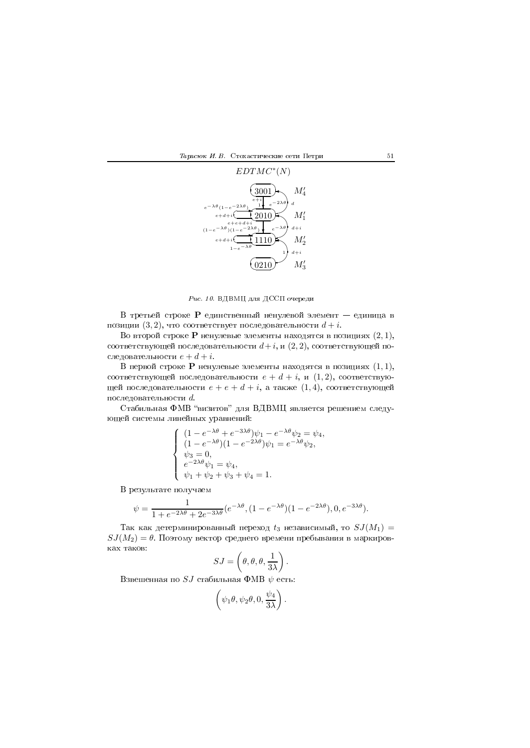$EDTMC^*(N)$

*Рис. 10.* ВДВМЦ для ДССП очереди

В третьей строке $\mathbf{P}$ единственный ненулевой элемент — единица в позиции $(3,2)$, что соответствует последовательности $d+i$.

Во второй строке $\mathbf{P}$ ненулевые элементы находятся в позициях $(2,1)$, соответствующей последовательности $d+i$, и $(2,2)$, соответствующей последовательности $e+d+i$.

В первой строке $\mathbf{P}$ ненулевые элементы находятся в позициях $(1,1)$, соответствующей последовательности $e+d+i$, и $(1,2)$, соответствующей последовательности $e+e+d+i$, а также $(1,4)$, соответствующей последовательности $d$.

Стабильная ФМВ "визитов" для ВДВМЦ является решением следующей системы линейных уравнений:

$$
\left\{
\begin{array}{l}
(1-e^{-\lambda\theta}+e^{-3\lambda\theta})\psi_1 - e^{-\lambda\theta}\psi_2 = \psi_4,\\
(1-e^{-\lambda\theta})(1-e^{-2\lambda\theta})\psi_1 = e^{-\lambda\theta}\psi_2,\\
\psi_3 = 0,\\
e^{-2\lambda\theta}\psi_1 = \psi_4,\\
\psi_1+\psi_2+\psi_3+\psi_4 = 1.
\end{array}
\right.
$$

В результате получаем

$$\psi = \frac{1}{1+e^{-2\lambda\theta}+2e^{-3\lambda\theta}}(e^{-\lambda\theta},(1-e^{-\lambda\theta})(1-e^{-2\lambda\theta}),0,e^{-3\lambda\theta}).$$

Так как детерминированный переход $t_3$ независимый, то $SJ(M_1) = SJ(M_2) = \theta$. Поэтому вектор среднего времени пребывания в маркировках таков:

$$SJ = \left(\theta,\theta,\theta,\frac{1}{3\lambda}\right).$$

Взвешенная по $SJ$ стабильная ФМВ $\psi$ есть:

$$\left(\psi_1\theta,\psi_2\theta,0,\frac{\psi_4}{3\lambda}\right).$$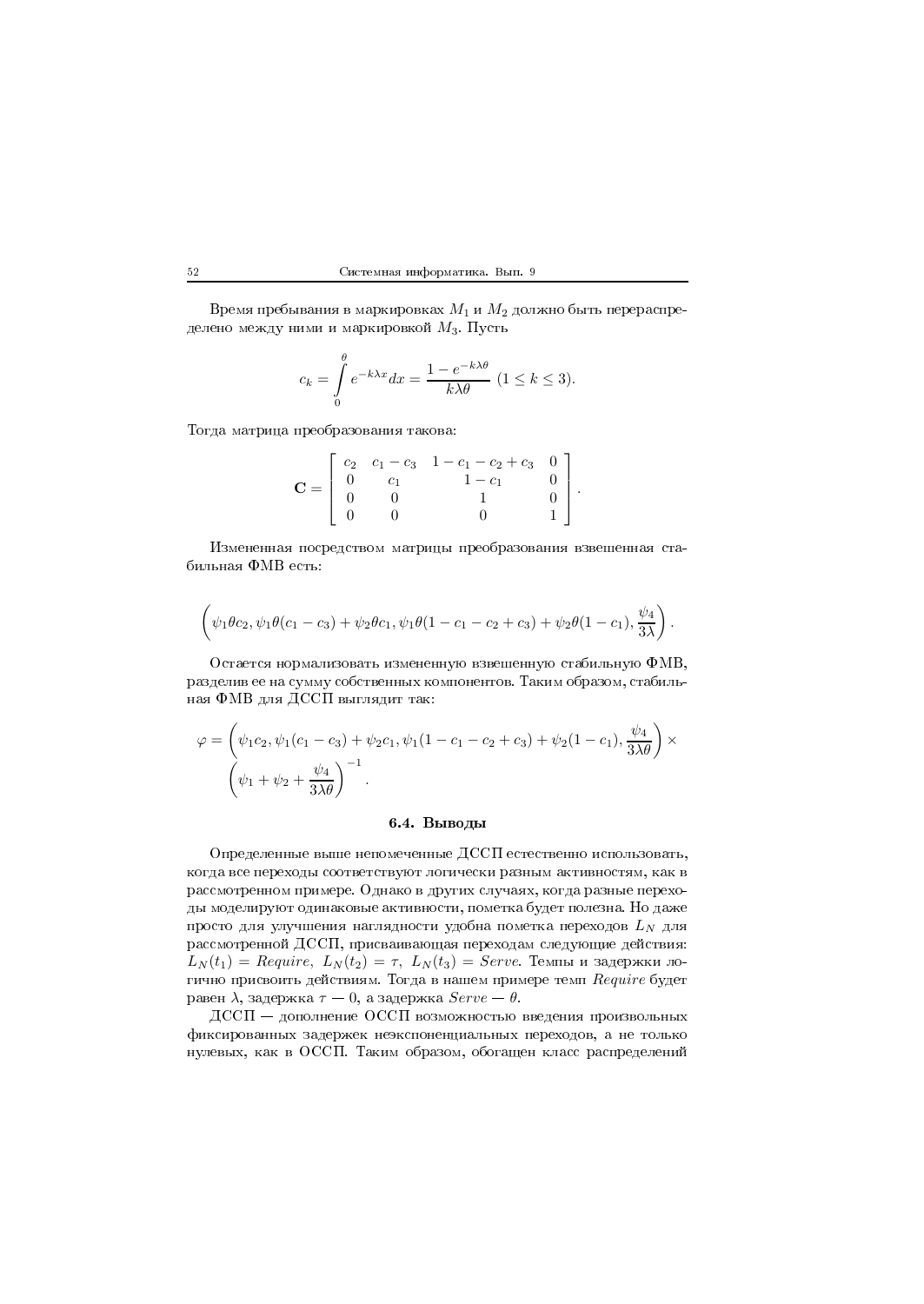Время пребывания в маркировках $M_1$ и $M_2$ должно быть перераспределено между ними и маркировкой $M_3$. Пусть

$$c_k = \int_0^\theta e^{-k\lambda x} dx = \frac{1 - e^{-k\lambda\theta}}{k\lambda\theta} \ (1 \le k \le 3).$$

Тогда матрица преобразования такова:

$$\mathbf{C} = \left[ \begin{array}{cccc} c_2 & c_1 - c_3 & 1 - c_1 - c_2 + c_3 & 0 \\ 0 & c_1 & 1 - c_1 & 0 \\ 0 & 0 & 1 & 0 \\ 0 & 0 & 0 & 1 \end{array} \right].$$

Измененная посредством матрицы преобразования взвешенная стабильная ФМВ есть:

$$\left( \psi_1\theta c_2, \psi_1\theta(c_1 - c_3) + \psi_2\theta c_1, \psi_1\theta(1 - c_1 - c_2 + c_3) + \psi_2\theta(1 - c_1), \frac{\psi_4}{3\lambda} \right).$$

Остается нормализовать измененную взвешенную стабильную ФМВ, разделив ее на сумму собственных компонентов. Таким образом, стабильная ФМВ для ДССП выглядит так:

$$\varphi = \left( \psi_1 c_2, \psi_1(c_1 - c_3) + \psi_2 c_1, \psi_1(1 - c_1 - c_2 + c_3) + \psi_2(1 - c_1), \frac{\psi_4}{3\lambda\theta} \right) \times \left( \psi_1 + \psi_2 + \frac{\psi_4}{3\lambda\theta} \right)^{-1}.$$

### 6.4. Выводы

Определенные выше непомеченные ДССП естественно использовать, когда все переходы соответствуют логически разным активностям, как в рассмотренном примере. Однако в других случаях, когда разные переходы моделируют одинаковые активности, пометка будет полезна. Но даже просто для улучшения наглядности удобна пометка переходов $L_N$ для рассмотренной ДССП, присваивающая переходам следующие действия: $L_N(t_1) = Require$, $L_N(t_2) = \tau$, $L_N(t_3) = Serve$. Темпы и задержки логично присвоить действиям. Тогда в нашем примере темп $Require$ будет равен $\lambda$, задержка $\tau$ — 0, а задержка $Serve$ — $\theta$.

ДССП — дополнение ОССП возможностью введения произвольных фиксированных задержек неэкспоненциальных переходов, а не только нулевых, как в ОССП. Таким образом, обогащен класс распределений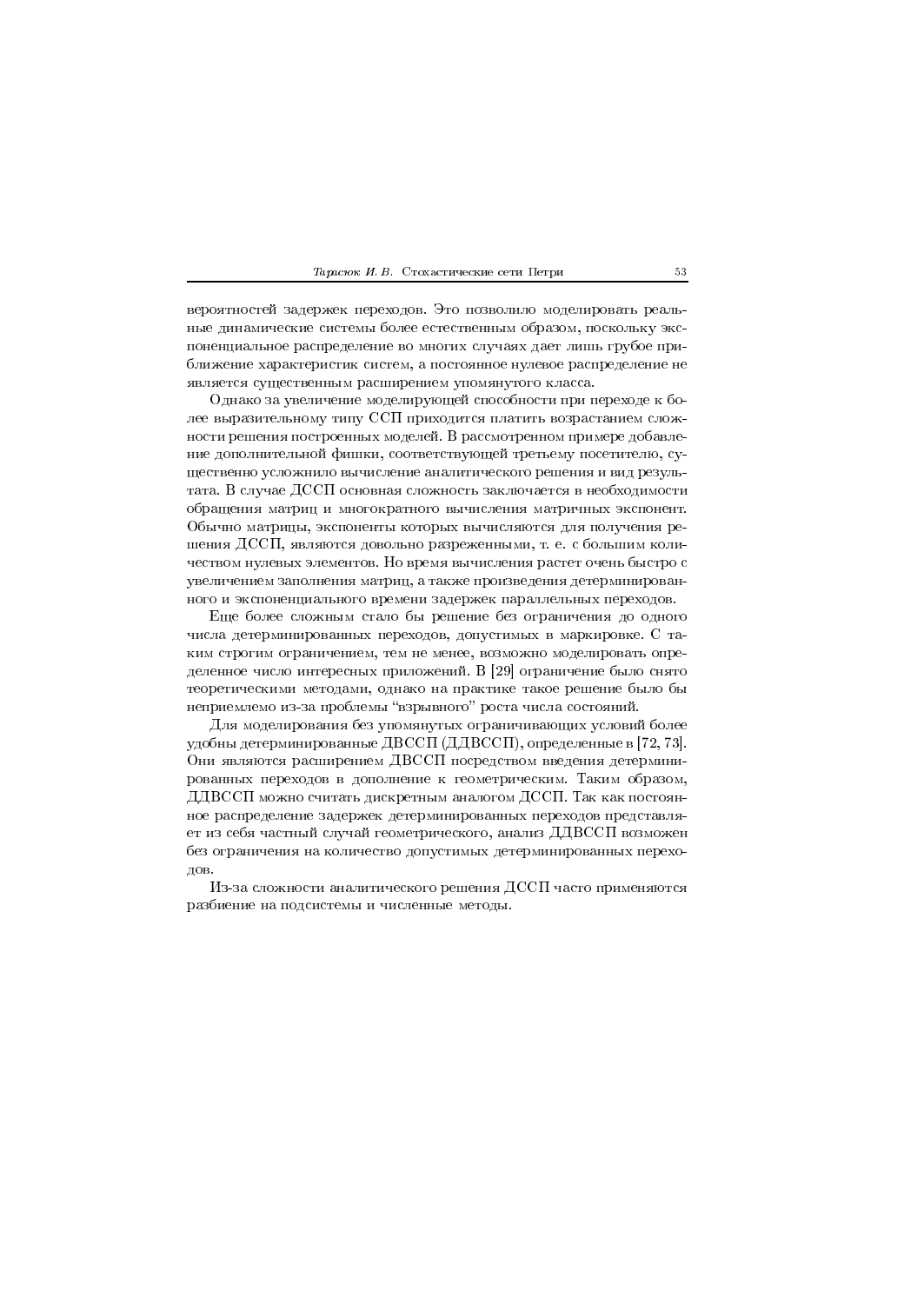вероятностей задержек переходов. Это позволило моделировать реальные динамические системы более естественным образом, поскольку экспоненциальное распределение во многих случаях дает лишь грубое приближение характеристик систем, а постоянное нулевое распределение не является существенным расширением упомянутого класса.

Однако за увеличение моделирующей способности при переходе к более выразительному типу ССП приходится платить возрастанием сложности решения построенных моделей. В рассмотренном примере добавление дополнительной фишки, соответствующей третьему посетителю, существенно усложнило вычисление аналитического решения и вид результата. В случае ДССП основная сложность заключается в необходимости обращения матриц и многократного вычисления матричных экспонент. Обычно матрицы, экспоненты которых вычисляются для получения решения ДССП, являются довольно разреженными, т. е. с большим количеством нулевых элементов. Но время вычисления растет очень быстро с увеличением заполнения матриц, а также произведения детерминированного и экспоненциального времени задержек параллельных переходов.

Еще более сложным стало бы решение без ограничения до одного числа детерминированных переходов, допустимых в маркировке. С таким строгим ограничением, тем не менее, возможно моделировать определенное число интересных приложений. В [29] ограничение было снято теоретическими методами, однако на практике такое решение было бы неприемлемо из-за проблемы "взрывного" роста числа состояний.

Для моделирования без упомянутых ограничивающих условий более удобны детерминированные ДВССП (ДДВССП), определенные в [72, 73]. Они являются расширением ДВССП посредством введения детерминированных переходов в дополнение к геометрическим. Таким образом, ДДВССП можно считать дискретным аналогом ДССП. Так как постоянное распределение задержек детерминированных переходов представляет из себя частный случай геометрического, анализ ДДВССП возможен без ограничения на количество допустимых детерминированных переходов.

Из-за сложности аналитического решения ДССП часто применяются разбиение на подсистемы и численные методы.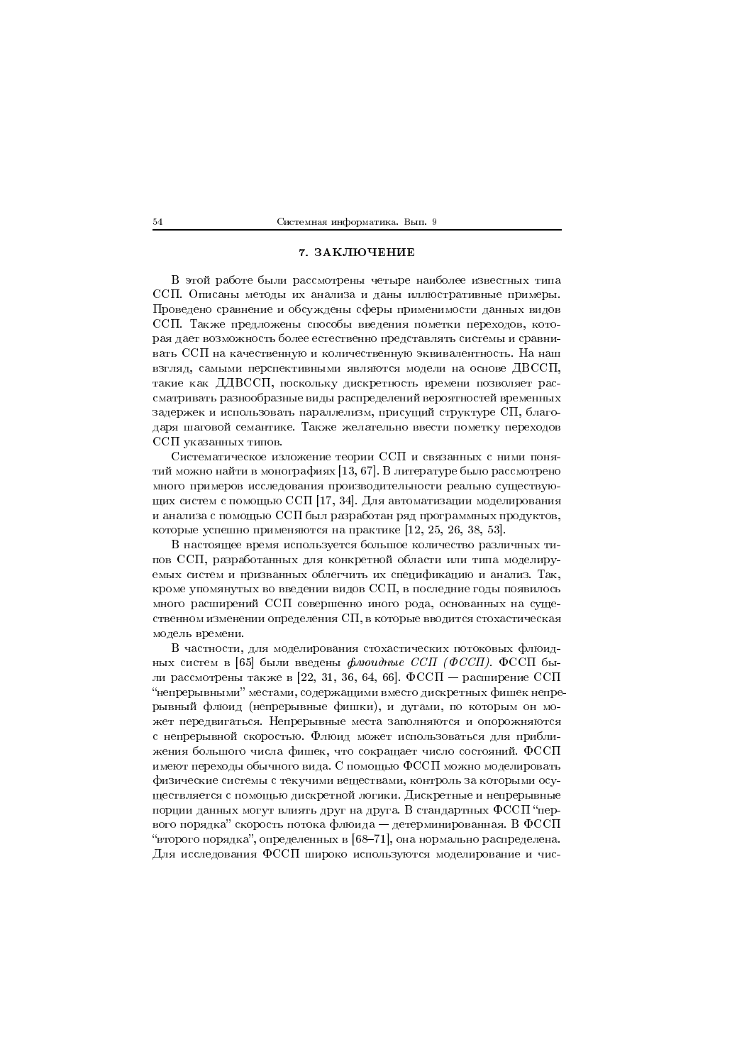## 7. ЗАКЛЮЧЕНИЕ

В этой работе были рассмотрены четыре наиболее известных типа ССП. Описаны методы их анализа и даны иллюстративные примеры. Проведено сравнение и обсуждены сферы применимости данных видов ССП. Также предложены способы введения пометки переходов, которая дает возможность более естественно представлять системы и сравнивать ССП на качественную и количественную эквивалентность. На наш взгляд, самыми перспективными являются модели на основе ДВССП, такие как ДДВССП, поскольку дискретность времени позволяет рассматривать разнообразные виды распределений вероятностей временных задержек и использовать параллелизм, присущий структуре СП, благодаря шаговой семантике. Также желательно ввести пометку переходов ССП указанных типов.

Систематическое изложение теории ССП и связанных с ними понятий можно найти в монографиях [13, 67]. В литературе было рассмотрено много примеров исследования производительности реально существующих систем с помощью ССП [17, 34]. Для автоматизации моделирования и анализа с помощью ССП был разработан ряд программных продуктов, которые успешно применяются на практике [12, 25, 26, 38, 53].

В настоящее время используется большое количество различных типов ССП, разработанных для конкретной области или типа моделируемых систем и призванных облегчить их спецификацию и анализ. Так, кроме упомянутых во введении видов ССП, в последние годы появилось много расширений ССП совершенно иного рода, основанных на существенном изменении определения СП, в которые вводится стохастическая модель времени.

В частности, для моделирования стохастических потоковых флюидных систем в [65] были введены *флюидные ССП (ФССП)*. ФССП были рассмотрены также в [22, 31, 36, 64, 66]. ФССП — расширение ССП "непрерывными" местами, содержащими вместо дискретных фишек непрерывный флюид (непрерывные фишки), и дугами, по которым он может передвигаться. Непрерывные места заполняются и опорожняются с непрерывной скоростью. Флюид может использоваться для приближения большого числа фишек, что сокращает число состояний. ФССП имеют переходы обычного вида. С помощью ФССП можно моделировать физические системы с текучими веществами, контроль за которыми осуществляется с помощью дискретной логики. Дискретные и непрерывные порции данных могут влиять друг на друга. В стандартных ФССП "первого порядка" скорость потока флюида — детерминированная. В ФССП "второго порядка", определенных в [68–71], она нормально распределена. Для исследования ФССП широко используются моделирование и чис-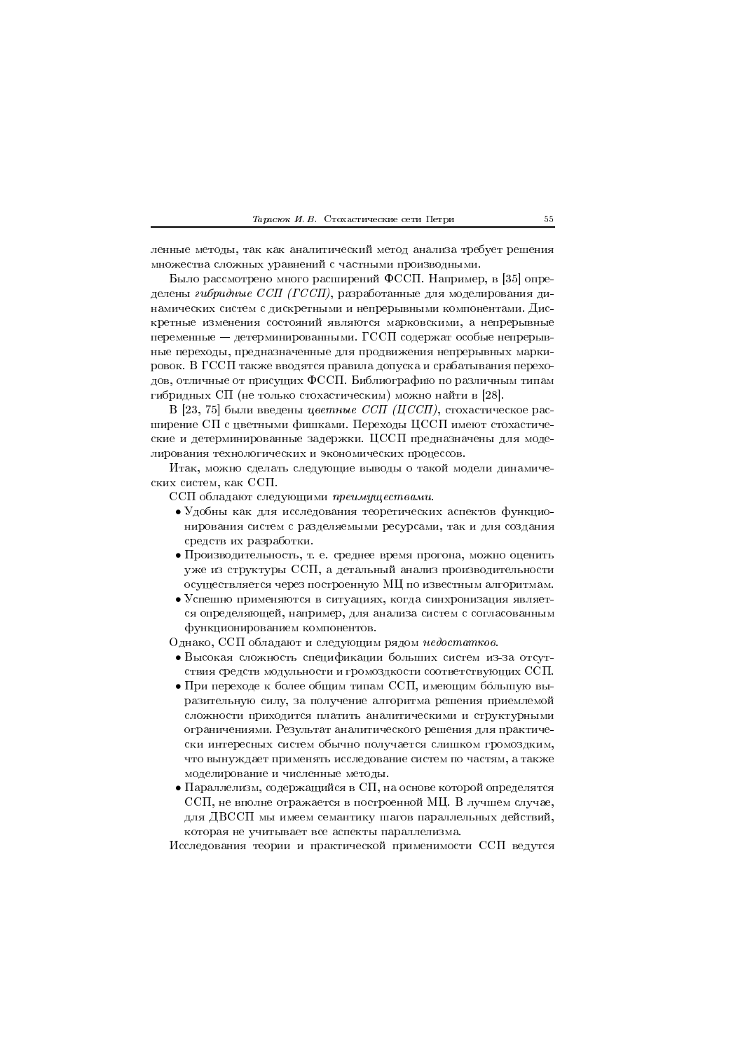ленные методы, так как аналитический метод анализа требует решения множества сложных уравнений с частными производными.

Было рассмотрено много расширений ФССП. Например, в [35] определены *гибридные ССП (ГССП)*, разработанные для моделирования динамических систем с дискретными и непрерывными компонентами. Дискретные изменения состояний являются марковскими, а непрерывные переменные — детерминированными. ГССП содержат особые непрерывные переходы, предназначенные для продвижения непрерывных маркировок. В ГССП также вводятся правила допуска и срабатывания переходов, отличные от присущих ФССП. Библиографию по различным типам гибридных СП (не только стохастическим) можно найти в [28].

В [23, 75] были введены *цветные ССП (ЦССП)*, стохастическое расширение СП с цветными фишками. Переходы ЦССП имеют стохастические и детерминированные задержки. ЦССП предназначены для моделирования технологических и экономических процессов.

Итак, можно сделать следующие выводы о такой модели динамических систем, как ССП.

ССП обладают следующими *преимуществами*.

- Удобны как для исследования теоретических аспектов функционирования систем с разделяемыми ресурсами, так и для создания средств их разработки.
- Производительность, т. е. среднее время прогона, можно оценить уже из структуры ССП, а детальный анализ производительности осуществляется через построенную МЦ по известным алгоритмам.
- Успешно применяются в ситуациях, когда синхронизация является определяющей, например, для анализа систем с согласованным функционированием компонентов.

Однако, ССП обладают и следующим рядом *недостатков*.

- Высокая сложность спецификации больших систем из-за отсутствия средств модульности и громоздкости соответствующих ССП.
- При переходе к более общим типам ССП, имеющим бóльшую выразительную силу, за получение алгоритма решения приемлемой сложности приходится платить аналитическими и структурными ограничениями. Результат аналитического решения для практически интересных систем обычно получается слишком громоздким, что вынуждает применять исследование систем по частям, а также моделирование и численные методы.
- Параллелизм, содержащийся в СП, на основе которой определятся ССП, не вполне отражается в построенной МЦ. В лучшем случае, для ДВССП мы имеем семантику шагов параллельных действий, которая не учитывает все аспекты параллелизма.

Исследования теории и практической применимости ССП ведутся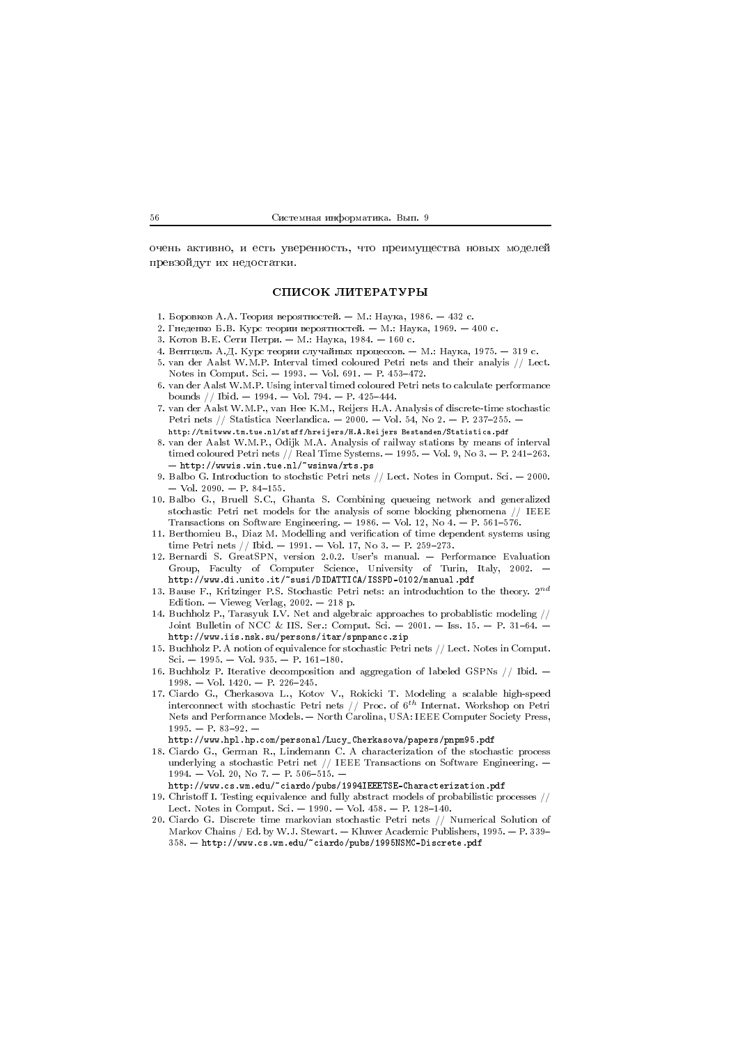очень активно, и есть уверенность, что преимущества новых моделей превзойдут их недостатки.

## СПИСОК ЛИТЕРАТУРЫ

1. Боровков А.А. Теория вероятностей. — М.: Наука, 1986. — 432 с.
2. Гнеденко Б.В. Курс теории вероятностей. — М.: Наука, 1969. — 400 с.
3. Котов В.Е. Сети Петри. — М.: Наука, 1984. — 160 с.
4. Вентцель А.Д. Курс теории случайных процессов. — М.: Наука, 1975. — 319 с.
5. van der Aalst W.M.P. Interval timed coloured Petri nets and their analyis // Lect. Notes in Comput. Sci. — 1993. — Vol. 691. — P. 453–472.
6. van der Aalst W.M.P. Using interval timed coloured Petri nets to calculate performance bounds // Ibid. — 1994. — Vol. 794. — P. 425–444.
7. van der Aalst W.M.P., van Hee K.M., Reijers H.A. Analysis of discrete-time stochastic Petri nets // Statistica Neerlandica. — 2000. — Vol. 54, No 2. — P. 237–255. — http://tmitwww.tm.tue.nl/staff/hreijers/H.A.Reijers Bestanden/Statistica.pdf
8. van der Aalst W.M.P., Odijk M.A. Analysis of railway stations by means of interval timed coloured Petri nets // Real Time Systems. — 1995. — Vol. 9, No 3. — P. 241–263. — http://wwwis.win.tue.nl/~wsinwa/rts.ps
9. Balbo G. Introduction to stochstic Petri nets // Lect. Notes in Comput. Sci. — 2000. — Vol. 2090. — P. 84–155.
10. Balbo G., Bruell S.C., Ghanta S. Combining queueing network and generalized stochastic Petri net models for the analysis of some blocking phenomena // IEEE Transactions on Software Engineering. — 1986. — Vol. 12, No 4. — P. 561–576.
11. Berthomieu B., Diaz M. Modelling and verification of time dependent systems using time Petri nets // Ibid. — 1991. — Vol. 17, No 3. — P. 259–273.
12. Bernardi S. GreatSPN, version 2.0.2. User's manual. — Performance Evaluation Group, Faculty of Computer Science, University of Turin, Italy, 2002. — http://www.di.unito.it/~susi/DIDATTICA/ISSPD-0102/manual.pdf
13. Bause F., Kritzinger P.S. Stochastic Petri nets: an introduchtion to the theory. $2^{nd}$ Edition. — Vieweg Verlag, 2002. — 218 p.
14. Buchholz P., Tarasyuk I.V. Net and algebraic approaches to probablistic modeling // Joint Bulletin of NCC & IIS. Ser.: Comput. Sci. — 2001. — Iss. 15. — P. 31–64. — http://www.iis.nsk.su/persons/itar/spnpancc.zip
15. Buchholz P. A notion of equivalence for stochastic Petri nets // Lect. Notes in Comput. Sci. — 1995. — Vol. 935. — P. 161–180.
16. Buchholz P. Iterative decomposition and aggregation of labeled GSPNs // Ibid. — 1998. — Vol. 1420. — P. 226–245.
17. Ciardo G., Cherkasova L., Kotov V., Rokicki T. Modeling a scalable high-speed interconnect with stochastic Petri nets // Proc. of $6^{th}$ Internat. Workshop on Petri Nets and Performance Models. — North Carolina, USA: IEEE Computer Society Press, 1995. — P. 83–92. — http://www.hpl.hp.com/personal/Lucy_Cherkasova/papers/pnpm95.pdf
18. Ciardo G., German R., Lindemann C. A characterization of the stochastic process underlying a stochastic Petri net // IEEE Transactions on Software Engineering. — 1994. — Vol. 20, No 7. — P. 506–515. — http://www.cs.wm.edu/~ciardo/pubs/1994IEEETSE-Characterization.pdf
19. Christoff I. Testing equivalence and fully abstract models of probabilistic processes // Lect. Notes in Comput. Sci. — 1990. — Vol. 458. — P. 128–140.
20. Ciardo G. Discrete time markovian stochastic Petri nets // Numerical Solution of Markov Chains / Ed. by W.J. Stewart. — Kluwer Academic Publishers, 1995. — P. 339–358. — http://www.cs.wm.edu/~ciardo/pubs/1995NSMC-Discrete.pdf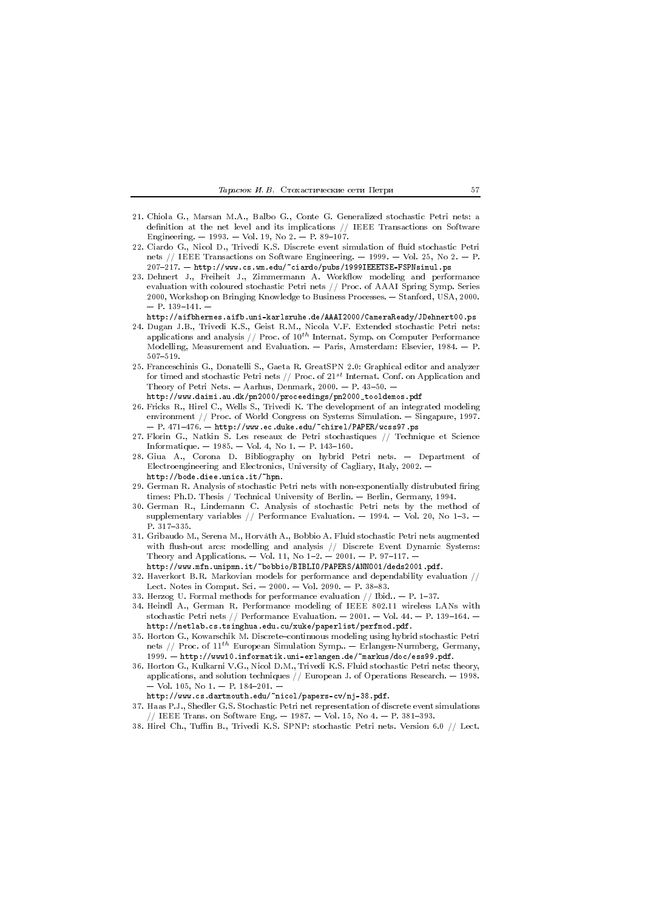21. Chiola G., Marsan M.A., Balbo G., Conte G. Generalized stochastic Petri nets: a definition at the net level and its implications // IEEE Transactions on Software Engineering. — 1993. — Vol. 19, No 2. — P. 89–107.
22. Ciardo G., Nicol D., Trivedi K.S. Discrete event simulation of fluid stochastic Petri nets // IEEE Transactions on Software Engineering. — 1999. — Vol. 25, No 2. — P. 207–217. — http://www.cs.wm.edu/~ciardo/pubs/1999IEEETSE-FSPNsimul.ps
23. Dehnert J., Freiheit J., Zimmermann A. Workflow modeling and performance evaluation with coloured stochastic Petri nets // Proc. of AAAI Spring Symp. Series 2000, Workshop on Bringing Knowledge to Business Processes. — Stanford, USA, 2000. — P. 139–141. — http://aifbhermes.aifb.uni-karlsruhe.de/AAAI2000/CameraReady/JDehnert00.ps
24. Dugan J.B., Trivedi K.S., Geist R.M., Nicola V.F. Extended stochastic Petri nets: applications and analysis // Proc. of $10^{th}$ Internat. Symp. on Computer Performance Modelling, Measurement and Evaluation. — Paris, Amsterdam: Elsevier, 1984. — P. 507–519.
25. Franceschinis G., Donatelli S., Gaeta R. GreatSPN 2.0: Graphical editor and analyzer for timed and stochastic Petri nets // Proc. of $21^{st}$ Internat. Conf. on Application and Theory of Petri Nets. — Aarhus, Denmark, 2000. — P. 43–50. — http://www.daimi.au.dk/pn2000/proceedings/pn2000_tooldemos.pdf
26. Fricks R., Hirel C., Wells S., Trivedi K. The development of an integrated modeling environment // Proc. of World Congress on Systems Simulation. — Singapure, 1997. — P. 471–476. — http://www.ec.duke.edu/~chirel/PAPER/wcss97.ps
27. Florin G., Natkin S. Les reseaux de Petri stochastiques // Technique et Science Informatique. — 1985. — Vol. 4, No 1. — P. 143–160.
28. Giua A., Corona D. Bibliography on hybrid Petri nets. — Department of Electroengineering and Electronics, University of Cagliary, Italy, 2002. — http://bode.diee.unica.it/~hpn.
29. German R. Analysis of stochastic Petri nets with non-exponentially distrubuted firing times: Ph.D. Thesis / Technical University of Berlin. — Berlin, Germany, 1994.
30. German R., Lindemann C. Analysis of stochastic Petri nets by the method of supplementary variables // Performance Evaluation. — 1994. — Vol. 20, No 1–3. — P. 317–335.
31. Gribaudo M., Serena M., Horváth A., Bobbio A. Fluid stochastic Petri nets augmented with flush-out arcs: modelling and analysis // Discrete Event Dynamic Systems: Theory and Applications. — Vol. 11, No 1–2. — 2001. — P. 97–117. — http://www.mfn.unipmn.it/~bobbio/BIBLIO/PAPERS/ANNO01/deds2001.pdf.
32. Haverkort B.R. Markovian models for performance and dependability evaluation // Lect. Notes in Comput. Sci. — 2000. — Vol. 2090. — P. 38–83.
33. Herzog U. Formal methods for performance evaluation // Ibid.. — P. 1–37.
34. Heindl A., German R. Performance modeling of IEEE 802.11 wireless LANs with stochastic Petri nets // Performance Evaluation. — 2001. — Vol. 44. — P. 139–164. — http://netlab.cs.tsinghua.edu.cu/xuke/paperlist/perfmod.pdf.
35. Horton G., Kowarschik M. Discrete–continuous modeling using hybrid stochastic Petri nets // Proc. of $11^{th}$ European Simulation Symp.. — Erlangen-Nurmberg, Germany, 1999. — http://www10.informatik.uni-erlangen.de/~markus/doc/ess99.pdf.
36. Horton G., Kulkarni V.G., Nicol D.M., Trivedi K.S. Fluid stochastic Petri nets: theory, applications, and solution techniques // European J. of Operations Research. — 1998. — Vol. 105, No 1. — P. 184–201. — http://www.cs.dartmouth.edu/~nicol/papers-cv/nj-38.pdf.
37. Haas P.J., Shedler G.S. Stochastic Petri net representation of discrete event simulations // IEEE Trans. on Software Eng. — 1987. — Vol. 15, No 4. — P. 381–393.
38. Hirel Ch., Tuffin B., Trivedi K.S. SPNP: stochastic Petri nets. Version 6.0 // Lect.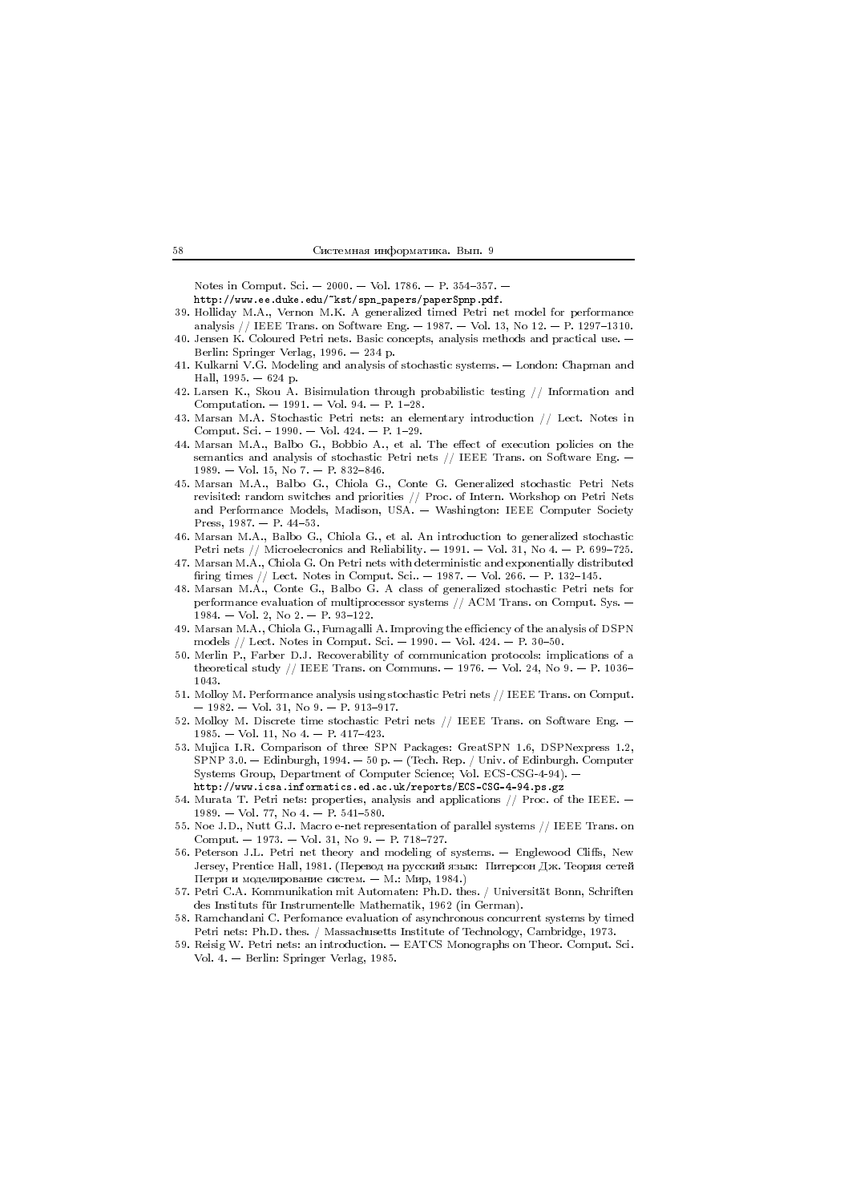Notes in Comput. Sci. — 2000. — Vol. 1786. — P. 354–357. —
http://www.ee.duke.edu/~kst/spn_papers/paperSpnp.pdf.

39. Holliday M.A., Vernon M.K. A generalized timed Petri net model for performance analysis // IEEE Trans. on Software Eng. — 1987. — Vol. 13, No 12. — P. 1297–1310.
40. Jensen K. Coloured Petri nets. Basic concepts, analysis methods and practical use. — Berlin: Springer Verlag, 1996. — 234 p.
41. Kulkarni V.G. Modeling and analysis of stochastic systems. — London: Chapman and Hall, 1995. — 624 p.
42. Larsen K., Skou A. Bisimulation through probabilistic testing // Information and Computation. — 1991. — Vol. 94. — P. 1–28.
43. Marsan M.A. Stochastic Petri nets: an elementary introduction // Lect. Notes in Comput. Sci. – 1990. — Vol. 424. — P. 1–29.
44. Marsan M.A., Balbo G., Bobbio A., et al. The effect of execution policies on the semantics and analysis of stochastic Petri nets // IEEE Trans. on Software Eng. — 1989. — Vol. 15, No 7. — P. 832–846.
45. Marsan M.A., Balbo G., Chiola G., Conte G. Generalized stochastic Petri Nets revisited: random switches and priorities // Proc. of Intern. Workshop on Petri Nets and Performance Models, Madison, USA. — Washington: IEEE Computer Society Press, 1987. — P. 44–53.
46. Marsan M.A., Balbo G., Chiola G., et al. An introduction to generalized stochastic Petri nets // Microelecronics and Reliability. — 1991. — Vol. 31, No 4. — P. 699–725.
47. Marsan M.A., Chiola G. On Petri nets with deterministic and exponentially distributed firing times // Lect. Notes in Comput. Sci.. — 1987. — Vol. 266. — P. 132–145.
48. Marsan M.A., Conte G., Balbo G. A class of generalized stochastic Petri nets for performance evaluation of multiprocessor systems // ACM Trans. on Comput. Sys. — 1984. — Vol. 2, No 2. — P. 93–122.
49. Marsan M.A., Chiola G., Fumagalli A. Improving the efficiency of the analysis of DSPN models // Lect. Notes in Comput. Sci. — 1990. — Vol. 424. — P. 30–50.
50. Merlin P., Farber D.J. Recoverability of communication protocols: implications of a theoretical study // IEEE Trans. on Communs. — 1976. — Vol. 24, No 9. — P. 1036–1043.
51. Molloy M. Performance analysis using stochastic Petri nets // IEEE Trans. on Comput. — 1982. — Vol. 31, No 9. — P. 913–917.
52. Molloy M. Discrete time stochastic Petri nets // IEEE Trans. on Software Eng. — 1985. — Vol. 11, No 4. — P. 417–423.
53. Mujica I.R. Comparison of three SPN Packages: GreatSPN 1.6, DSPNexpress 1.2, SPNP 3.0. — Edinburgh, 1994. — 50 p. — (Tech. Rep. / Univ. of Edinburgh. Computer Systems Group, Department of Computer Science; Vol. ECS-CSG-4-94). —
http://www.icsa.informatics.ed.ac.uk/reports/ECS-CSG-4-94.ps.gz
54. Murata T. Petri nets: properties, analysis and applications // Proc. of the IEEE. — 1989. — Vol. 77, No 4. — P. 541–580.
55. Noe J.D., Nutt G.J. Macro e-net representation of parallel systems // IEEE Trans. on Comput. — 1973. — Vol. 31, No 9. — P. 718–727.
56. Peterson J.L. Petri net theory and modeling of systems. — Englewood Cliffs, New Jersey, Prentice Hall, 1981. (Перевод на русский язык: Питерсон Дж. Теория сетей Петри и моделирование систем. — М.: Мир, 1984.)
57. Petri C.A. Kommunikation mit Automaten: Ph.D. thes. / Universität Bonn, Schriften des Instituts für Instrumentelle Mathematik, 1962 (in German).
58. Ramchandani C. Perfomance evaluation of asynchronous concurrent systems by timed Petri nets: Ph.D. thes. / Massachusetts Institute of Technology, Cambridge, 1973.
59. Reisig W. Petri nets: an introduction. — EATCS Monographs on Theor. Comput. Sci. Vol. 4. — Berlin: Springer Verlag, 1985.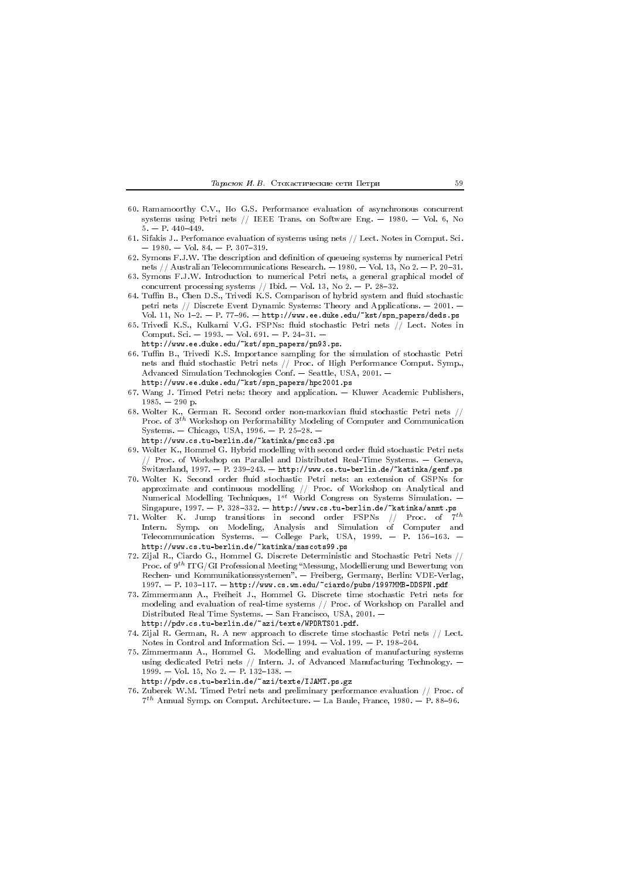60. Ramamoorthy C.V., Ho G.S. Performance evaluation of asynchronous concurrent systems using Petri nets // IEEE Trans. on Software Eng. — 1980. — Vol. 6, No 5. — P. 440–449.
61. Sifakis J.. Perfomance evaluation of systems using nets // Lect. Notes in Comput. Sci. — 1980. — Vol. 84. — P. 307–319.
62. Symons F.J.W. The description and definition of queueing systems by numerical Petri nets // Australian Telecommunications Research. — 1980. — Vol. 13, No 2. — P. 20–31.
63. Symons F.J.W. Introduction to numerical Petri nets, a general graphical model of concurrent processing systems // Ibid. — Vol. 13, No 2. — P. 28–32.
64. Tuffin B., Chen D.S., Trivedi K.S. Comparison of hybrid system and fluid stochastic petri nets // Discrete Event Dynamic Systems: Theory and Applications. — 2001. — Vol. 11, No 1–2. — P. 77–96. — http://www.ee.duke.edu/~kst/spn_papers/deds.ps
65. Trivedi K.S., Kulkarni V.G. FSPNs: fluid stochastic Petri nets // Lect. Notes in Comput. Sci. — 1993. — Vol. 691. — P. 24–31. — http://www.ee.duke.edu/~kst/spn_papers/pn93.ps.
66. Tuffin B., Trivedi K.S. Importance sampling for the simulation of stochastic Petri nets and fluid stochastic Petri nets // Proc. of High Performance Comput. Symp., Advanced Simulation Technologies Conf. — Seattle, USA, 2001. — http://www.ee.duke.edu/~kst/spn_papers/hpc2001.ps
67. Wang J. Timed Petri nets: theory and application. — Kluwer Academic Publishers, 1985. — 290 p.
68. Wolter K., German R. Second order non-markovian fluid stochastic Petri nets // Proc. of 3[th] Workshop on Performability Modeling of Computer and Communication Systems. — Chicago, USA, 1996. — P. 25–28. — http://www.cs.tu-berlin.de/~katinka/pmccs3.ps
69. Wolter K., Hommel G. Hybrid modelling with second order fluid stochastic Petri nets // Proc. of Workshop on Parallel and Distributed Real-Time Systems. — Geneva, Switzerland, 1997. — P. 239–243. — http://www.cs.tu-berlin.de/~katinka/genf.ps
70. Wolter K. Second order fluid stochastic Petri nets: an extension of GSPNs for approximate and continuous modelling // Proc. of Workshop on Analytical and Numerical Modelling Techniques, 1[st] World Congress on Systems Simulation. — Singapure, 1997. — P. 328–332. — http://www.cs.tu-berlin.de/~katinka/anmt.ps
71. Wolter K. Jump transitions in second order FSPNs // Proc. of 7[th] Intern. Symp. on Modeling, Analysis and Simulation of Computer and Telecommunication Systems. — College Park, USA, 1999. — P. 156–163. — http://www.cs.tu-berlin.de/~katinka/mascots99.ps
72. Zijal R., Ciardo G., Hommel G. Discrete Deterministic and Stochastic Petri Nets // Proc. of 9[th] ITG/GI Professional Meeting "Messung, Modellierung und Bewertung von Rechen- und Kommunikationssystemen". — Freiberg, Germany, Berlin: VDE-Verlag, 1997. — P. 103–117. — http://www.cs.wm.edu/~ciardo/pubs/1997MMB-DDSPN.pdf
73. Zimmermann A., Freiheit J., Hommel G. Discrete time stochastic Petri nets for modeling and evaluation of real-time systems // Proc. of Workshop on Parallel and Distributed Real Time Systems. — San Francisco, USA, 2001. — http://pdv.cs.tu-berlin.de/~azi/texte/WPDRTS01.pdf.
74. Zijal R. German, R. A new approach to discrete time stochastic Petri nets // Lect. Notes in Control and Information Sci. — 1994. — Vol. 199. — P. 198–204.
75. Zimmermann A., Hommel G. Modelling and evaluation of manufacturing systems using dedicated Petri nets // Intern. J. of Advanced Manufacturing Technology. — 1999. — Vol. 15, No 2. — P. 132–138. — http://pdv.cs.tu-berlin.de/~azi/texte/IJAMT.ps.gz
76. Zuberek W.M. Timed Petri nets and preliminary performance evaluation // Proc. of 7[th] Annual Symp. on Comput. Architecture. — La Baule, France, 1980. — P. 88–96.